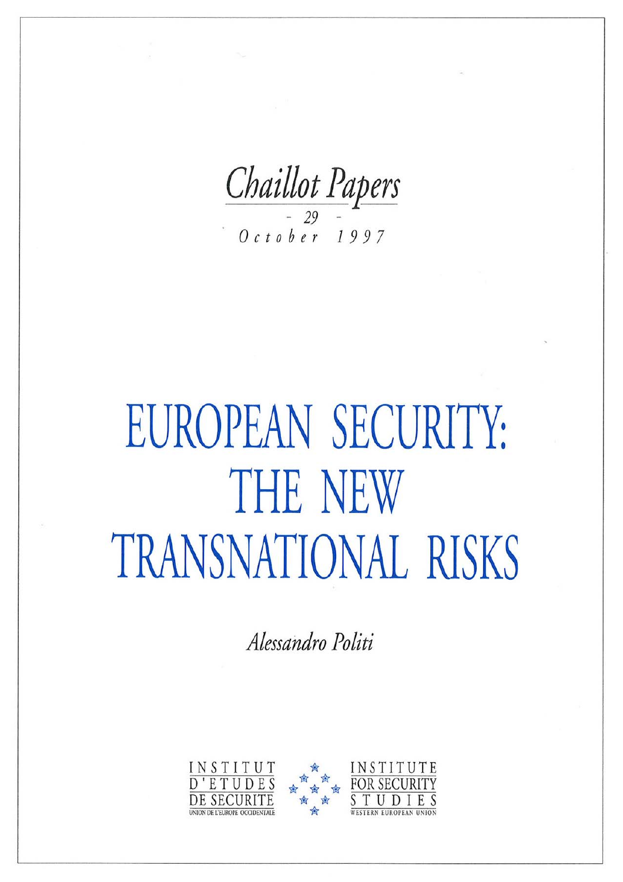*Chaillot Papers*

*- 29 -*

*October 1997*

# EUROPEAN SECURITY: THE NEW TRANSNATIONAL RISKS

*Alessandro Politi*

INSTITUT D'ETUDES DE SECURITE
UNION DE L'EUROPE OCCIDENTALE

INSTITUTE FOR SECURITY STUDIES
WESTERN EUROPEAN UNION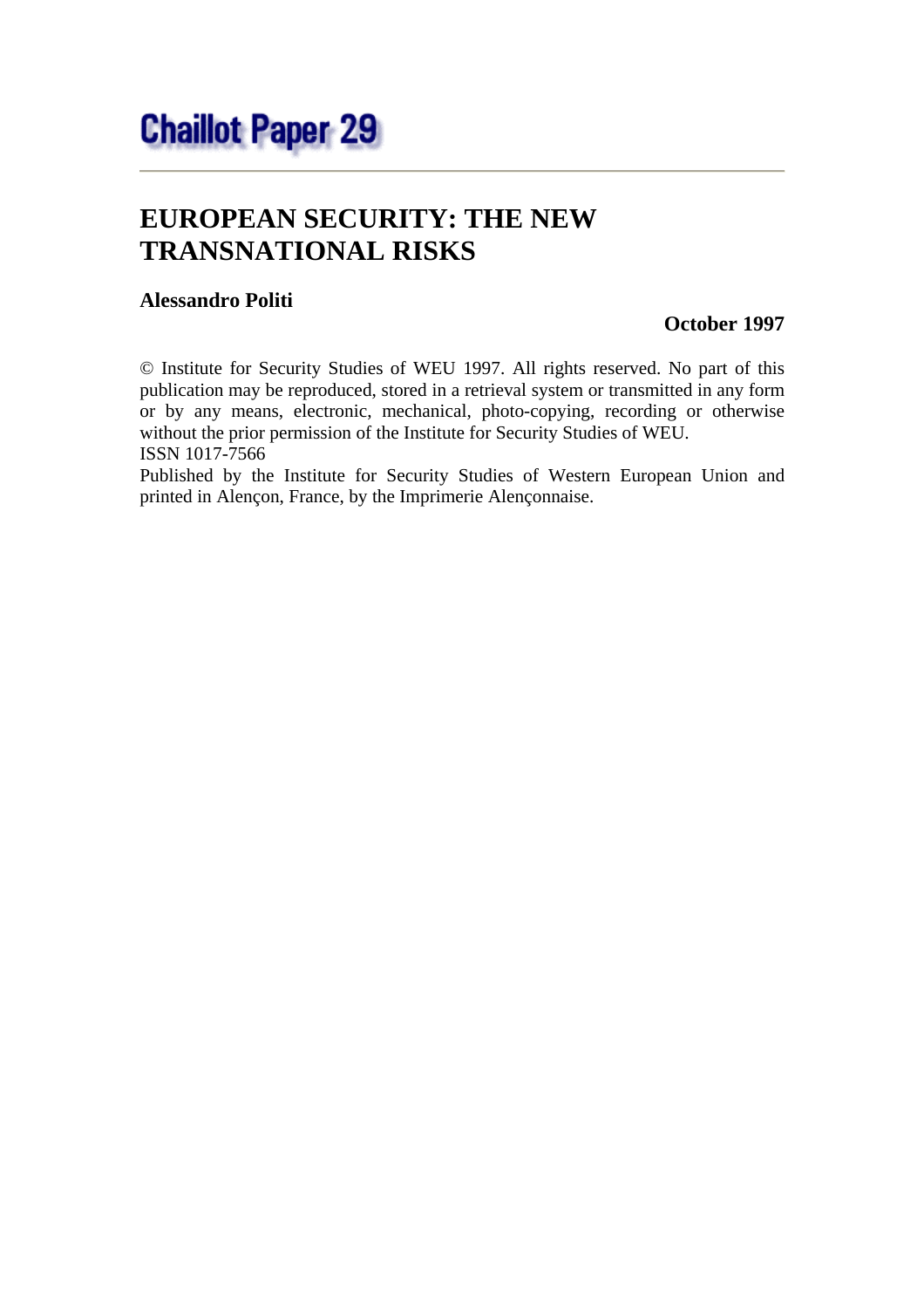# Chaillot Paper 29

---

## EUROPEAN SECURITY: THE NEW TRANSNATIONAL RISKS

**Alessandro Politi**

**October 1997**

© Institute for Security Studies of WEU 1997. All rights reserved. No part of this publication may be reproduced, stored in a retrieval system or transmitted in any form or by any means, electronic, mechanical, photo-copying, recording or otherwise without the prior permission of the Institute for Security Studies of WEU.
ISSN 1017-7566
Published by the Institute for Security Studies of Western European Union and printed in Alençon, France, by the Imprimerie Alençonnaise.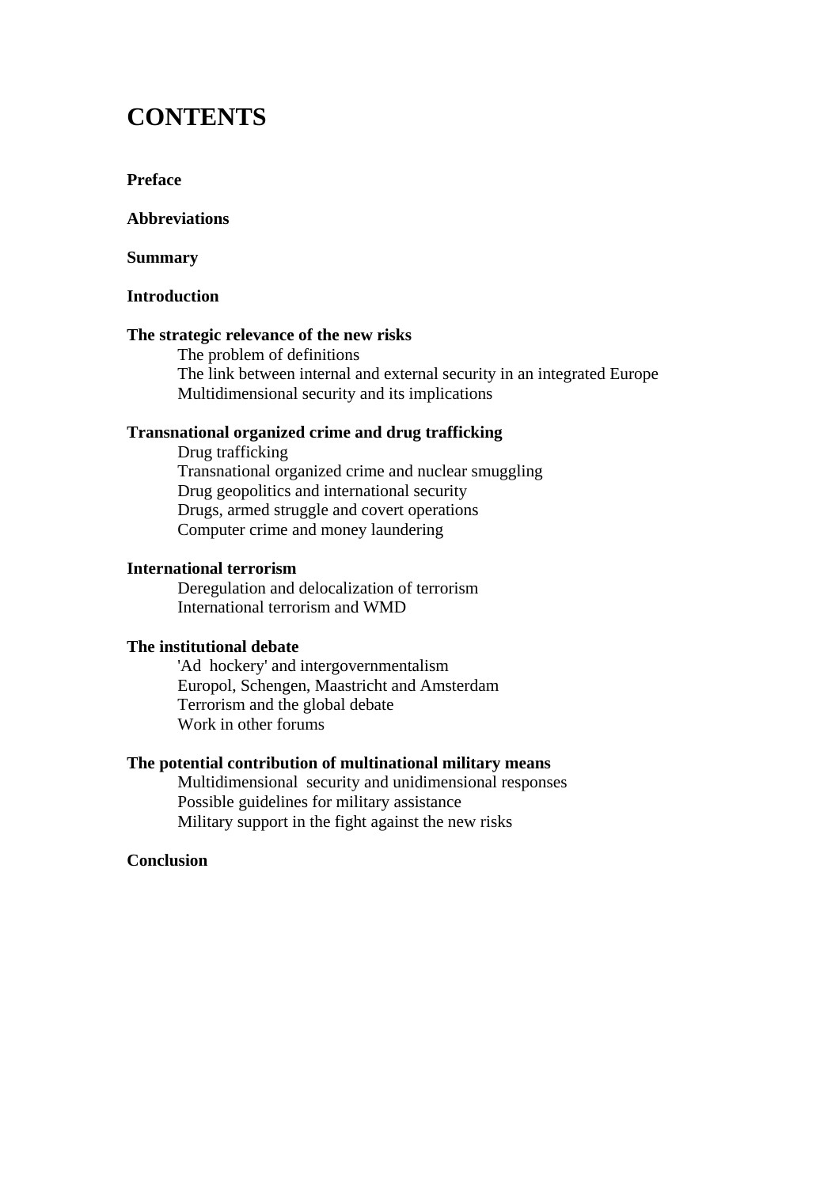# CONTENTS

**Preface**

**Abbreviations**

**Summary**

**Introduction**

**The strategic relevance of the new risks**
- The problem of definitions
- The link between internal and external security in an integrated Europe
- Multidimensional security and its implications

**Transnational organized crime and drug trafficking**
- Drug trafficking
- Transnational organized crime and nuclear smuggling
- Drug geopolitics and international security
- Drugs, armed struggle and covert operations
- Computer crime and money laundering

**International terrorism**
- Deregulation and delocalization of terrorism
- International terrorism and WMD

**The institutional debate**
- 'Ad hockery' and intergovernmentalism
- Europol, Schengen, Maastricht and Amsterdam
- Terrorism and the global debate
- Work in other forums

**The potential contribution of multinational military means**
- Multidimensional security and unidimensional responses
- Possible guidelines for military assistance
- Military support in the fight against the new risks

**Conclusion**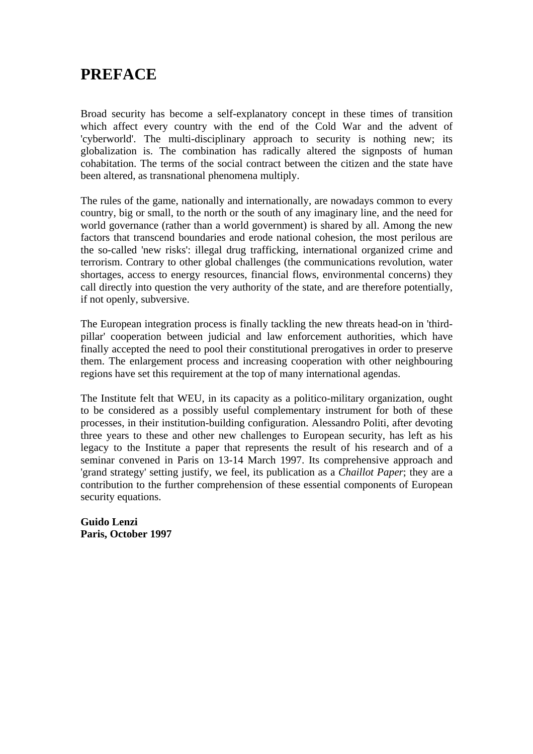# PREFACE

Broad security has become a self-explanatory concept in these times of transition which affect every country with the end of the Cold War and the advent of 'cyberworld'. The multi-disciplinary approach to security is nothing new; its globalization is. The combination has radically altered the signposts of human cohabitation. The terms of the social contract between the citizen and the state have been altered, as transnational phenomena multiply.

The rules of the game, nationally and internationally, are nowadays common to every country, big or small, to the north or the south of any imaginary line, and the need for world governance (rather than a world government) is shared by all. Among the new factors that transcend boundaries and erode national cohesion, the most perilous are the so-called 'new risks': illegal drug trafficking, international organized crime and terrorism. Contrary to other global challenges (the communications revolution, water shortages, access to energy resources, financial flows, environmental concerns) they call directly into question the very authority of the state, and are therefore potentially, if not openly, subversive.

The European integration process is finally tackling the new threats head-on in 'third-pillar' cooperation between judicial and law enforcement authorities, which have finally accepted the need to pool their constitutional prerogatives in order to preserve them. The enlargement process and increasing cooperation with other neighbouring regions have set this requirement at the top of many international agendas.

The Institute felt that WEU, in its capacity as a politico-military organization, ought to be considered as a possibly useful complementary instrument for both of these processes, in their institution-building configuration. Alessandro Politi, after devoting three years to these and other new challenges to European security, has left as his legacy to the Institute a paper that represents the result of his research and of a seminar convened in Paris on 13-14 March 1997. Its comprehensive approach and 'grand strategy' setting justify, we feel, its publication as a *Chaillot Paper*; they are a contribution to the further comprehension of these essential components of European security equations.

**Guido Lenzi**
**Paris, October 1997**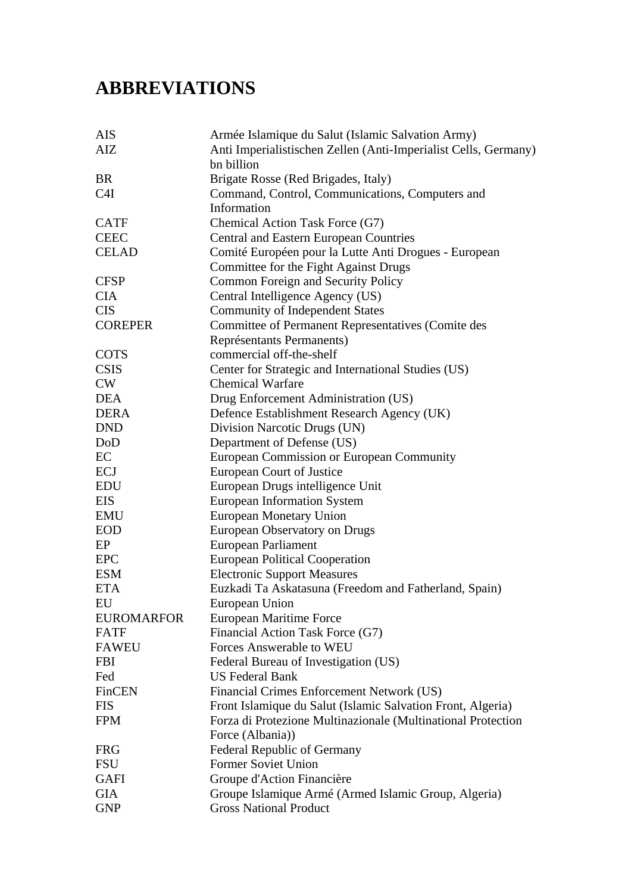# ABBREVIATIONS

| | |
|---|---|
| AIS | Armée Islamique du Salut (Islamic Salvation Army) |
| AIZ | Anti Imperialistischen Zellen (Anti-Imperialist Cells, Germany) bn billion |
| BR | Brigate Rosse (Red Brigades, Italy) |
| C4I | Command, Control, Communications, Computers and Information |
| CATF | Chemical Action Task Force (G7) |
| CEEC | Central and Eastern European Countries |
| CELAD | Comité Européen pour la Lutte Anti Drogues - European Committee for the Fight Against Drugs |
| CFSP | Common Foreign and Security Policy |
| CIA | Central Intelligence Agency (US) |
| CIS | Community of Independent States |
| COREPER | Committee of Permanent Representatives (Comite des Représentants Permanents) |
| COTS | commercial off-the-shelf |
| CSIS | Center for Strategic and International Studies (US) |
| CW | Chemical Warfare |
| DEA | Drug Enforcement Administration (US) |
| DERA | Defence Establishment Research Agency (UK) |
| DND | Division Narcotic Drugs (UN) |
| DoD | Department of Defense (US) |
| EC | European Commission or European Community |
| ECJ | European Court of Justice |
| EDU | European Drugs intelligence Unit |
| EIS | European Information System |
| EMU | European Monetary Union |
| EOD | European Observatory on Drugs |
| EP | European Parliament |
| EPC | European Political Cooperation |
| ESM | Electronic Support Measures |
| ETA | Euzkadi Ta Askatasuna (Freedom and Fatherland, Spain) |
| EU | European Union |
| EUROMARFOR | European Maritime Force |
| FATF | Financial Action Task Force (G7) |
| FAWEU | Forces Answerable to WEU |
| FBI | Federal Bureau of Investigation (US) |
| Fed | US Federal Bank |
| FinCEN | Financial Crimes Enforcement Network (US) |
| FIS | Front Islamique du Salut (Islamic Salvation Front, Algeria) |
| FPM | Forza di Protezione Multinazionale (Multinational Protection Force (Albania)) |
| FRG | Federal Republic of Germany |
| FSU | Former Soviet Union |
| GAFI | Groupe d'Action Financière |
| GIA | Groupe Islamique Armé (Armed Islamic Group, Algeria) |
| GNP | Gross National Product |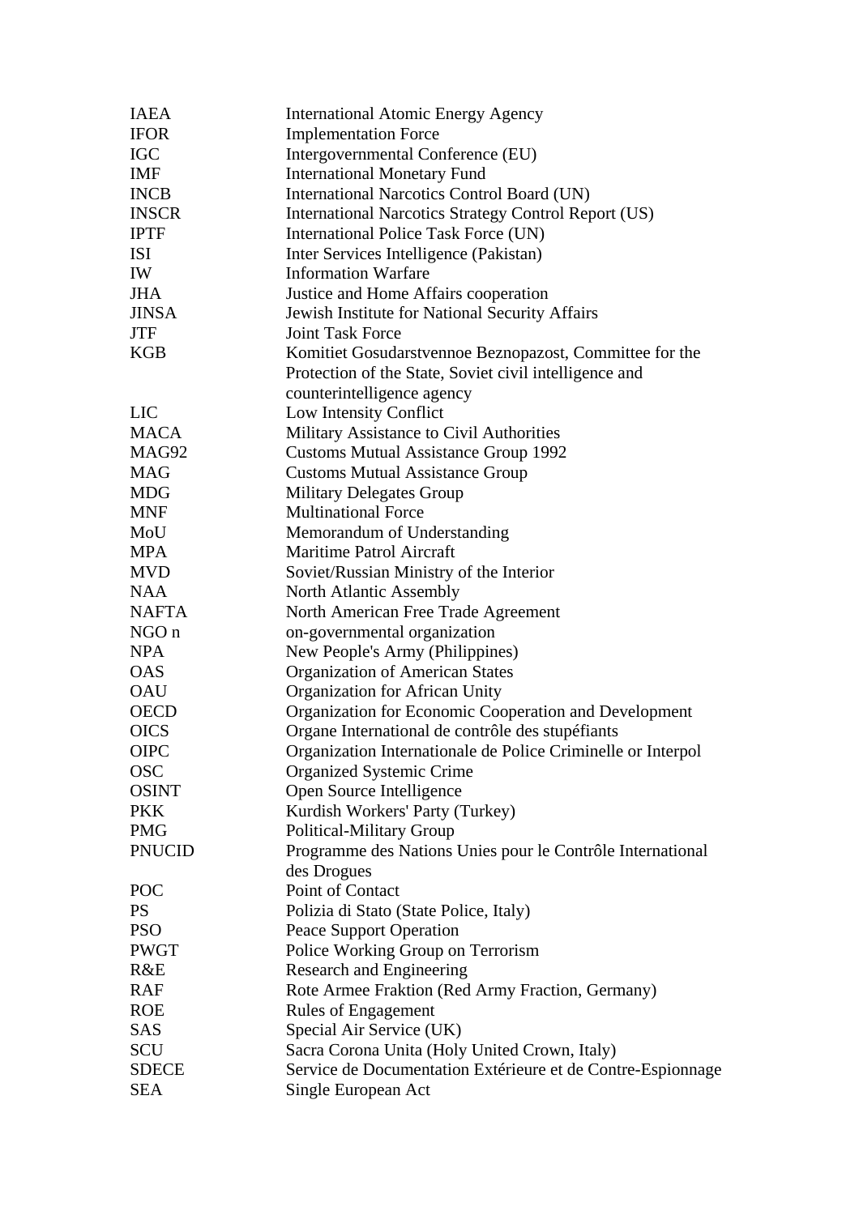| | |
|---|---|
| IAEA | International Atomic Energy Agency |
| IFOR | Implementation Force |
| IGC | Intergovernmental Conference (EU) |
| IMF | International Monetary Fund |
| INCB | International Narcotics Control Board (UN) |
| INSCR | International Narcotics Strategy Control Report (US) |
| IPTF | International Police Task Force (UN) |
| ISI | Inter Services Intelligence (Pakistan) |
| IW | Information Warfare |
| JHA | Justice and Home Affairs cooperation |
| JINSA | Jewish Institute for National Security Affairs |
| JTF | Joint Task Force |
| KGB | Komitiet Gosudarstvennoe Beznopazost, Committee for the Protection of the State, Soviet civil intelligence and counterintelligence agency |
| LIC | Low Intensity Conflict |
| MACA | Military Assistance to Civil Authorities |
| MAG92 | Customs Mutual Assistance Group 1992 |
| MAG | Customs Mutual Assistance Group |
| MDG | Military Delegates Group |
| MNF | Multinational Force |
| MoU | Memorandum of Understanding |
| MPA | Maritime Patrol Aircraft |
| MVD | Soviet/Russian Ministry of the Interior |
| NAA | North Atlantic Assembly |
| NAFTA | North American Free Trade Agreement |
| NGO n | on-governmental organization |
| NPA | New People's Army (Philippines) |
| OAS | Organization of American States |
| OAU | Organization for African Unity |
| OECD | Organization for Economic Cooperation and Development |
| OICS | Organe International de contrôle des stupéfiants |
| OIPC | Organization Internationale de Police Criminelle or Interpol |
| OSC | Organized Systemic Crime |
| OSINT | Open Source Intelligence |
| PKK | Kurdish Workers' Party (Turkey) |
| PMG | Political-Military Group |
| PNUCID | Programme des Nations Unies pour le Contrôle International des Drogues |
| POC | Point of Contact |
| PS | Polizia di Stato (State Police, Italy) |
| PSO | Peace Support Operation |
| PWGT | Police Working Group on Terrorism |
| R&E | Research and Engineering |
| RAF | Rote Armee Fraktion (Red Army Fraction, Germany) |
| ROE | Rules of Engagement |
| SAS | Special Air Service (UK) |
| SCU | Sacra Corona Unita (Holy United Crown, Italy) |
| SDECE | Service de Documentation Extérieure et de Contre-Espionnage |
| SEA | Single European Act |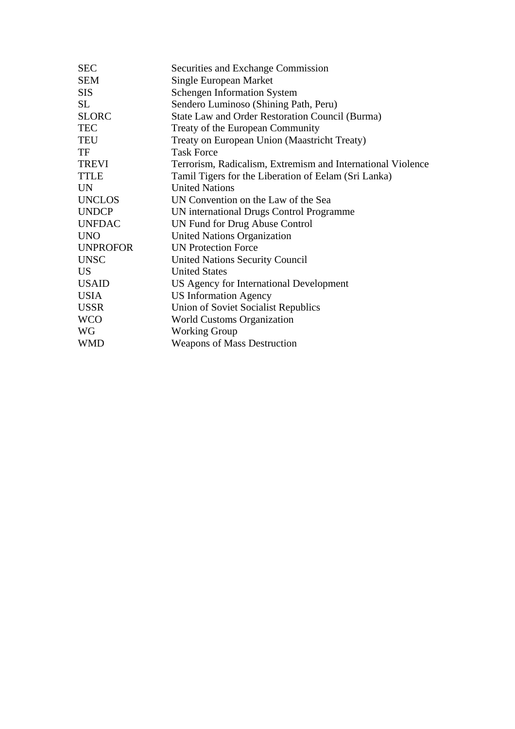| | |
|---|---|
| SEC | Securities and Exchange Commission |
| SEM | Single European Market |
| SIS | Schengen Information System |
| SL | Sendero Luminoso (Shining Path, Peru) |
| SLORC | State Law and Order Restoration Council (Burma) |
| TEC | Treaty of the European Community |
| TEU | Treaty on European Union (Maastricht Treaty) |
| TF | Task Force |
| TREVI | Terrorism, Radicalism, Extremism and International Violence |
| TTLE | Tamil Tigers for the Liberation of Eelam (Sri Lanka) |
| UN | United Nations |
| UNCLOS | UN Convention on the Law of the Sea |
| UNDCP | UN international Drugs Control Programme |
| UNFDAC | UN Fund for Drug Abuse Control |
| UNO | United Nations Organization |
| UNPROFOR | UN Protection Force |
| UNSC | United Nations Security Council |
| US | United States |
| USAID | US Agency for International Development |
| USIA | US Information Agency |
| USSR | Union of Soviet Socialist Republics |
| WCO | World Customs Organization |
| WG | Working Group |
| WMD | Weapons of Mass Destruction |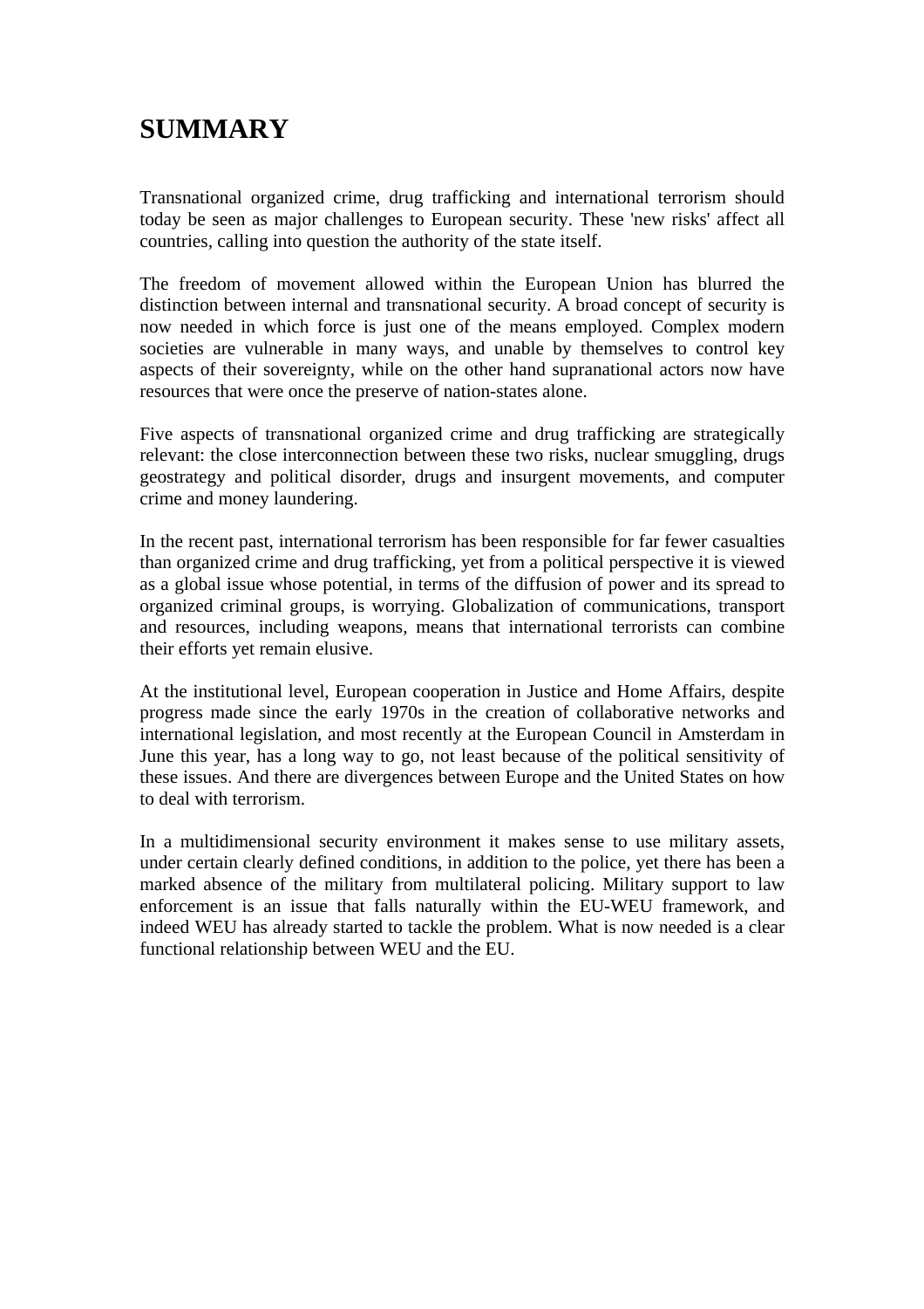# SUMMARY

Transnational organized crime, drug trafficking and international terrorism should today be seen as major challenges to European security. These 'new risks' affect all countries, calling into question the authority of the state itself.

The freedom of movement allowed within the European Union has blurred the distinction between internal and transnational security. A broad concept of security is now needed in which force is just one of the means employed. Complex modern societies are vulnerable in many ways, and unable by themselves to control key aspects of their sovereignty, while on the other hand supranational actors now have resources that were once the preserve of nation-states alone.

Five aspects of transnational organized crime and drug trafficking are strategically relevant: the close interconnection between these two risks, nuclear smuggling, drugs geostrategy and political disorder, drugs and insurgent movements, and computer crime and money laundering.

In the recent past, international terrorism has been responsible for far fewer casualties than organized crime and drug trafficking, yet from a political perspective it is viewed as a global issue whose potential, in terms of the diffusion of power and its spread to organized criminal groups, is worrying. Globalization of communications, transport and resources, including weapons, means that international terrorists can combine their efforts yet remain elusive.

At the institutional level, European cooperation in Justice and Home Affairs, despite progress made since the early 1970s in the creation of collaborative networks and international legislation, and most recently at the European Council in Amsterdam in June this year, has a long way to go, not least because of the political sensitivity of these issues. And there are divergences between Europe and the United States on how to deal with terrorism.

In a multidimensional security environment it makes sense to use military assets, under certain clearly defined conditions, in addition to the police, yet there has been a marked absence of the military from multilateral policing. Military support to law enforcement is an issue that falls naturally within the EU-WEU framework, and indeed WEU has already started to tackle the problem. What is now needed is a clear functional relationship between WEU and the EU.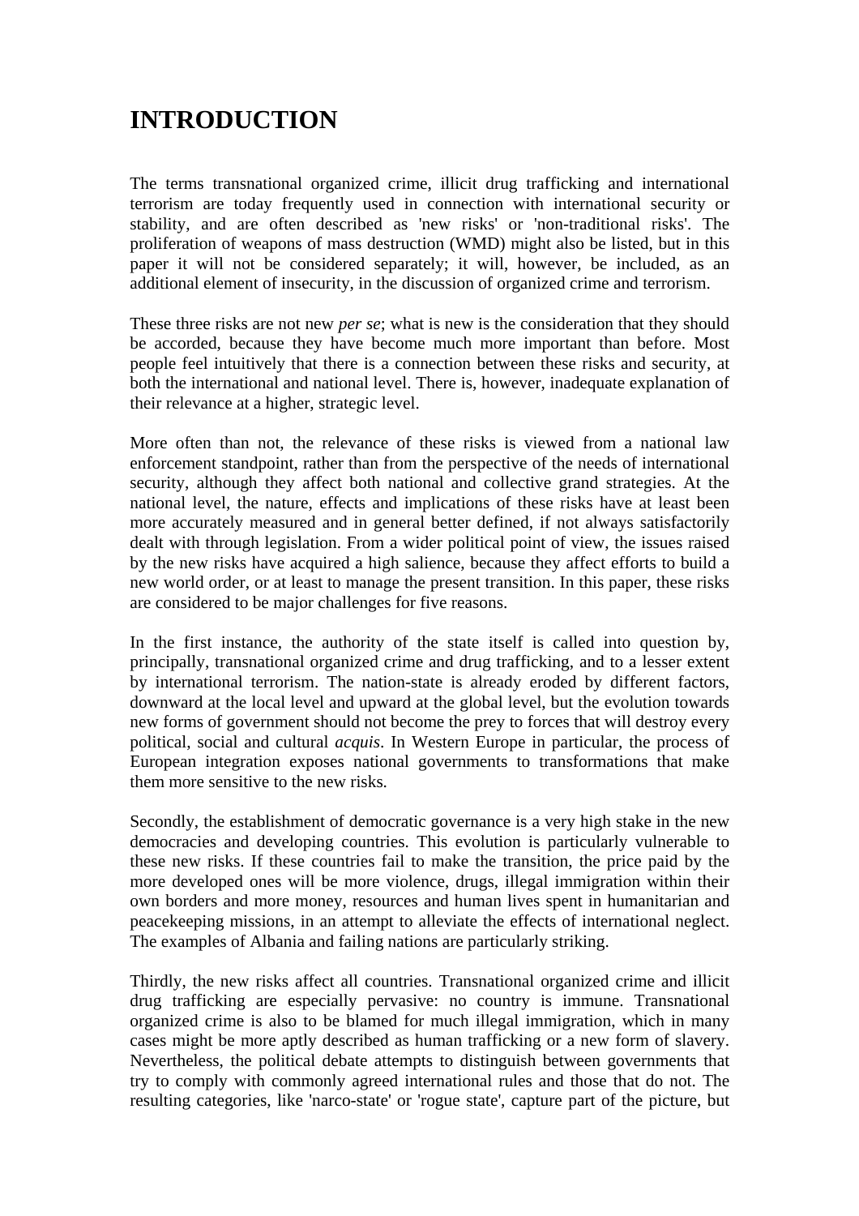# INTRODUCTION

The terms transnational organized crime, illicit drug trafficking and international terrorism are today frequently used in connection with international security or stability, and are often described as 'new risks' or 'non-traditional risks'. The proliferation of weapons of mass destruction (WMD) might also be listed, but in this paper it will not be considered separately; it will, however, be included, as an additional element of insecurity, in the discussion of organized crime and terrorism.

These three risks are not new *per se*; what is new is the consideration that they should be accorded, because they have become much more important than before. Most people feel intuitively that there is a connection between these risks and security, at both the international and national level. There is, however, inadequate explanation of their relevance at a higher, strategic level.

More often than not, the relevance of these risks is viewed from a national law enforcement standpoint, rather than from the perspective of the needs of international security, although they affect both national and collective grand strategies. At the national level, the nature, effects and implications of these risks have at least been more accurately measured and in general better defined, if not always satisfactorily dealt with through legislation. From a wider political point of view, the issues raised by the new risks have acquired a high salience, because they affect efforts to build a new world order, or at least to manage the present transition. In this paper, these risks are considered to be major challenges for five reasons.

In the first instance, the authority of the state itself is called into question by, principally, transnational organized crime and drug trafficking, and to a lesser extent by international terrorism. The nation-state is already eroded by different factors, downward at the local level and upward at the global level, but the evolution towards new forms of government should not become the prey to forces that will destroy every political, social and cultural *acquis*. In Western Europe in particular, the process of European integration exposes national governments to transformations that make them more sensitive to the new risks.

Secondly, the establishment of democratic governance is a very high stake in the new democracies and developing countries. This evolution is particularly vulnerable to these new risks. If these countries fail to make the transition, the price paid by the more developed ones will be more violence, drugs, illegal immigration within their own borders and more money, resources and human lives spent in humanitarian and peacekeeping missions, in an attempt to alleviate the effects of international neglect. The examples of Albania and failing nations are particularly striking.

Thirdly, the new risks affect all countries. Transnational organized crime and illicit drug trafficking are especially pervasive: no country is immune. Transnational organized crime is also to be blamed for much illegal immigration, which in many cases might be more aptly described as human trafficking or a new form of slavery. Nevertheless, the political debate attempts to distinguish between governments that try to comply with commonly agreed international rules and those that do not. The resulting categories, like 'narco-state' or 'rogue state', capture part of the picture, but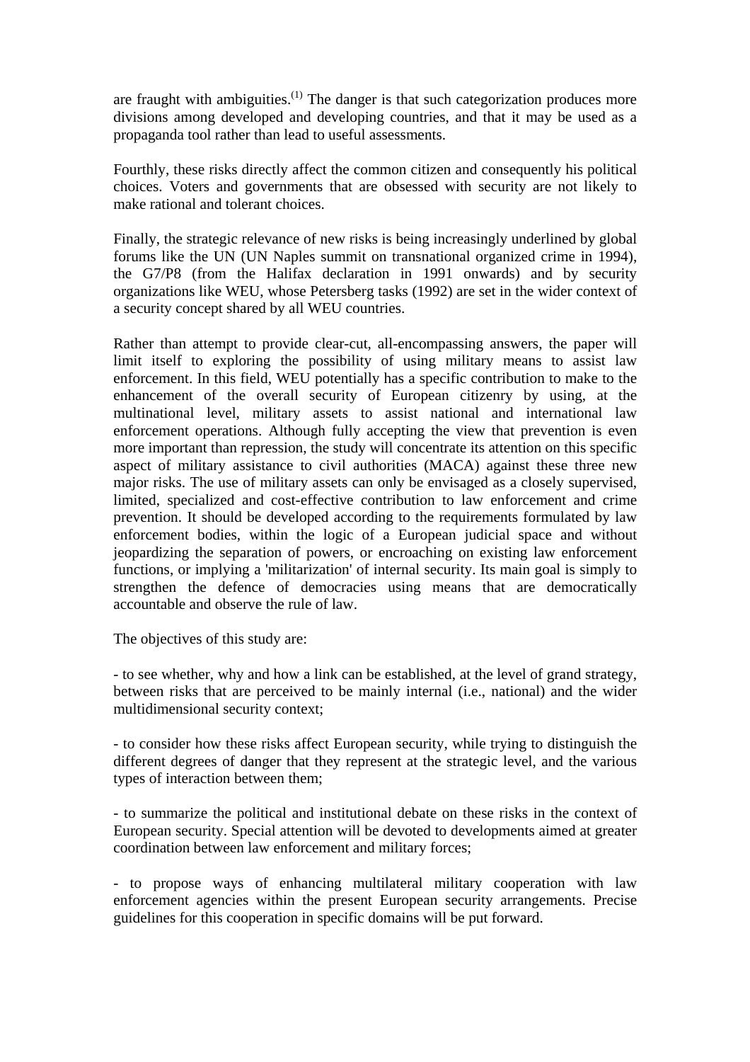are fraught with ambiguities.[1] The danger is that such categorization produces more divisions among developed and developing countries, and that it may be used as a propaganda tool rather than lead to useful assessments.

Fourthly, these risks directly affect the common citizen and consequently his political choices. Voters and governments that are obsessed with security are not likely to make rational and tolerant choices.

Finally, the strategic relevance of new risks is being increasingly underlined by global forums like the UN (UN Naples summit on transnational organized crime in 1994), the G7/P8 (from the Halifax declaration in 1991 onwards) and by security organizations like WEU, whose Petersberg tasks (1992) are set in the wider context of a security concept shared by all WEU countries.

Rather than attempt to provide clear-cut, all-encompassing answers, the paper will limit itself to exploring the possibility of using military means to assist law enforcement. In this field, WEU potentially has a specific contribution to make to the enhancement of the overall security of European citizenry by using, at the multinational level, military assets to assist national and international law enforcement operations. Although fully accepting the view that prevention is even more important than repression, the study will concentrate its attention on this specific aspect of military assistance to civil authorities (MACA) against these three new major risks. The use of military assets can only be envisaged as a closely supervised, limited, specialized and cost-effective contribution to law enforcement and crime prevention. It should be developed according to the requirements formulated by law enforcement bodies, within the logic of a European judicial space and without jeopardizing the separation of powers, or encroaching on existing law enforcement functions, or implying a 'militarization' of internal security. Its main goal is simply to strengthen the defence of democracies using means that are democratically accountable and observe the rule of law.

The objectives of this study are:

- to see whether, why and how a link can be established, at the level of grand strategy, between risks that are perceived to be mainly internal (i.e., national) and the wider multidimensional security context;

- to consider how these risks affect European security, while trying to distinguish the different degrees of danger that they represent at the strategic level, and the various types of interaction between them;

- to summarize the political and institutional debate on these risks in the context of European security. Special attention will be devoted to developments aimed at greater coordination between law enforcement and military forces;

- to propose ways of enhancing multilateral military cooperation with law enforcement agencies within the present European security arrangements. Precise guidelines for this cooperation in specific domains will be put forward.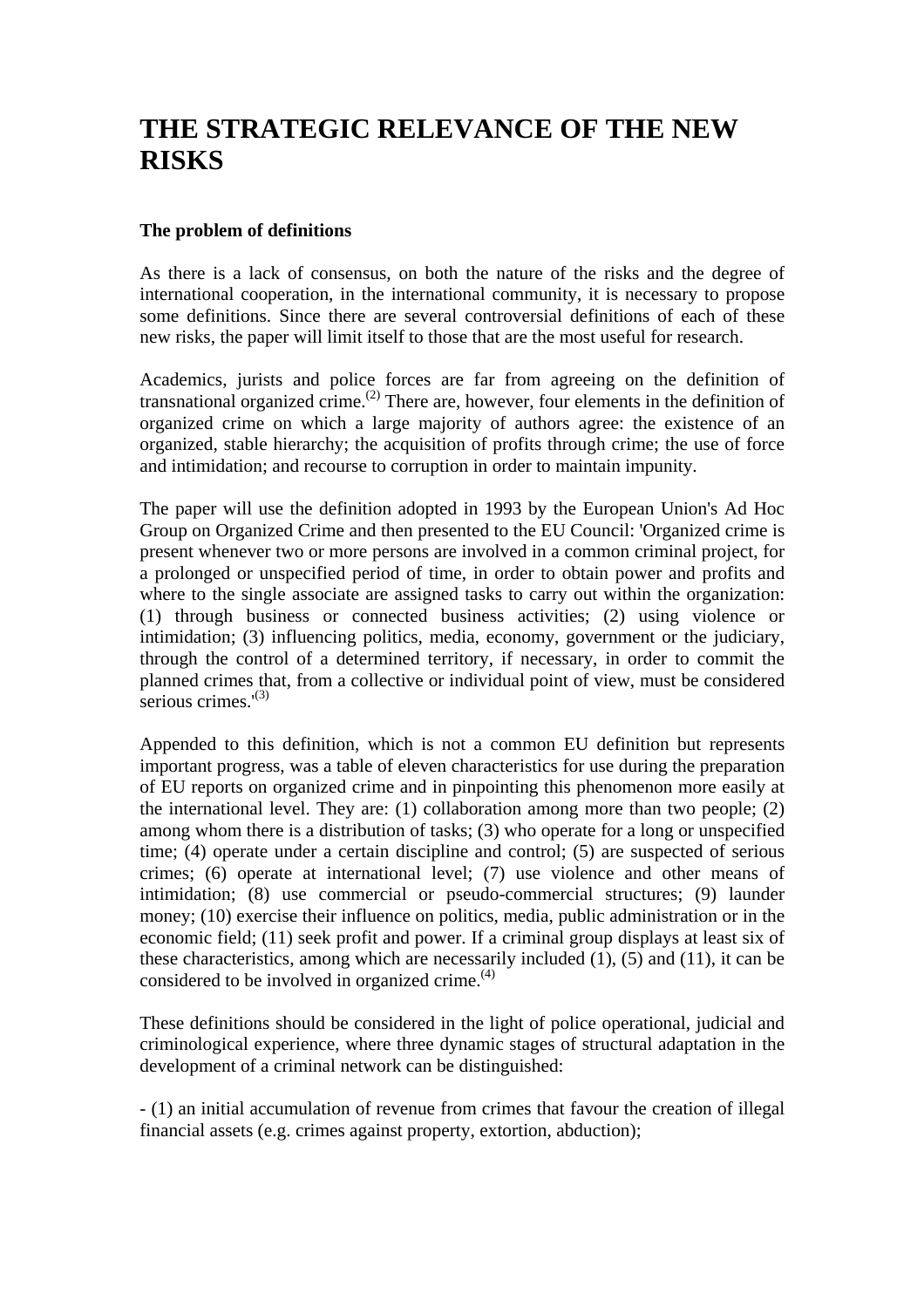# THE STRATEGIC RELEVANCE OF THE NEW RISKS

### The problem of definitions

As there is a lack of consensus, on both the nature of the risks and the degree of international cooperation, in the international community, it is necessary to propose some definitions. Since there are several controversial definitions of each of these new risks, the paper will limit itself to those that are the most useful for research.

Academics, jurists and police forces are far from agreeing on the definition of transnational organized crime.[(2)] There are, however, four elements in the definition of organized crime on which a large majority of authors agree: the existence of an organized, stable hierarchy; the acquisition of profits through crime; the use of force and intimidation; and recourse to corruption in order to maintain impunity.

The paper will use the definition adopted in 1993 by the European Union's Ad Hoc Group on Organized Crime and then presented to the EU Council: 'Organized crime is present whenever two or more persons are involved in a common criminal project, for a prolonged or unspecified period of time, in order to obtain power and profits and where to the single associate are assigned tasks to carry out within the organization: (1) through business or connected business activities; (2) using violence or intimidation; (3) influencing politics, media, economy, government or the judiciary, through the control of a determined territory, if necessary, in order to commit the planned crimes that, from a collective or individual point of view, must be considered serious crimes.'[(3)]

Appended to this definition, which is not a common EU definition but represents important progress, was a table of eleven characteristics for use during the preparation of EU reports on organized crime and in pinpointing this phenomenon more easily at the international level. They are: (1) collaboration among more than two people; (2) among whom there is a distribution of tasks; (3) who operate for a long or unspecified time; (4) operate under a certain discipline and control; (5) are suspected of serious crimes; (6) operate at international level; (7) use violence and other means of intimidation; (8) use commercial or pseudo-commercial structures; (9) launder money; (10) exercise their influence on politics, media, public administration or in the economic field; (11) seek profit and power. If a criminal group displays at least six of these characteristics, among which are necessarily included (1), (5) and (11), it can be considered to be involved in organized crime.[(4)]

These definitions should be considered in the light of police operational, judicial and criminological experience, where three dynamic stages of structural adaptation in the development of a criminal network can be distinguished:

- (1) an initial accumulation of revenue from crimes that favour the creation of illegal financial assets (e.g. crimes against property, extortion, abduction);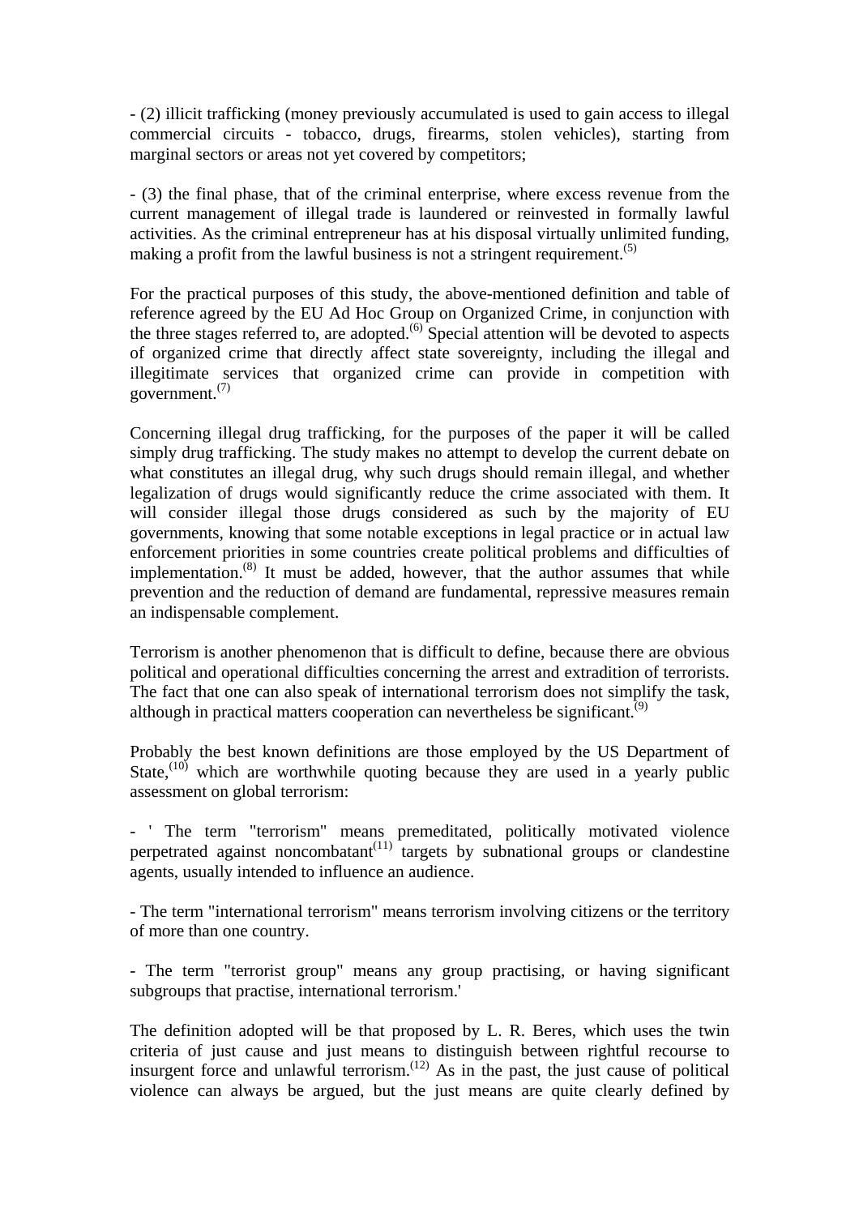- (2) illicit trafficking (money previously accumulated is used to gain access to illegal commercial circuits - tobacco, drugs, firearms, stolen vehicles), starting from marginal sectors or areas not yet covered by competitors;

- (3) the final phase, that of the criminal enterprise, where excess revenue from the current management of illegal trade is laundered or reinvested in formally lawful activities. As the criminal entrepreneur has at his disposal virtually unlimited funding, making a profit from the lawful business is not a stringent requirement.[(5)]

For the practical purposes of this study, the above-mentioned definition and table of reference agreed by the EU Ad Hoc Group on Organized Crime, in conjunction with the three stages referred to, are adopted.[(6)] Special attention will be devoted to aspects of organized crime that directly affect state sovereignty, including the illegal and illegitimate services that organized crime can provide in competition with government.[(7)]

Concerning illegal drug trafficking, for the purposes of the paper it will be called simply drug trafficking. The study makes no attempt to develop the current debate on what constitutes an illegal drug, why such drugs should remain illegal, and whether legalization of drugs would significantly reduce the crime associated with them. It will consider illegal those drugs considered as such by the majority of EU governments, knowing that some notable exceptions in legal practice or in actual law enforcement priorities in some countries create political problems and difficulties of implementation.[(8)] It must be added, however, that the author assumes that while prevention and the reduction of demand are fundamental, repressive measures remain an indispensable complement.

Terrorism is another phenomenon that is difficult to define, because there are obvious political and operational difficulties concerning the arrest and extradition of terrorists. The fact that one can also speak of international terrorism does not simplify the task, although in practical matters cooperation can nevertheless be significant.[(9)]

Probably the best known definitions are those employed by the US Department of State,[(10)] which are worthwhile quoting because they are used in a yearly public assessment on global terrorism:

- ' The term "terrorism" means premeditated, politically motivated violence perpetrated against noncombatant[(11)] targets by subnational groups or clandestine agents, usually intended to influence an audience.

- The term "international terrorism" means terrorism involving citizens or the territory of more than one country.

- The term "terrorist group" means any group practising, or having significant subgroups that practise, international terrorism.'

The definition adopted will be that proposed by L. R. Beres, which uses the twin criteria of just cause and just means to distinguish between rightful recourse to insurgent force and unlawful terrorism.[(12)] As in the past, the just cause of political violence can always be argued, but the just means are quite clearly defined by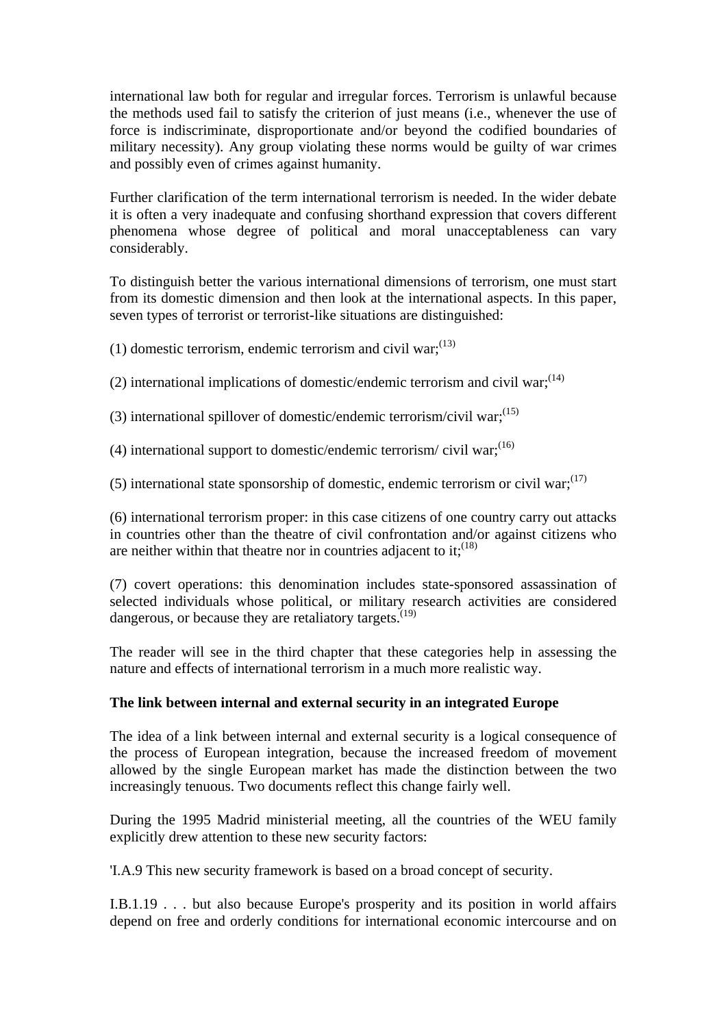international law both for regular and irregular forces. Terrorism is unlawful because the methods used fail to satisfy the criterion of just means (i.e., whenever the use of force is indiscriminate, disproportionate and/or beyond the codified boundaries of military necessity). Any group violating these norms would be guilty of war crimes and possibly even of crimes against humanity.

Further clarification of the term international terrorism is needed. In the wider debate it is often a very inadequate and confusing shorthand expression that covers different phenomena whose degree of political and moral unacceptableness can vary considerably.

To distinguish better the various international dimensions of terrorism, one must start from its domestic dimension and then look at the international aspects. In this paper, seven types of terrorist or terrorist-like situations are distinguished:

(1) domestic terrorism, endemic terrorism and civil war;[13]

(2) international implications of domestic/endemic terrorism and civil war;[14]

(3) international spillover of domestic/endemic terrorism/civil war;[15]

(4) international support to domestic/endemic terrorism/ civil war;[16]

(5) international state sponsorship of domestic, endemic terrorism or civil war;[17]

(6) international terrorism proper: in this case citizens of one country carry out attacks in countries other than the theatre of civil confrontation and/or against citizens who are neither within that theatre nor in countries adjacent to it;[18]

(7) covert operations: this denomination includes state-sponsored assassination of selected individuals whose political, or military research activities are considered dangerous, or because they are retaliatory targets.[19]

The reader will see in the third chapter that these categories help in assessing the nature and effects of international terrorism in a much more realistic way.

**The link between internal and external security in an integrated Europe**

The idea of a link between internal and external security is a logical consequence of the process of European integration, because the increased freedom of movement allowed by the single European market has made the distinction between the two increasingly tenuous. Two documents reflect this change fairly well.

During the 1995 Madrid ministerial meeting, all the countries of the WEU family explicitly drew attention to these new security factors:

'I.A.9 This new security framework is based on a broad concept of security.

I.B.1.19 . . . but also because Europe's prosperity and its position in world affairs depend on free and orderly conditions for international economic intercourse and on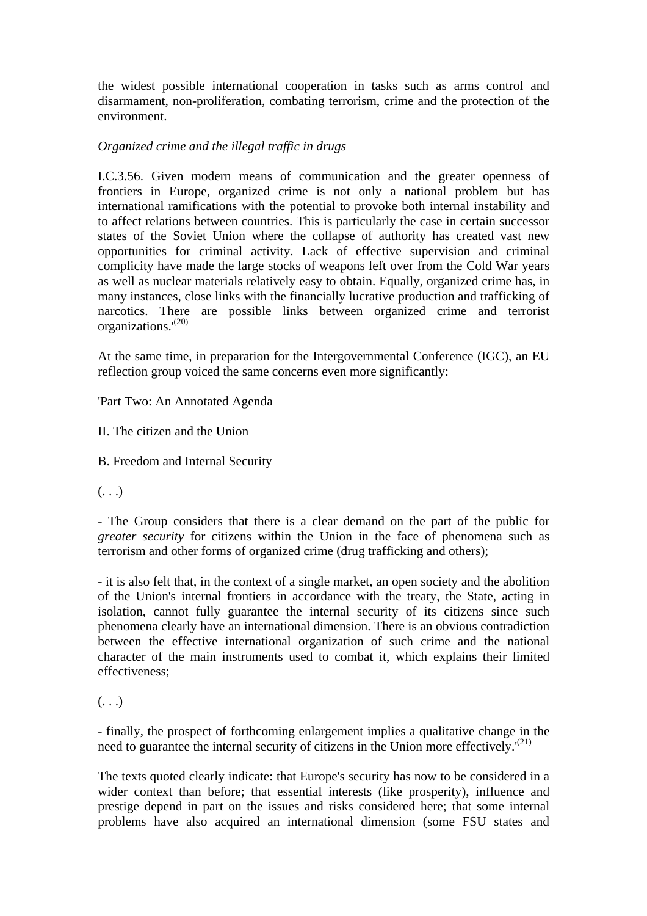the widest possible international cooperation in tasks such as arms control and disarmament, non-proliferation, combating terrorism, crime and the protection of the environment.

*Organized crime and the illegal traffic in drugs*

I.C.3.56. Given modern means of communication and the greater openness of frontiers in Europe, organized crime is not only a national problem but has international ramifications with the potential to provoke both internal instability and to affect relations between countries. This is particularly the case in certain successor states of the Soviet Union where the collapse of authority has created vast new opportunities for criminal activity. Lack of effective supervision and criminal complicity have made the large stocks of weapons left over from the Cold War years as well as nuclear materials relatively easy to obtain. Equally, organized crime has, in many instances, close links with the financially lucrative production and trafficking of narcotics. There are possible links between organized crime and terrorist organizations.'[(20)]

At the same time, in preparation for the Intergovernmental Conference (IGC), an EU reflection group voiced the same concerns even more significantly:

'Part Two: An Annotated Agenda

II. The citizen and the Union

B. Freedom and Internal Security

(. . .)

- The Group considers that there is a clear demand on the part of the public for *greater security* for citizens within the Union in the face of phenomena such as terrorism and other forms of organized crime (drug trafficking and others);

- it is also felt that, in the context of a single market, an open society and the abolition of the Union's internal frontiers in accordance with the treaty, the State, acting in isolation, cannot fully guarantee the internal security of its citizens since such phenomena clearly have an international dimension. There is an obvious contradiction between the effective international organization of such crime and the national character of the main instruments used to combat it, which explains their limited effectiveness;

(. . .)

- finally, the prospect of forthcoming enlargement implies a qualitative change in the need to guarantee the internal security of citizens in the Union more effectively.'[(21)]

The texts quoted clearly indicate: that Europe's security has now to be considered in a wider context than before; that essential interests (like prosperity), influence and prestige depend in part on the issues and risks considered here; that some internal problems have also acquired an international dimension (some FSU states and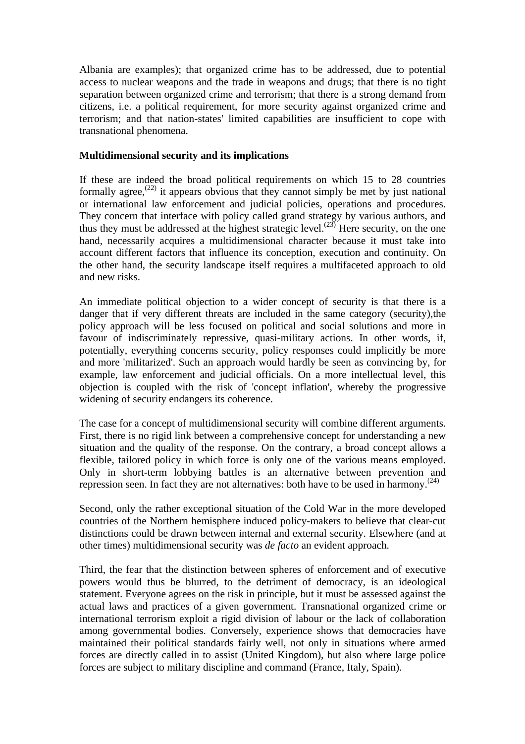Albania are examples); that organized crime has to be addressed, due to potential access to nuclear weapons and the trade in weapons and drugs; that there is no tight separation between organized crime and terrorism; that there is a strong demand from citizens, i.e. a political requirement, for more security against organized crime and terrorism; and that nation-states' limited capabilities are insufficient to cope with transnational phenomena.

**Multidimensional security and its implications**

If these are indeed the broad political requirements on which 15 to 28 countries formally agree,[22] it appears obvious that they cannot simply be met by just national or international law enforcement and judicial policies, operations and procedures. They concern that interface with policy called grand strategy by various authors, and thus they must be addressed at the highest strategic level.[23] Here security, on the one hand, necessarily acquires a multidimensional character because it must take into account different factors that influence its conception, execution and continuity. On the other hand, the security landscape itself requires a multifaceted approach to old and new risks.

An immediate political objection to a wider concept of security is that there is a danger that if very different threats are included in the same category (security),the policy approach will be less focused on political and social solutions and more in favour of indiscriminately repressive, quasi-military actions. In other words, if, potentially, everything concerns security, policy responses could implicitly be more and more 'militarized'. Such an approach would hardly be seen as convincing by, for example, law enforcement and judicial officials. On a more intellectual level, this objection is coupled with the risk of 'concept inflation', whereby the progressive widening of security endangers its coherence.

The case for a concept of multidimensional security will combine different arguments. First, there is no rigid link between a comprehensive concept for understanding a new situation and the quality of the response. On the contrary, a broad concept allows a flexible, tailored policy in which force is only one of the various means employed. Only in short-term lobbying battles is an alternative between prevention and repression seen. In fact they are not alternatives: both have to be used in harmony.[24]

Second, only the rather exceptional situation of the Cold War in the more developed countries of the Northern hemisphere induced policy-makers to believe that clear-cut distinctions could be drawn between internal and external security. Elsewhere (and at other times) multidimensional security was *de facto* an evident approach.

Third, the fear that the distinction between spheres of enforcement and of executive powers would thus be blurred, to the detriment of democracy, is an ideological statement. Everyone agrees on the risk in principle, but it must be assessed against the actual laws and practices of a given government. Transnational organized crime or international terrorism exploit a rigid division of labour or the lack of collaboration among governmental bodies. Conversely, experience shows that democracies have maintained their political standards fairly well, not only in situations where armed forces are directly called in to assist (United Kingdom), but also where large police forces are subject to military discipline and command (France, Italy, Spain).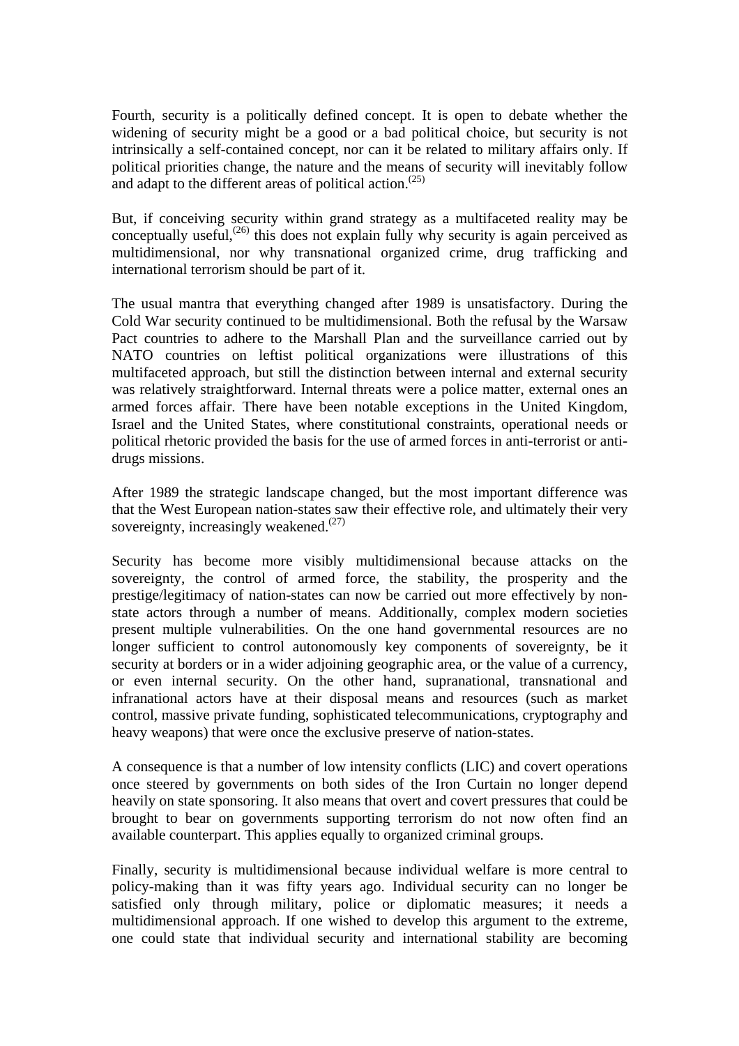Fourth, security is a politically defined concept. It is open to debate whether the widening of security might be a good or a bad political choice, but security is not intrinsically a self-contained concept, nor can it be related to military affairs only. If political priorities change, the nature and the means of security will inevitably follow and adapt to the different areas of political action.[25]

But, if conceiving security within grand strategy as a multifaceted reality may be conceptually useful,[26] this does not explain fully why security is again perceived as multidimensional, nor why transnational organized crime, drug trafficking and international terrorism should be part of it.

The usual mantra that everything changed after 1989 is unsatisfactory. During the Cold War security continued to be multidimensional. Both the refusal by the Warsaw Pact countries to adhere to the Marshall Plan and the surveillance carried out by NATO countries on leftist political organizations were illustrations of this multifaceted approach, but still the distinction between internal and external security was relatively straightforward. Internal threats were a police matter, external ones an armed forces affair. There have been notable exceptions in the United Kingdom, Israel and the United States, where constitutional constraints, operational needs or political rhetoric provided the basis for the use of armed forces in anti-terrorist or anti-drugs missions.

After 1989 the strategic landscape changed, but the most important difference was that the West European nation-states saw their effective role, and ultimately their very sovereignty, increasingly weakened.[27]

Security has become more visibly multidimensional because attacks on the sovereignty, the control of armed force, the stability, the prosperity and the prestige/legitimacy of nation-states can now be carried out more effectively by non-state actors through a number of means. Additionally, complex modern societies present multiple vulnerabilities. On the one hand governmental resources are no longer sufficient to control autonomously key components of sovereignty, be it security at borders or in a wider adjoining geographic area, or the value of a currency, or even internal security. On the other hand, supranational, transnational and infranational actors have at their disposal means and resources (such as market control, massive private funding, sophisticated telecommunications, cryptography and heavy weapons) that were once the exclusive preserve of nation-states.

A consequence is that a number of low intensity conflicts (LIC) and covert operations once steered by governments on both sides of the Iron Curtain no longer depend heavily on state sponsoring. It also means that overt and covert pressures that could be brought to bear on governments supporting terrorism do not now often find an available counterpart. This applies equally to organized criminal groups.

Finally, security is multidimensional because individual welfare is more central to policy-making than it was fifty years ago. Individual security can no longer be satisfied only through military, police or diplomatic measures; it needs a multidimensional approach. If one wished to develop this argument to the extreme, one could state that individual security and international stability are becoming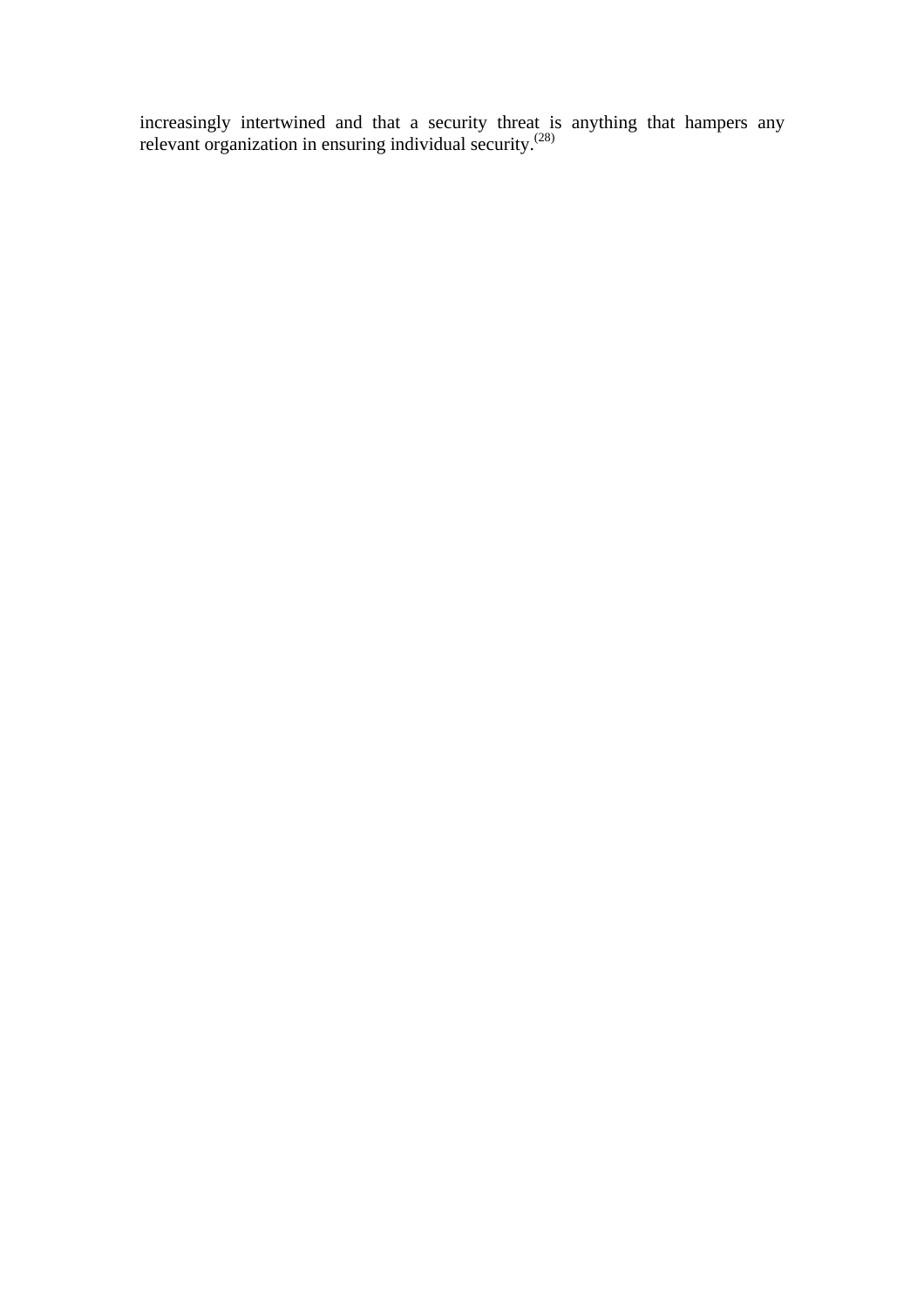increasingly intertwined and that a security threat is anything that hampers any relevant organization in ensuring individual security.[28]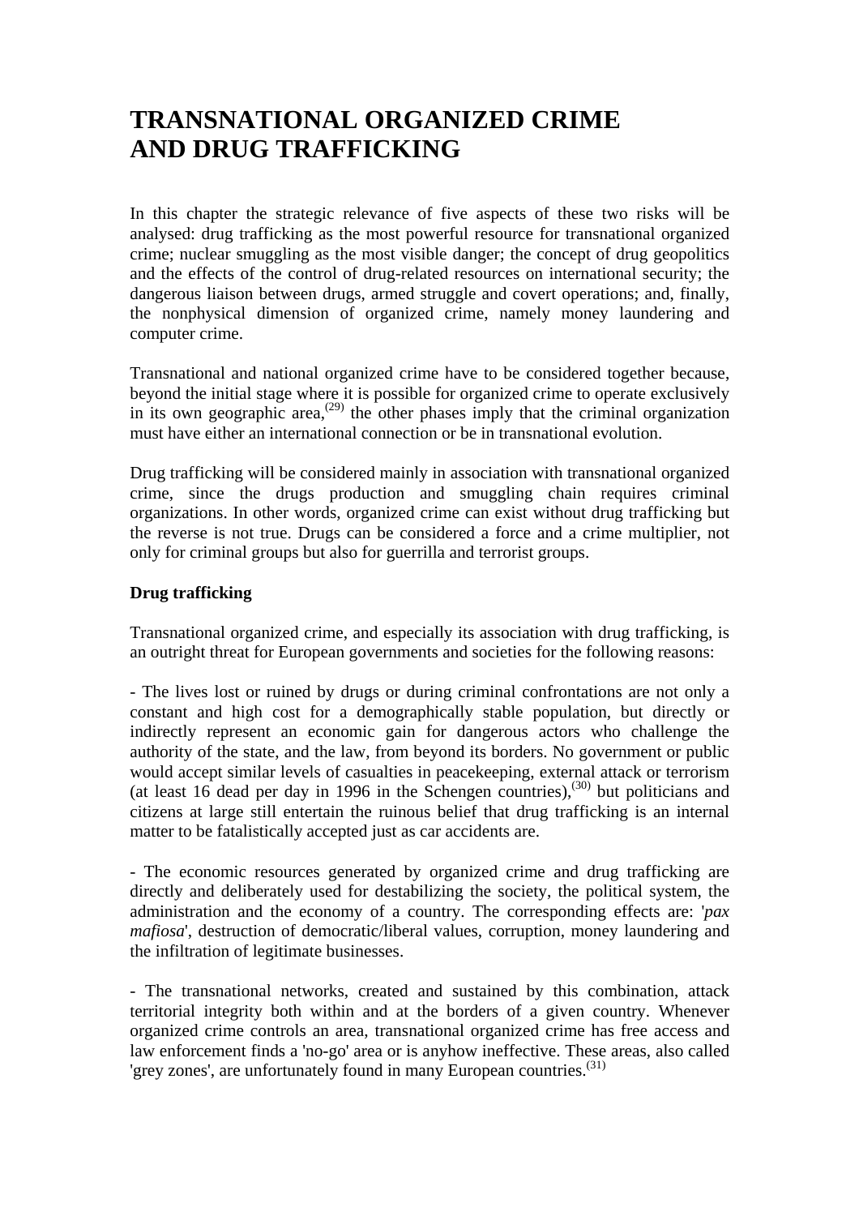# TRANSNATIONAL ORGANIZED CRIME AND DRUG TRAFFICKING

In this chapter the strategic relevance of five aspects of these two risks will be analysed: drug trafficking as the most powerful resource for transnational organized crime; nuclear smuggling as the most visible danger; the concept of drug geopolitics and the effects of the control of drug-related resources on international security; the dangerous liaison between drugs, armed struggle and covert operations; and, finally, the nonphysical dimension of organized crime, namely money laundering and computer crime.

Transnational and national organized crime have to be considered together because, beyond the initial stage where it is possible for organized crime to operate exclusively in its own geographic area,[29] the other phases imply that the criminal organization must have either an international connection or be in transnational evolution.

Drug trafficking will be considered mainly in association with transnational organized crime, since the drugs production and smuggling chain requires criminal organizations. In other words, organized crime can exist without drug trafficking but the reverse is not true. Drugs can be considered a force and a crime multiplier, not only for criminal groups but also for guerrilla and terrorist groups.

**Drug trafficking**

Transnational organized crime, and especially its association with drug trafficking, is an outright threat for European governments and societies for the following reasons:

- The lives lost or ruined by drugs or during criminal confrontations are not only a constant and high cost for a demographically stable population, but directly or indirectly represent an economic gain for dangerous actors who challenge the authority of the state, and the law, from beyond its borders. No government or public would accept similar levels of casualties in peacekeeping, external attack or terrorism (at least 16 dead per day in 1996 in the Schengen countries),[30] but politicians and citizens at large still entertain the ruinous belief that drug trafficking is an internal matter to be fatalistically accepted just as car accidents are.

- The economic resources generated by organized crime and drug trafficking are directly and deliberately used for destabilizing the society, the political system, the administration and the economy of a country. The corresponding effects are: '*pax mafiosa*', destruction of democratic/liberal values, corruption, money laundering and the infiltration of legitimate businesses.

- The transnational networks, created and sustained by this combination, attack territorial integrity both within and at the borders of a given country. Whenever organized crime controls an area, transnational organized crime has free access and law enforcement finds a 'no-go' area or is anyhow ineffective. These areas, also called 'grey zones', are unfortunately found in many European countries.[31]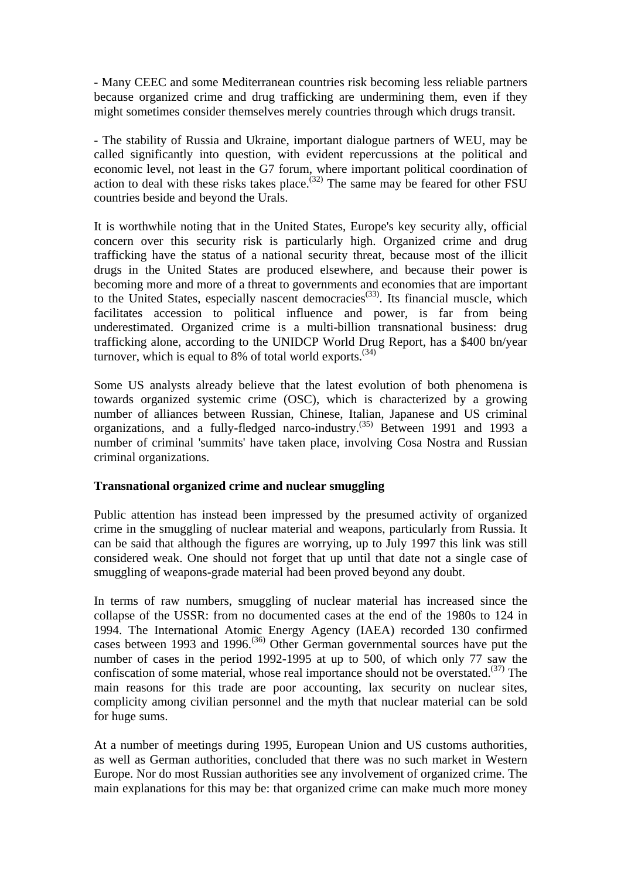- Many CEEC and some Mediterranean countries risk becoming less reliable partners because organized crime and drug trafficking are undermining them, even if they might sometimes consider themselves merely countries through which drugs transit.

- The stability of Russia and Ukraine, important dialogue partners of WEU, may be called significantly into question, with evident repercussions at the political and economic level, not least in the G7 forum, where important political coordination of action to deal with these risks takes place.[32] The same may be feared for other FSU countries beside and beyond the Urals.

It is worthwhile noting that in the United States, Europe's key security ally, official concern over this security risk is particularly high. Organized crime and drug trafficking have the status of a national security threat, because most of the illicit drugs in the United States are produced elsewhere, and because their power is becoming more and more of a threat to governments and economies that are important to the United States, especially nascent democracies[33]. Its financial muscle, which facilitates accession to political influence and power, is far from being underestimated. Organized crime is a multi-billion transnational business: drug trafficking alone, according to the UNIDCP World Drug Report, has a $400 bn/year turnover, which is equal to 8% of total world exports.[34]

Some US analysts already believe that the latest evolution of both phenomena is towards organized systemic crime (OSC), which is characterized by a growing number of alliances between Russian, Chinese, Italian, Japanese and US criminal organizations, and a fully-fledged narco-industry.[35] Between 1991 and 1993 a number of criminal 'summits' have taken place, involving Cosa Nostra and Russian criminal organizations.

**Transnational organized crime and nuclear smuggling**

Public attention has instead been impressed by the presumed activity of organized crime in the smuggling of nuclear material and weapons, particularly from Russia. It can be said that although the figures are worrying, up to July 1997 this link was still considered weak. One should not forget that up until that date not a single case of smuggling of weapons-grade material had been proved beyond any doubt.

In terms of raw numbers, smuggling of nuclear material has increased since the collapse of the USSR: from no documented cases at the end of the 1980s to 124 in 1994. The International Atomic Energy Agency (IAEA) recorded 130 confirmed cases between 1993 and 1996.[36] Other German governmental sources have put the number of cases in the period 1992-1995 at up to 500, of which only 77 saw the confiscation of some material, whose real importance should not be overstated.[37] The main reasons for this trade are poor accounting, lax security on nuclear sites, complicity among civilian personnel and the myth that nuclear material can be sold for huge sums.

At a number of meetings during 1995, European Union and US customs authorities, as well as German authorities, concluded that there was no such market in Western Europe. Nor do most Russian authorities see any involvement of organized crime. The main explanations for this may be: that organized crime can make much more money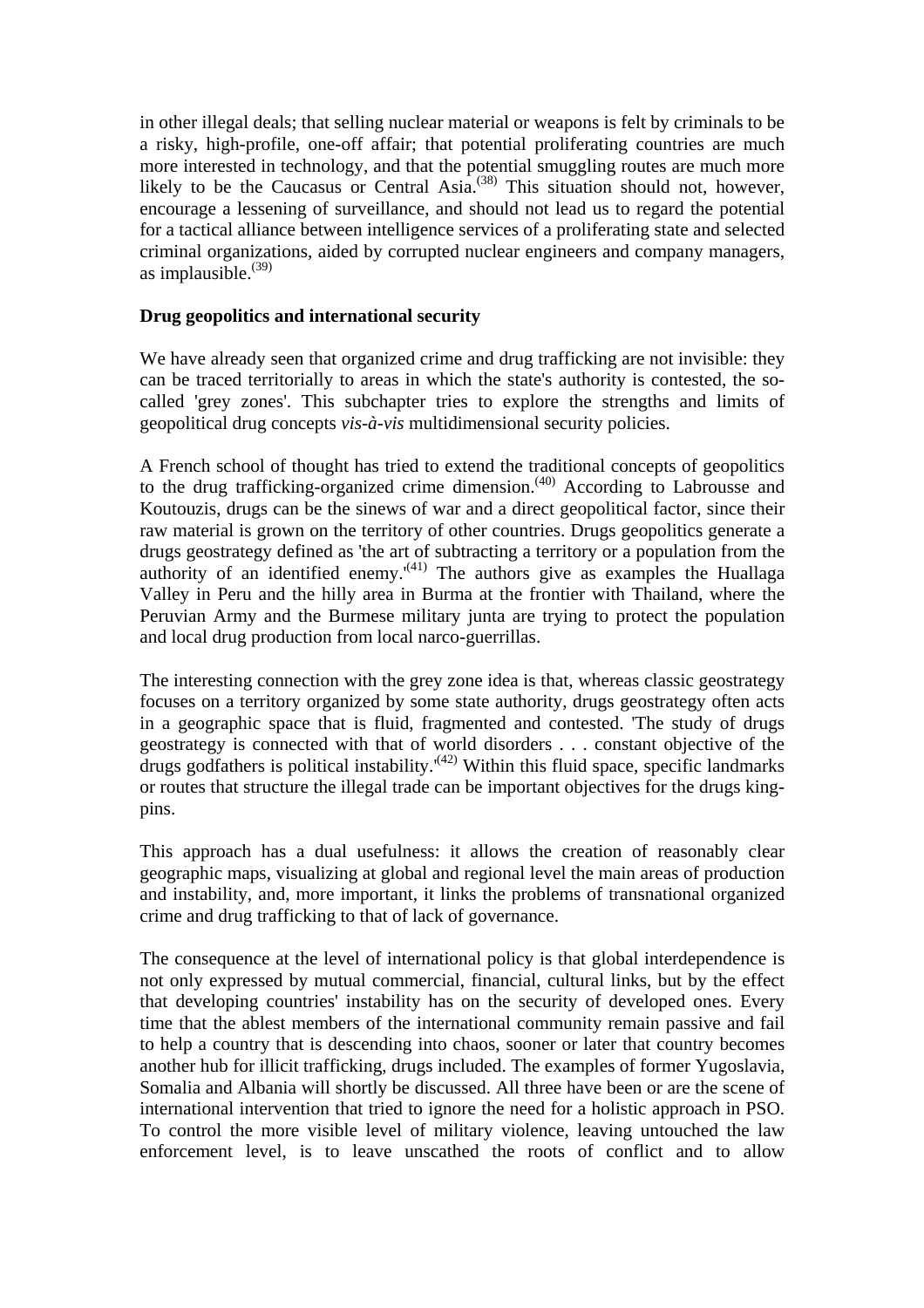in other illegal deals; that selling nuclear material or weapons is felt by criminals to be a risky, high-profile, one-off affair; that potential proliferating countries are much more interested in technology, and that the potential smuggling routes are much more likely to be the Caucasus or Central Asia.[(38)] This situation should not, however, encourage a lessening of surveillance, and should not lead us to regard the potential for a tactical alliance between intelligence services of a proliferating state and selected criminal organizations, aided by corrupted nuclear engineers and company managers, as implausible.[(39)]

**Drug geopolitics and international security**

We have already seen that organized crime and drug trafficking are not invisible: they can be traced territorially to areas in which the state's authority is contested, the so-called 'grey zones'. This subchapter tries to explore the strengths and limits of geopolitical drug concepts *vis-à-vis* multidimensional security policies.

A French school of thought has tried to extend the traditional concepts of geopolitics to the drug trafficking-organized crime dimension.[(40)] According to Labrousse and Koutouzis, drugs can be the sinews of war and a direct geopolitical factor, since their raw material is grown on the territory of other countries. Drugs geopolitics generate a drugs geostrategy defined as 'the art of subtracting a territory or a population from the authority of an identified enemy.'[(41)] The authors give as examples the Huallaga Valley in Peru and the hilly area in Burma at the frontier with Thailand, where the Peruvian Army and the Burmese military junta are trying to protect the population and local drug production from local narco-guerrillas.

The interesting connection with the grey zone idea is that, whereas classic geostrategy focuses on a territory organized by some state authority, drugs geostrategy often acts in a geographic space that is fluid, fragmented and contested. 'The study of drugs geostrategy is connected with that of world disorders . . . constant objective of the drugs godfathers is political instability.'[(42)] Within this fluid space, specific landmarks or routes that structure the illegal trade can be important objectives for the drugs king-pins.

This approach has a dual usefulness: it allows the creation of reasonably clear geographic maps, visualizing at global and regional level the main areas of production and instability, and, more important, it links the problems of transnational organized crime and drug trafficking to that of lack of governance.

The consequence at the level of international policy is that global interdependence is not only expressed by mutual commercial, financial, cultural links, but by the effect that developing countries' instability has on the security of developed ones. Every time that the ablest members of the international community remain passive and fail to help a country that is descending into chaos, sooner or later that country becomes another hub for illicit trafficking, drugs included. The examples of former Yugoslavia, Somalia and Albania will shortly be discussed. All three have been or are the scene of international intervention that tried to ignore the need for a holistic approach in PSO. To control the more visible level of military violence, leaving untouched the law enforcement level, is to leave unscathed the roots of conflict and to allow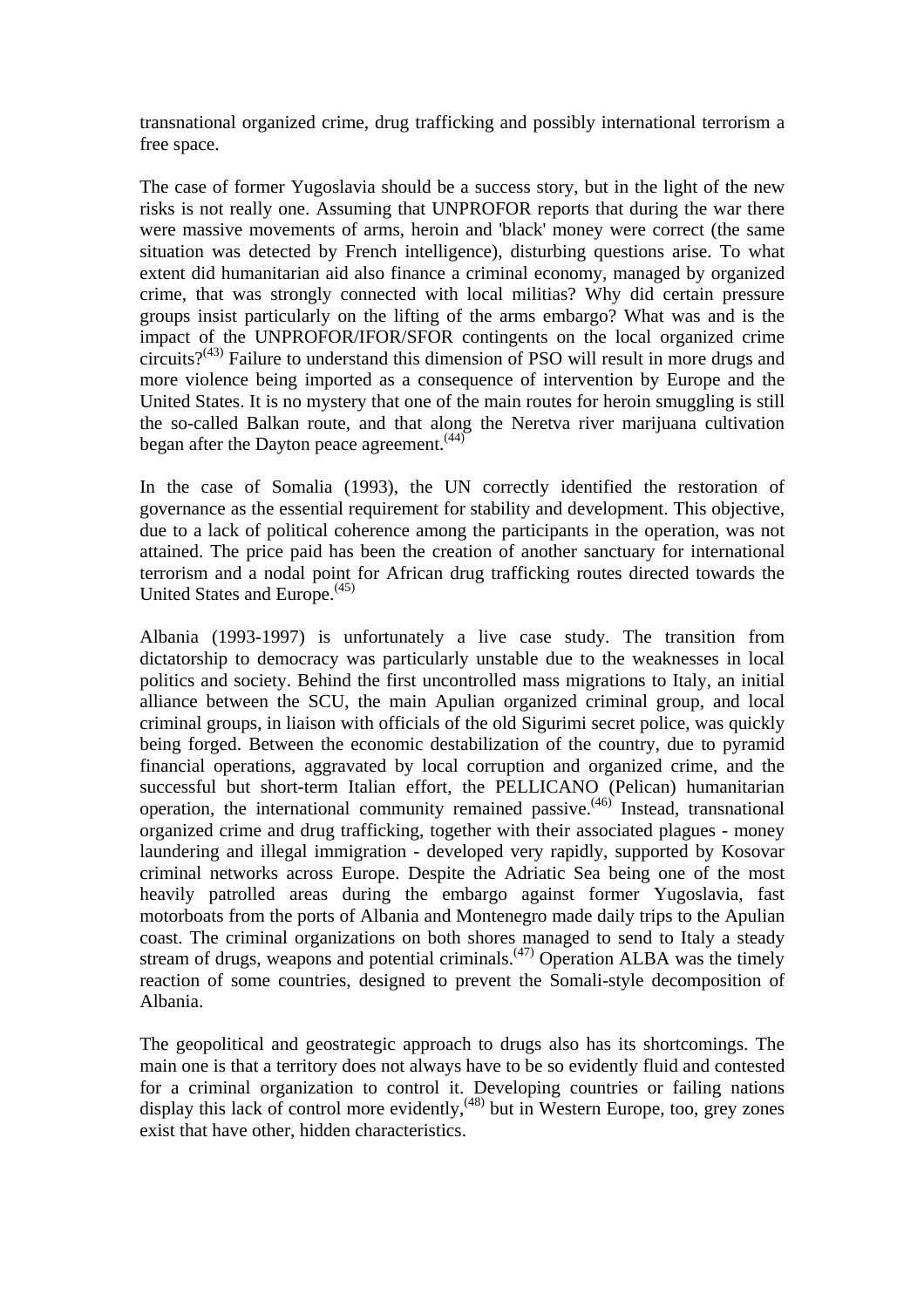transnational organized crime, drug trafficking and possibly international terrorism a free space.

The case of former Yugoslavia should be a success story, but in the light of the new risks is not really one. Assuming that UNPROFOR reports that during the war there were massive movements of arms, heroin and 'black' money were correct (the same situation was detected by French intelligence), disturbing questions arise. To what extent did humanitarian aid also finance a criminal economy, managed by organized crime, that was strongly connected with local militias? Why did certain pressure groups insist particularly on the lifting of the arms embargo? What was and is the impact of the UNPROFOR/IFOR/SFOR contingents on the local organized crime circuits?[(43)] Failure to understand this dimension of PSO will result in more drugs and more violence being imported as a consequence of intervention by Europe and the United States. It is no mystery that one of the main routes for heroin smuggling is still the so-called Balkan route, and that along the Neretva river marijuana cultivation began after the Dayton peace agreement.[(44)]

In the case of Somalia (1993), the UN correctly identified the restoration of governance as the essential requirement for stability and development. This objective, due to a lack of political coherence among the participants in the operation, was not attained. The price paid has been the creation of another sanctuary for international terrorism and a nodal point for African drug trafficking routes directed towards the United States and Europe.[(45)]

Albania (1993-1997) is unfortunately a live case study. The transition from dictatorship to democracy was particularly unstable due to the weaknesses in local politics and society. Behind the first uncontrolled mass migrations to Italy, an initial alliance between the SCU, the main Apulian organized criminal group, and local criminal groups, in liaison with officials of the old Sigurimi secret police, was quickly being forged. Between the economic destabilization of the country, due to pyramid financial operations, aggravated by local corruption and organized crime, and the successful but short-term Italian effort, the PELLICANO (Pelican) humanitarian operation, the international community remained passive.[(46)] Instead, transnational organized crime and drug trafficking, together with their associated plagues - money laundering and illegal immigration - developed very rapidly, supported by Kosovar criminal networks across Europe. Despite the Adriatic Sea being one of the most heavily patrolled areas during the embargo against former Yugoslavia, fast motorboats from the ports of Albania and Montenegro made daily trips to the Apulian coast. The criminal organizations on both shores managed to send to Italy a steady stream of drugs, weapons and potential criminals.[(47)] Operation ALBA was the timely reaction of some countries, designed to prevent the Somali-style decomposition of Albania.

The geopolitical and geostrategic approach to drugs also has its shortcomings. The main one is that a territory does not always have to be so evidently fluid and contested for a criminal organization to control it. Developing countries or failing nations display this lack of control more evidently,[(48)] but in Western Europe, too, grey zones exist that have other, hidden characteristics.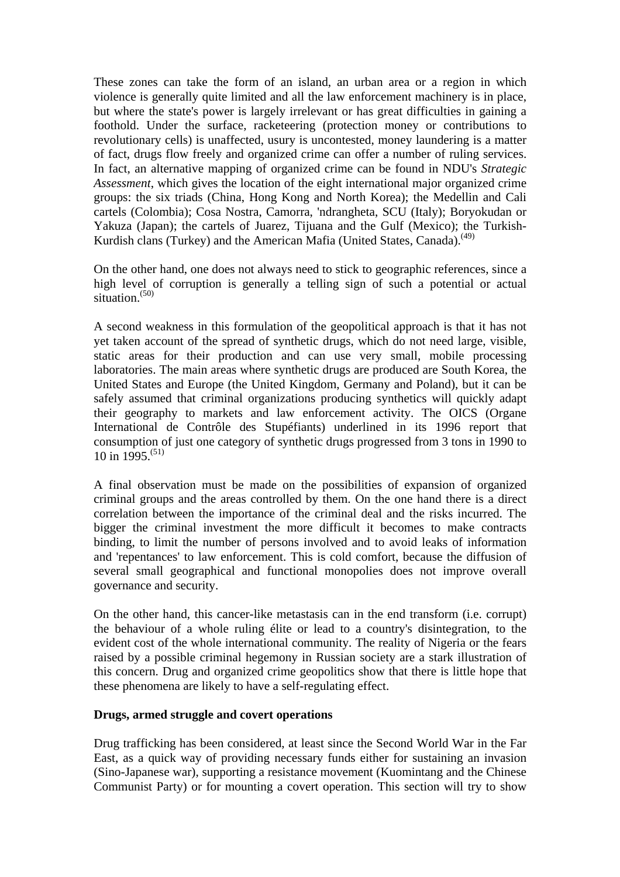These zones can take the form of an island, an urban area or a region in which violence is generally quite limited and all the law enforcement machinery is in place, but where the state's power is largely irrelevant or has great difficulties in gaining a foothold. Under the surface, racketeering (protection money or contributions to revolutionary cells) is unaffected, usury is uncontested, money laundering is a matter of fact, drugs flow freely and organized crime can offer a number of ruling services. In fact, an alternative mapping of organized crime can be found in NDU's *Strategic Assessment*, which gives the location of the eight international major organized crime groups: the six triads (China, Hong Kong and North Korea); the Medellin and Cali cartels (Colombia); Cosa Nostra, Camorra, 'ndrangheta, SCU (Italy); Boryokudan or Yakuza (Japan); the cartels of Juarez, Tijuana and the Gulf (Mexico); the Turkish-Kurdish clans (Turkey) and the American Mafia (United States, Canada).[(49)]

On the other hand, one does not always need to stick to geographic references, since a high level of corruption is generally a telling sign of such a potential or actual situation.[(50)]

A second weakness in this formulation of the geopolitical approach is that it has not yet taken account of the spread of synthetic drugs, which do not need large, visible, static areas for their production and can use very small, mobile processing laboratories. The main areas where synthetic drugs are produced are South Korea, the United States and Europe (the United Kingdom, Germany and Poland), but it can be safely assumed that criminal organizations producing synthetics will quickly adapt their geography to markets and law enforcement activity. The OICS (Organe International de Contrôle des Stupéfiants) underlined in its 1996 report that consumption of just one category of synthetic drugs progressed from 3 tons in 1990 to 10 in 1995.[(51)]

A final observation must be made on the possibilities of expansion of organized criminal groups and the areas controlled by them. On the one hand there is a direct correlation between the importance of the criminal deal and the risks incurred. The bigger the criminal investment the more difficult it becomes to make contracts binding, to limit the number of persons involved and to avoid leaks of information and 'repentances' to law enforcement. This is cold comfort, because the diffusion of several small geographical and functional monopolies does not improve overall governance and security.

On the other hand, this cancer-like metastasis can in the end transform (i.e. corrupt) the behaviour of a whole ruling élite or lead to a country's disintegration, to the evident cost of the whole international community. The reality of Nigeria or the fears raised by a possible criminal hegemony in Russian society are a stark illustration of this concern. Drug and organized crime geopolitics show that there is little hope that these phenomena are likely to have a self-regulating effect.

**Drugs, armed struggle and covert operations**

Drug trafficking has been considered, at least since the Second World War in the Far East, as a quick way of providing necessary funds either for sustaining an invasion (Sino-Japanese war), supporting a resistance movement (Kuomintang and the Chinese Communist Party) or for mounting a covert operation. This section will try to show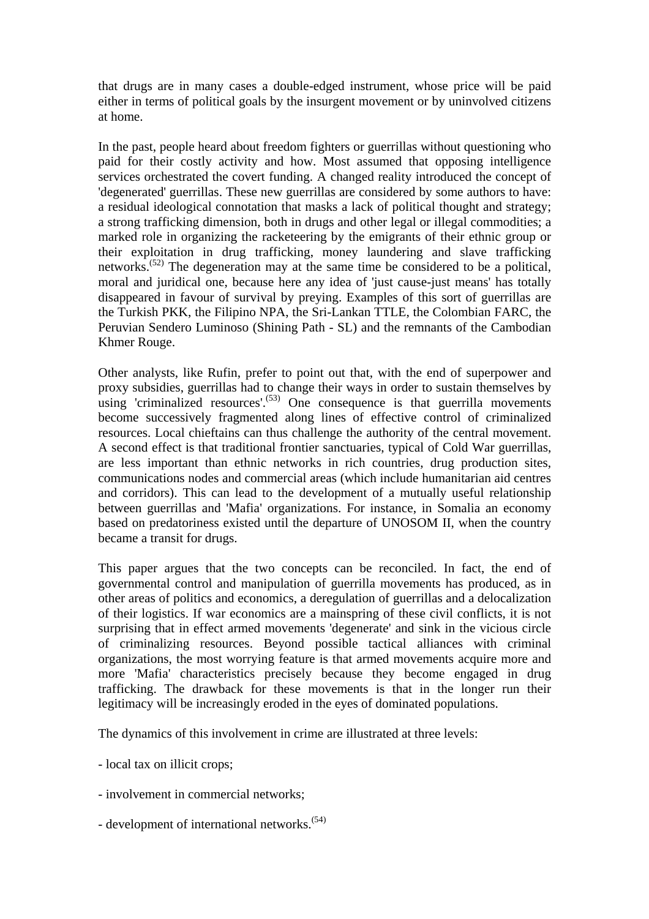that drugs are in many cases a double-edged instrument, whose price will be paid either in terms of political goals by the insurgent movement or by uninvolved citizens at home.

In the past, people heard about freedom fighters or guerrillas without questioning who paid for their costly activity and how. Most assumed that opposing intelligence services orchestrated the covert funding. A changed reality introduced the concept of 'degenerated' guerrillas. These new guerrillas are considered by some authors to have: a residual ideological connotation that masks a lack of political thought and strategy; a strong trafficking dimension, both in drugs and other legal or illegal commodities; a marked role in organizing the racketeering by the emigrants of their ethnic group or their exploitation in drug trafficking, money laundering and slave trafficking networks.[(52)] The degeneration may at the same time be considered to be a political, moral and juridical one, because here any idea of 'just cause-just means' has totally disappeared in favour of survival by preying. Examples of this sort of guerrillas are the Turkish PKK, the Filipino NPA, the Sri-Lankan TTLE, the Colombian FARC, the Peruvian Sendero Luminoso (Shining Path - SL) and the remnants of the Cambodian Khmer Rouge.

Other analysts, like Rufin, prefer to point out that, with the end of superpower and proxy subsidies, guerrillas had to change their ways in order to sustain themselves by using 'criminalized resources'.[(53)] One consequence is that guerrilla movements become successively fragmented along lines of effective control of criminalized resources. Local chieftains can thus challenge the authority of the central movement. A second effect is that traditional frontier sanctuaries, typical of Cold War guerrillas, are less important than ethnic networks in rich countries, drug production sites, communications nodes and commercial areas (which include humanitarian aid centres and corridors). This can lead to the development of a mutually useful relationship between guerrillas and 'Mafia' organizations. For instance, in Somalia an economy based on predatoriness existed until the departure of UNOSOM II, when the country became a transit for drugs.

This paper argues that the two concepts can be reconciled. In fact, the end of governmental control and manipulation of guerrilla movements has produced, as in other areas of politics and economics, a deregulation of guerrillas and a delocalization of their logistics. If war economics are a mainspring of these civil conflicts, it is not surprising that in effect armed movements 'degenerate' and sink in the vicious circle of criminalizing resources. Beyond possible tactical alliances with criminal organizations, the most worrying feature is that armed movements acquire more and more 'Mafia' characteristics precisely because they become engaged in drug trafficking. The drawback for these movements is that in the longer run their legitimacy will be increasingly eroded in the eyes of dominated populations.

The dynamics of this involvement in crime are illustrated at three levels:

- local tax on illicit crops;

- involvement in commercial networks;

- development of international networks.[(54)]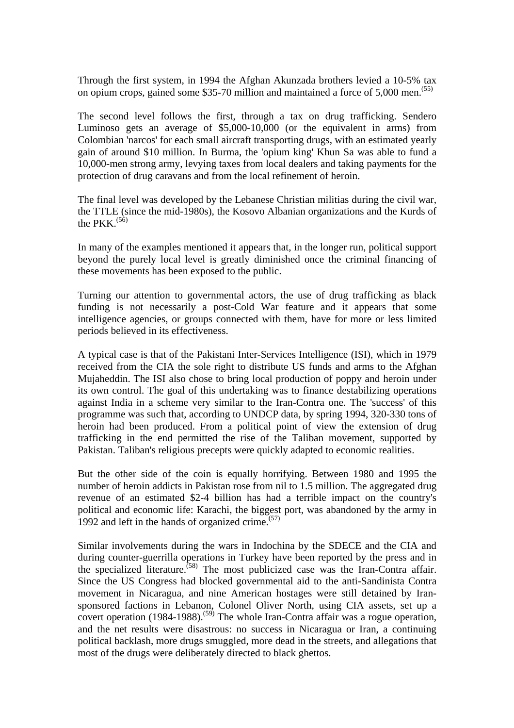Through the first system, in 1994 the Afghan Akunzada brothers levied a 10-5% tax on opium crops, gained some $35-70 million and maintained a force of 5,000 men.[55]

The second level follows the first, through a tax on drug trafficking. Sendero Luminoso gets an average of $5,000-10,000 (or the equivalent in arms) from Colombian 'narcos' for each small aircraft transporting drugs, with an estimated yearly gain of around $10 million. In Burma, the 'opium king' Khun Sa was able to fund a 10,000-men strong army, levying taxes from local dealers and taking payments for the protection of drug caravans and from the local refinement of heroin.

The final level was developed by the Lebanese Christian militias during the civil war, the TTLE (since the mid-1980s), the Kosovo Albanian organizations and the Kurds of the PKK.[56]

In many of the examples mentioned it appears that, in the longer run, political support beyond the purely local level is greatly diminished once the criminal financing of these movements has been exposed to the public.

Turning our attention to governmental actors, the use of drug trafficking as black funding is not necessarily a post-Cold War feature and it appears that some intelligence agencies, or groups connected with them, have for more or less limited periods believed in its effectiveness.

A typical case is that of the Pakistani Inter-Services Intelligence (ISI), which in 1979 received from the CIA the sole right to distribute US funds and arms to the Afghan Mujaheddin. The ISI also chose to bring local production of poppy and heroin under its own control. The goal of this undertaking was to finance destabilizing operations against India in a scheme very similar to the Iran-Contra one. The 'success' of this programme was such that, according to UNDCP data, by spring 1994, 320-330 tons of heroin had been produced. From a political point of view the extension of drug trafficking in the end permitted the rise of the Taliban movement, supported by Pakistan. Taliban's religious precepts were quickly adapted to economic realities.

But the other side of the coin is equally horrifying. Between 1980 and 1995 the number of heroin addicts in Pakistan rose from nil to 1.5 million. The aggregated drug revenue of an estimated $2-4 billion has had a terrible impact on the country's political and economic life: Karachi, the biggest port, was abandoned by the army in 1992 and left in the hands of organized crime.[57]

Similar involvements during the wars in Indochina by the SDECE and the CIA and during counter-guerrilla operations in Turkey have been reported by the press and in the specialized literature.[58] The most publicized case was the Iran-Contra affair. Since the US Congress had blocked governmental aid to the anti-Sandinista Contra movement in Nicaragua, and nine American hostages were still detained by Iran-sponsored factions in Lebanon, Colonel Oliver North, using CIA assets, set up a covert operation (1984-1988).[59] The whole Iran-Contra affair was a rogue operation, and the net results were disastrous: no success in Nicaragua or Iran, a continuing political backlash, more drugs smuggled, more dead in the streets, and allegations that most of the drugs were deliberately directed to black ghettos.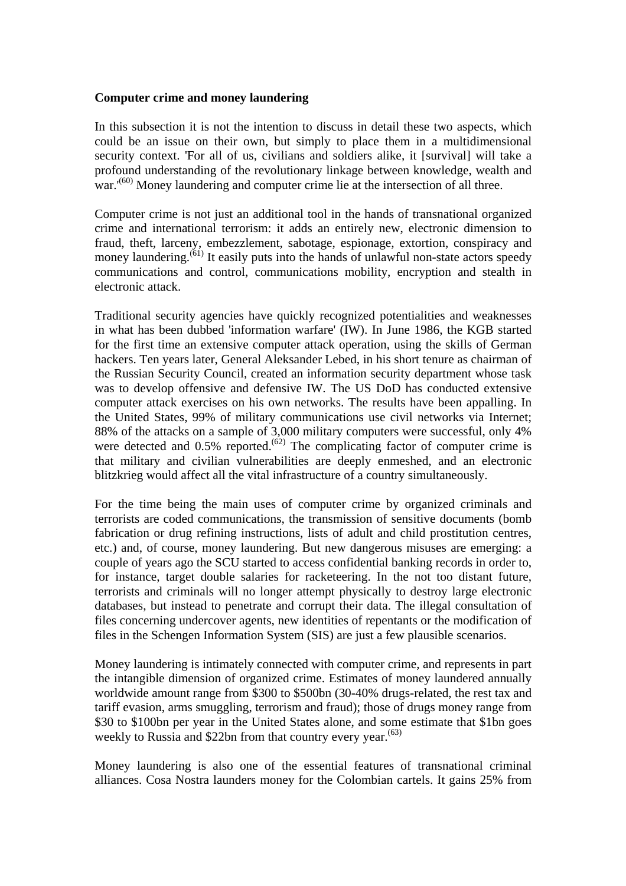**Computer crime and money laundering**

In this subsection it is not the intention to discuss in detail these two aspects, which could be an issue on their own, but simply to place them in a multidimensional security context. 'For all of us, civilians and soldiers alike, it [survival] will take a profound understanding of the revolutionary linkage between knowledge, wealth and war.'[60] Money laundering and computer crime lie at the intersection of all three.

Computer crime is not just an additional tool in the hands of transnational organized crime and international terrorism: it adds an entirely new, electronic dimension to fraud, theft, larceny, embezzlement, sabotage, espionage, extortion, conspiracy and money laundering.[61] It easily puts into the hands of unlawful non-state actors speedy communications and control, communications mobility, encryption and stealth in electronic attack.

Traditional security agencies have quickly recognized potentialities and weaknesses in what has been dubbed 'information warfare' (IW). In June 1986, the KGB started for the first time an extensive computer attack operation, using the skills of German hackers. Ten years later, General Aleksander Lebed, in his short tenure as chairman of the Russian Security Council, created an information security department whose task was to develop offensive and defensive IW. The US DoD has conducted extensive computer attack exercises on his own networks. The results have been appalling. In the United States, 99% of military communications use civil networks via Internet; 88% of the attacks on a sample of 3,000 military computers were successful, only 4% were detected and 0.5% reported.[62] The complicating factor of computer crime is that military and civilian vulnerabilities are deeply enmeshed, and an electronic blitzkrieg would affect all the vital infrastructure of a country simultaneously.

For the time being the main uses of computer crime by organized criminals and terrorists are coded communications, the transmission of sensitive documents (bomb fabrication or drug refining instructions, lists of adult and child prostitution centres, etc.) and, of course, money laundering. But new dangerous misuses are emerging: a couple of years ago the SCU started to access confidential banking records in order to, for instance, target double salaries for racketeering. In the not too distant future, terrorists and criminals will no longer attempt physically to destroy large electronic databases, but instead to penetrate and corrupt their data. The illegal consultation of files concerning undercover agents, new identities of repentants or the modification of files in the Schengen Information System (SIS) are just a few plausible scenarios.

Money laundering is intimately connected with computer crime, and represents in part the intangible dimension of organized crime. Estimates of money laundered annually worldwide amount range from $300 to $500bn (30-40% drugs-related, the rest tax and tariff evasion, arms smuggling, terrorism and fraud); those of drugs money range from $30 to $100bn per year in the United States alone, and some estimate that $1bn goes weekly to Russia and $22bn from that country every year.[63]

Money laundering is also one of the essential features of transnational criminal alliances. Cosa Nostra launders money for the Colombian cartels. It gains 25% from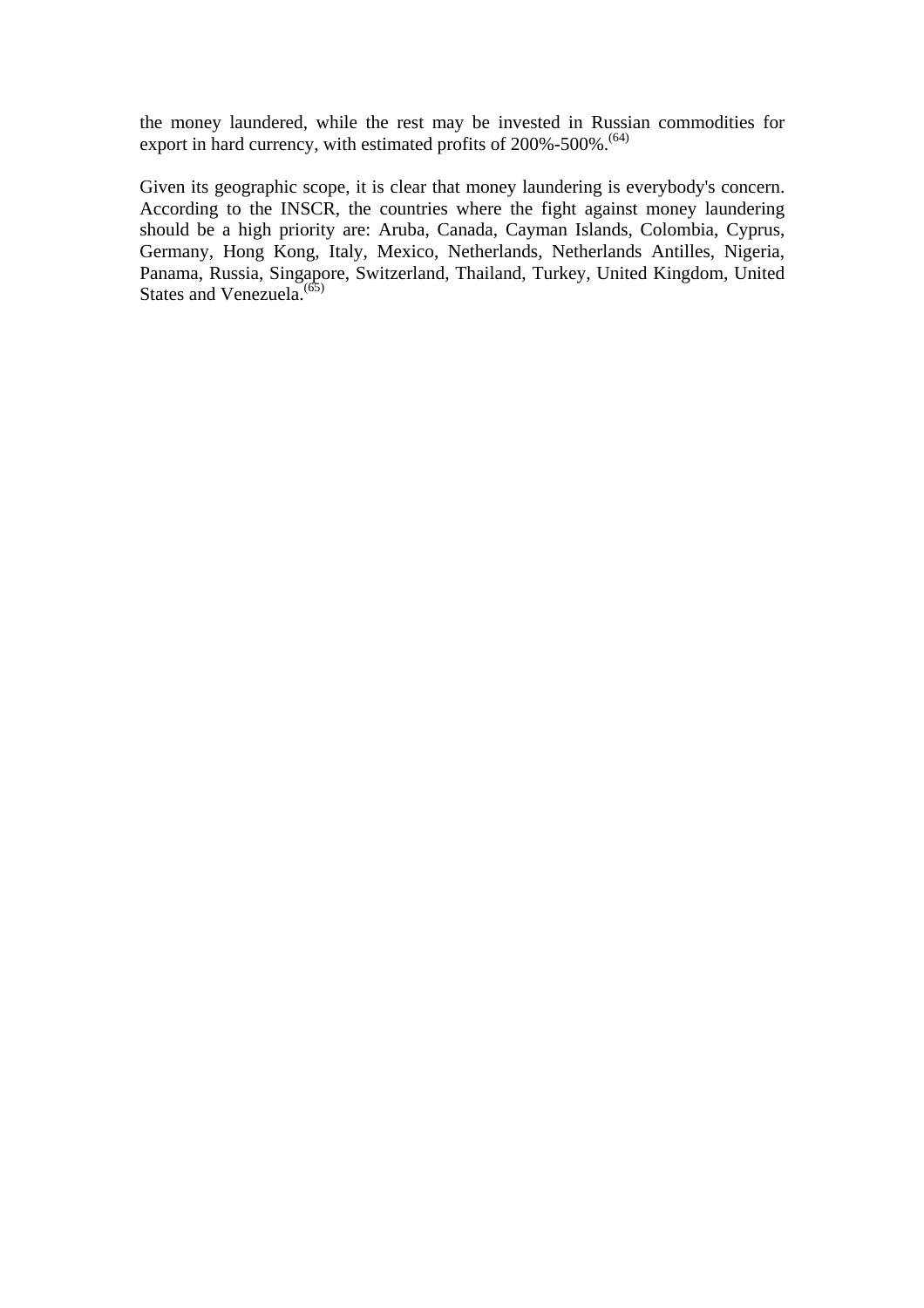the money laundered, while the rest may be invested in Russian commodities for export in hard currency, with estimated profits of 200%-500%.[(64)]

Given its geographic scope, it is clear that money laundering is everybody's concern. According to the INSCR, the countries where the fight against money laundering should be a high priority are: Aruba, Canada, Cayman Islands, Colombia, Cyprus, Germany, Hong Kong, Italy, Mexico, Netherlands, Netherlands Antilles, Nigeria, Panama, Russia, Singapore, Switzerland, Thailand, Turkey, United Kingdom, United States and Venezuela.[(65)]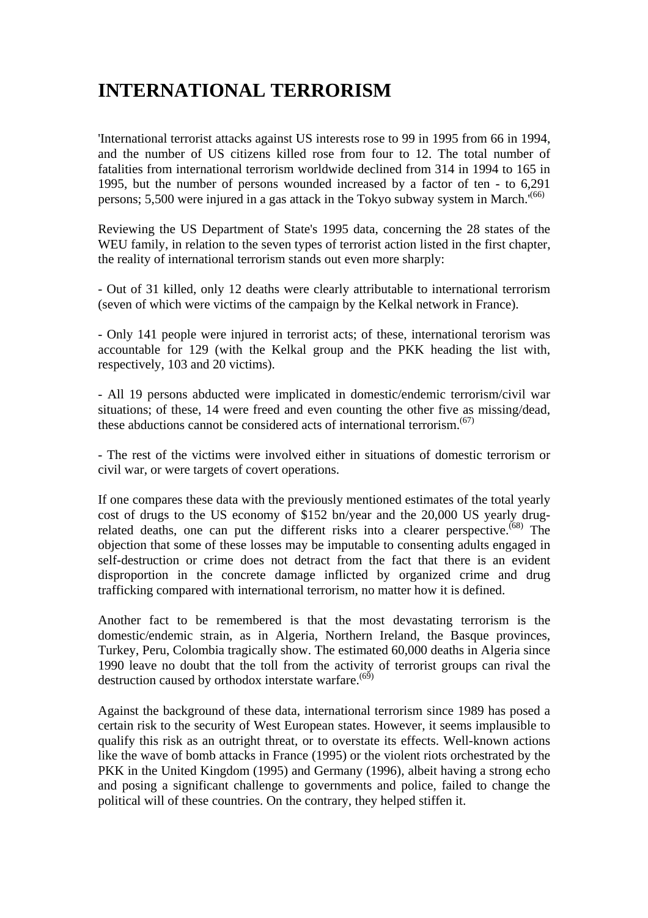# INTERNATIONAL TERRORISM

'International terrorist attacks against US interests rose to 99 in 1995 from 66 in 1994, and the number of US citizens killed rose from four to 12. The total number of fatalities from international terrorism worldwide declined from 314 in 1994 to 165 in 1995, but the number of persons wounded increased by a factor of ten - to 6,291 persons; 5,500 were injured in a gas attack in the Tokyo subway system in March.'[66]

Reviewing the US Department of State's 1995 data, concerning the 28 states of the WEU family, in relation to the seven types of terrorist action listed in the first chapter, the reality of international terrorism stands out even more sharply:

- Out of 31 killed, only 12 deaths were clearly attributable to international terrorism (seven of which were victims of the campaign by the Kelkal network in France).

- Only 141 people were injured in terrorist acts; of these, international terorism was accountable for 129 (with the Kelkal group and the PKK heading the list with, respectively, 103 and 20 victims).

- All 19 persons abducted were implicated in domestic/endemic terrorism/civil war situations; of these, 14 were freed and even counting the other five as missing/dead, these abductions cannot be considered acts of international terrorism.[67]

- The rest of the victims were involved either in situations of domestic terrorism or civil war, or were targets of covert operations.

If one compares these data with the previously mentioned estimates of the total yearly cost of drugs to the US economy of $152 bn/year and the 20,000 US yearly drug-related deaths, one can put the different risks into a clearer perspective.[68] The objection that some of these losses may be imputable to consenting adults engaged in self-destruction or crime does not detract from the fact that there is an evident disproportion in the concrete damage inflicted by organized crime and drug trafficking compared with international terrorism, no matter how it is defined.

Another fact to be remembered is that the most devastating terrorism is the domestic/endemic strain, as in Algeria, Northern Ireland, the Basque provinces, Turkey, Peru, Colombia tragically show. The estimated 60,000 deaths in Algeria since 1990 leave no doubt that the toll from the activity of terrorist groups can rival the destruction caused by orthodox interstate warfare.[69]

Against the background of these data, international terrorism since 1989 has posed a certain risk to the security of West European states. However, it seems implausible to qualify this risk as an outright threat, or to overstate its effects. Well-known actions like the wave of bomb attacks in France (1995) or the violent riots orchestrated by the PKK in the United Kingdom (1995) and Germany (1996), albeit having a strong echo and posing a significant challenge to governments and police, failed to change the political will of these countries. On the contrary, they helped stiffen it.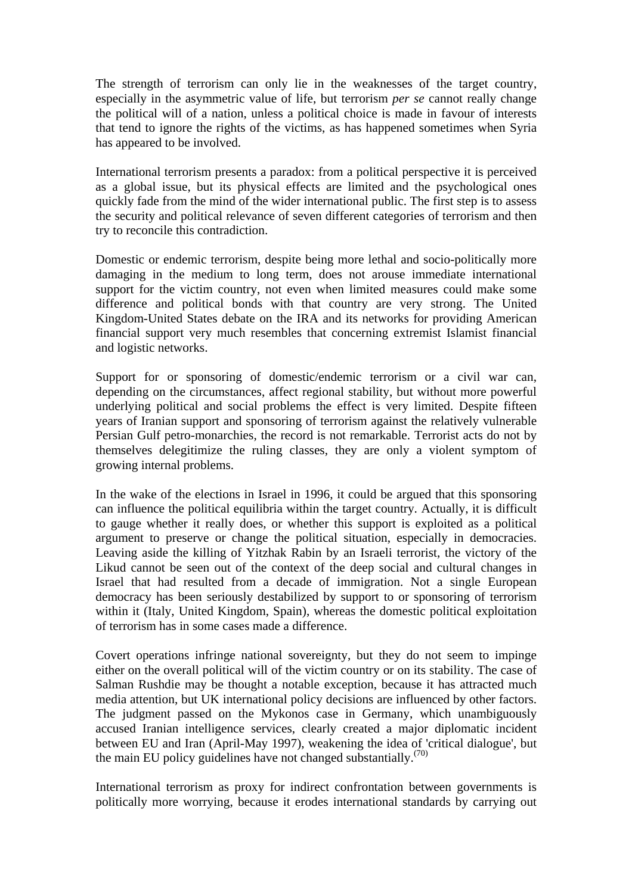The strength of terrorism can only lie in the weaknesses of the target country, especially in the asymmetric value of life, but terrorism *per se* cannot really change the political will of a nation, unless a political choice is made in favour of interests that tend to ignore the rights of the victims, as has happened sometimes when Syria has appeared to be involved.

International terrorism presents a paradox: from a political perspective it is perceived as a global issue, but its physical effects are limited and the psychological ones quickly fade from the mind of the wider international public. The first step is to assess the security and political relevance of seven different categories of terrorism and then try to reconcile this contradiction.

Domestic or endemic terrorism, despite being more lethal and socio-politically more damaging in the medium to long term, does not arouse immediate international support for the victim country, not even when limited measures could make some difference and political bonds with that country are very strong. The United Kingdom-United States debate on the IRA and its networks for providing American financial support very much resembles that concerning extremist Islamist financial and logistic networks.

Support for or sponsoring of domestic/endemic terrorism or a civil war can, depending on the circumstances, affect regional stability, but without more powerful underlying political and social problems the effect is very limited. Despite fifteen years of Iranian support and sponsoring of terrorism against the relatively vulnerable Persian Gulf petro-monarchies, the record is not remarkable. Terrorist acts do not by themselves delegitimize the ruling classes, they are only a violent symptom of growing internal problems.

In the wake of the elections in Israel in 1996, it could be argued that this sponsoring can influence the political equilibria within the target country. Actually, it is difficult to gauge whether it really does, or whether this support is exploited as a political argument to preserve or change the political situation, especially in democracies. Leaving aside the killing of Yitzhak Rabin by an Israeli terrorist, the victory of the Likud cannot be seen out of the context of the deep social and cultural changes in Israel that had resulted from a decade of immigration. Not a single European democracy has been seriously destabilized by support to or sponsoring of terrorism within it (Italy, United Kingdom, Spain), whereas the domestic political exploitation of terrorism has in some cases made a difference.

Covert operations infringe national sovereignty, but they do not seem to impinge either on the overall political will of the victim country or on its stability. The case of Salman Rushdie may be thought a notable exception, because it has attracted much media attention, but UK international policy decisions are influenced by other factors. The judgment passed on the Mykonos case in Germany, which unambiguously accused Iranian intelligence services, clearly created a major diplomatic incident between EU and Iran (April-May 1997), weakening the idea of 'critical dialogue', but the main EU policy guidelines have not changed substantially.[(70)]

International terrorism as proxy for indirect confrontation between governments is politically more worrying, because it erodes international standards by carrying out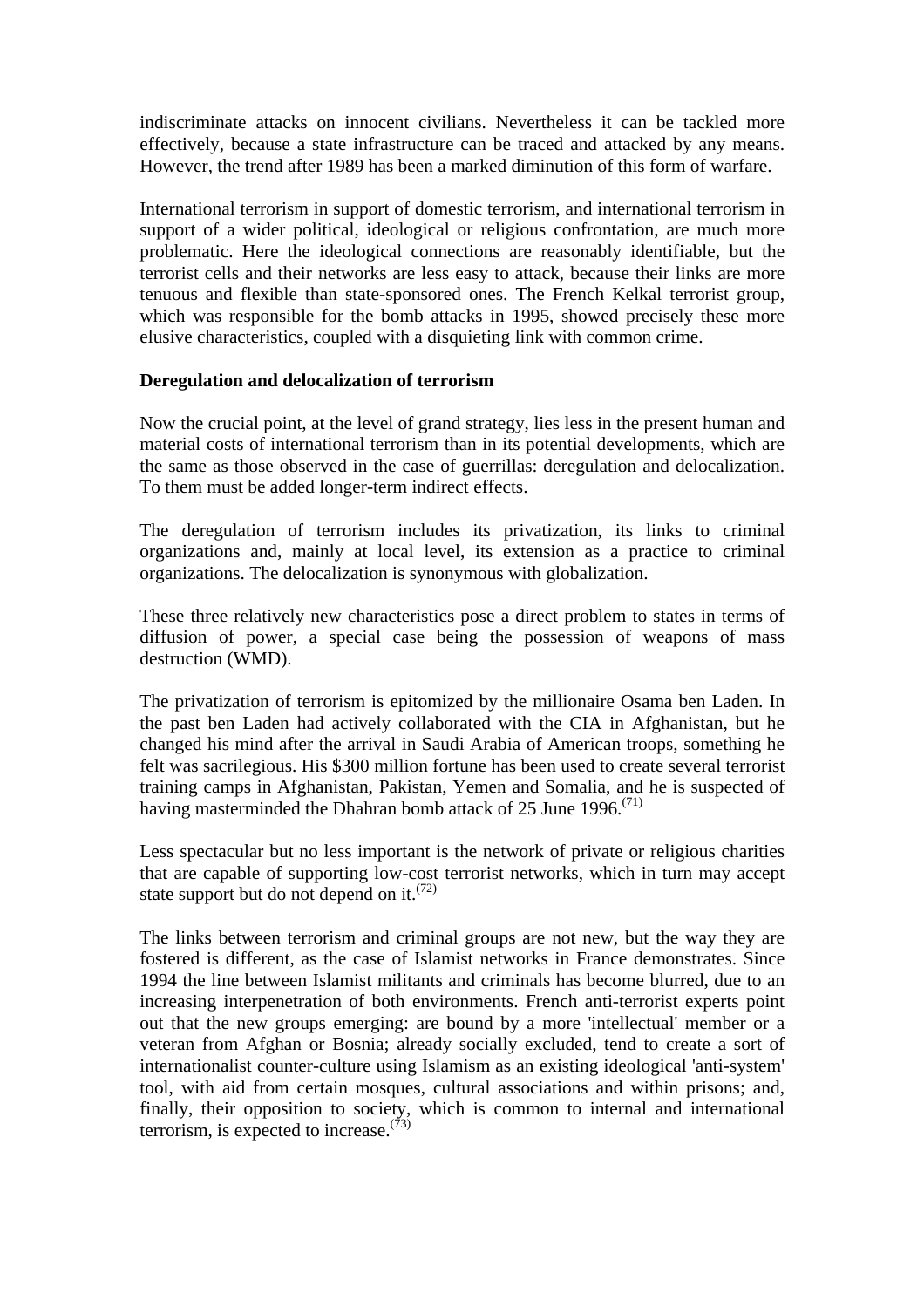indiscriminate attacks on innocent civilians. Nevertheless it can be tackled more effectively, because a state infrastructure can be traced and attacked by any means. However, the trend after 1989 has been a marked diminution of this form of warfare.

International terrorism in support of domestic terrorism, and international terrorism in support of a wider political, ideological or religious confrontation, are much more problematic. Here the ideological connections are reasonably identifiable, but the terrorist cells and their networks are less easy to attack, because their links are more tenuous and flexible than state-sponsored ones. The French Kelkal terrorist group, which was responsible for the bomb attacks in 1995, showed precisely these more elusive characteristics, coupled with a disquieting link with common crime.

**Deregulation and delocalization of terrorism**

Now the crucial point, at the level of grand strategy, lies less in the present human and material costs of international terrorism than in its potential developments, which are the same as those observed in the case of guerrillas: deregulation and delocalization. To them must be added longer-term indirect effects.

The deregulation of terrorism includes its privatization, its links to criminal organizations and, mainly at local level, its extension as a practice to criminal organizations. The delocalization is synonymous with globalization.

These three relatively new characteristics pose a direct problem to states in terms of diffusion of power, a special case being the possession of weapons of mass destruction (WMD).

The privatization of terrorism is epitomized by the millionaire Osama ben Laden. In the past ben Laden had actively collaborated with the CIA in Afghanistan, but he changed his mind after the arrival in Saudi Arabia of American troops, something he felt was sacrilegious. His $300 million fortune has been used to create several terrorist training camps in Afghanistan, Pakistan, Yemen and Somalia, and he is suspected of having masterminded the Dhahran bomb attack of 25 June 1996.(71)

Less spectacular but no less important is the network of private or religious charities that are capable of supporting low-cost terrorist networks, which in turn may accept state support but do not depend on it.(72)

The links between terrorism and criminal groups are not new, but the way they are fostered is different, as the case of Islamist networks in France demonstrates. Since 1994 the line between Islamist militants and criminals has become blurred, due to an increasing interpenetration of both environments. French anti-terrorist experts point out that the new groups emerging: are bound by a more 'intellectual' member or a veteran from Afghan or Bosnia; already socially excluded, tend to create a sort of internationalist counter-culture using Islamism as an existing ideological 'anti-system' tool, with aid from certain mosques, cultural associations and within prisons; and, finally, their opposition to society, which is common to internal and international terrorism, is expected to increase.(73)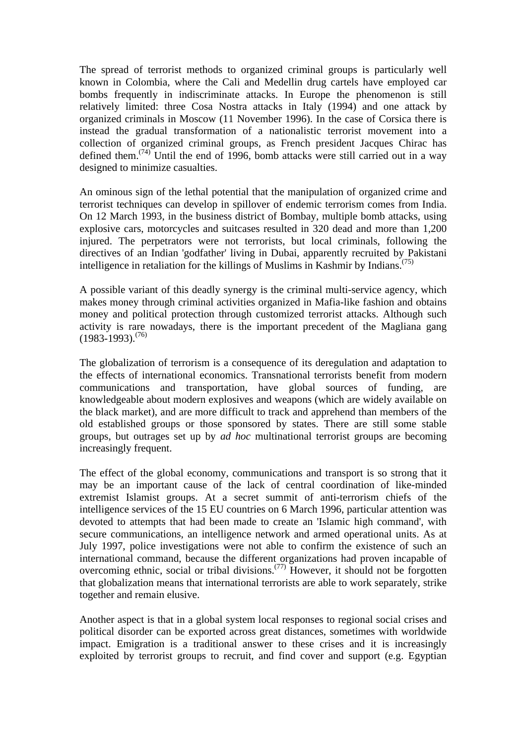The spread of terrorist methods to organized criminal groups is particularly well known in Colombia, where the Cali and Medellin drug cartels have employed car bombs frequently in indiscriminate attacks. In Europe the phenomenon is still relatively limited: three Cosa Nostra attacks in Italy (1994) and one attack by organized criminals in Moscow (11 November 1996). In the case of Corsica there is instead the gradual transformation of a nationalistic terrorist movement into a collection of organized criminal groups, as French president Jacques Chirac has defined them.(74) Until the end of 1996, bomb attacks were still carried out in a way designed to minimize casualties.

An ominous sign of the lethal potential that the manipulation of organized crime and terrorist techniques can develop in spillover of endemic terrorism comes from India. On 12 March 1993, in the business district of Bombay, multiple bomb attacks, using explosive cars, motorcycles and suitcases resulted in 320 dead and more than 1,200 injured. The perpetrators were not terrorists, but local criminals, following the directives of an Indian 'godfather' living in Dubai, apparently recruited by Pakistani intelligence in retaliation for the killings of Muslims in Kashmir by Indians.(75)

A possible variant of this deadly synergy is the criminal multi-service agency, which makes money through criminal activities organized in Mafia-like fashion and obtains money and political protection through customized terrorist attacks. Although such activity is rare nowadays, there is the important precedent of the Magliana gang (1983-1993).(76)

The globalization of terrorism is a consequence of its deregulation and adaptation to the effects of international economics. Transnational terrorists benefit from modern communications and transportation, have global sources of funding, are knowledgeable about modern explosives and weapons (which are widely available on the black market), and are more difficult to track and apprehend than members of the old established groups or those sponsored by states. There are still some stable groups, but outrages set up by *ad hoc* multinational terrorist groups are becoming increasingly frequent.

The effect of the global economy, communications and transport is so strong that it may be an important cause of the lack of central coordination of like-minded extremist Islamist groups. At a secret summit of anti-terrorism chiefs of the intelligence services of the 15 EU countries on 6 March 1996, particular attention was devoted to attempts that had been made to create an 'Islamic high command', with secure communications, an intelligence network and armed operational units. As at July 1997, police investigations were not able to confirm the existence of such an international command, because the different organizations had proven incapable of overcoming ethnic, social or tribal divisions.(77) However, it should not be forgotten that globalization means that international terrorists are able to work separately, strike together and remain elusive.

Another aspect is that in a global system local responses to regional social crises and political disorder can be exported across great distances, sometimes with worldwide impact. Emigration is a traditional answer to these crises and it is increasingly exploited by terrorist groups to recruit, and find cover and support (e.g. Egyptian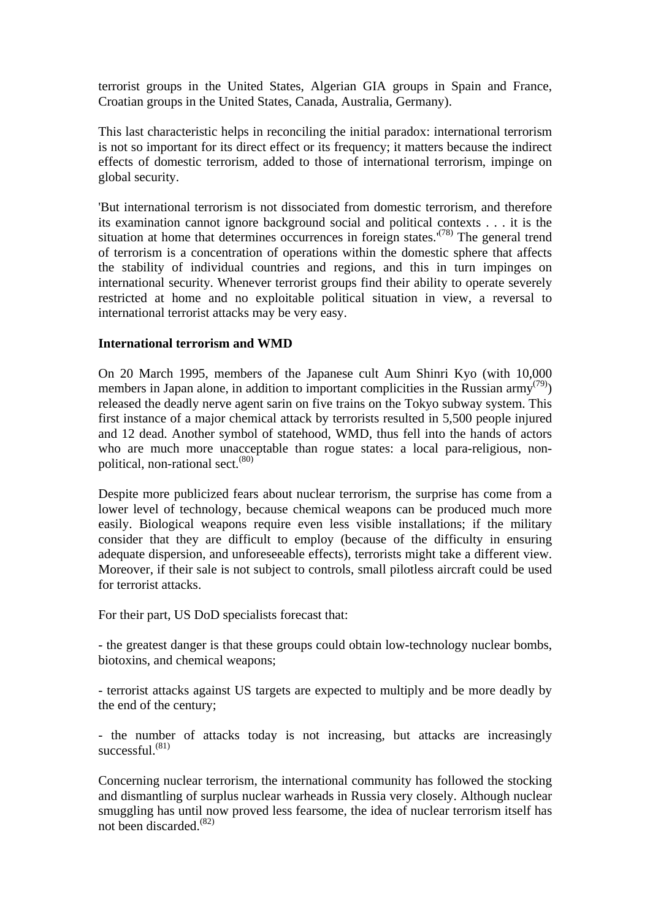terrorist groups in the United States, Algerian GIA groups in Spain and France, Croatian groups in the United States, Canada, Australia, Germany).

This last characteristic helps in reconciling the initial paradox: international terrorism is not so important for its direct effect or its frequency; it matters because the indirect effects of domestic terrorism, added to those of international terrorism, impinge on global security.

'But international terrorism is not dissociated from domestic terrorism, and therefore its examination cannot ignore background social and political contexts . . . it is the situation at home that determines occurrences in foreign states.'[78] The general trend of terrorism is a concentration of operations within the domestic sphere that affects the stability of individual countries and regions, and this in turn impinges on international security. Whenever terrorist groups find their ability to operate severely restricted at home and no exploitable political situation in view, a reversal to international terrorist attacks may be very easy.

**International terrorism and WMD**

On 20 March 1995, members of the Japanese cult Aum Shinri Kyo (with 10,000 members in Japan alone, in addition to important complicities in the Russian army[79]) released the deadly nerve agent sarin on five trains on the Tokyo subway system. This first instance of a major chemical attack by terrorists resulted in 5,500 people injured and 12 dead. Another symbol of statehood, WMD, thus fell into the hands of actors who are much more unacceptable than rogue states: a local para-religious, non-political, non-rational sect.[80]

Despite more publicized fears about nuclear terrorism, the surprise has come from a lower level of technology, because chemical weapons can be produced much more easily. Biological weapons require even less visible installations; if the military consider that they are difficult to employ (because of the difficulty in ensuring adequate dispersion, and unforeseeable effects), terrorists might take a different view. Moreover, if their sale is not subject to controls, small pilotless aircraft could be used for terrorist attacks.

For their part, US DoD specialists forecast that:

- the greatest danger is that these groups could obtain low-technology nuclear bombs, biotoxins, and chemical weapons;

- terrorist attacks against US targets are expected to multiply and be more deadly by the end of the century;

- the number of attacks today is not increasing, but attacks are increasingly successful.[81]

Concerning nuclear terrorism, the international community has followed the stocking and dismantling of surplus nuclear warheads in Russia very closely. Although nuclear smuggling has until now proved less fearsome, the idea of nuclear terrorism itself has not been discarded.[82]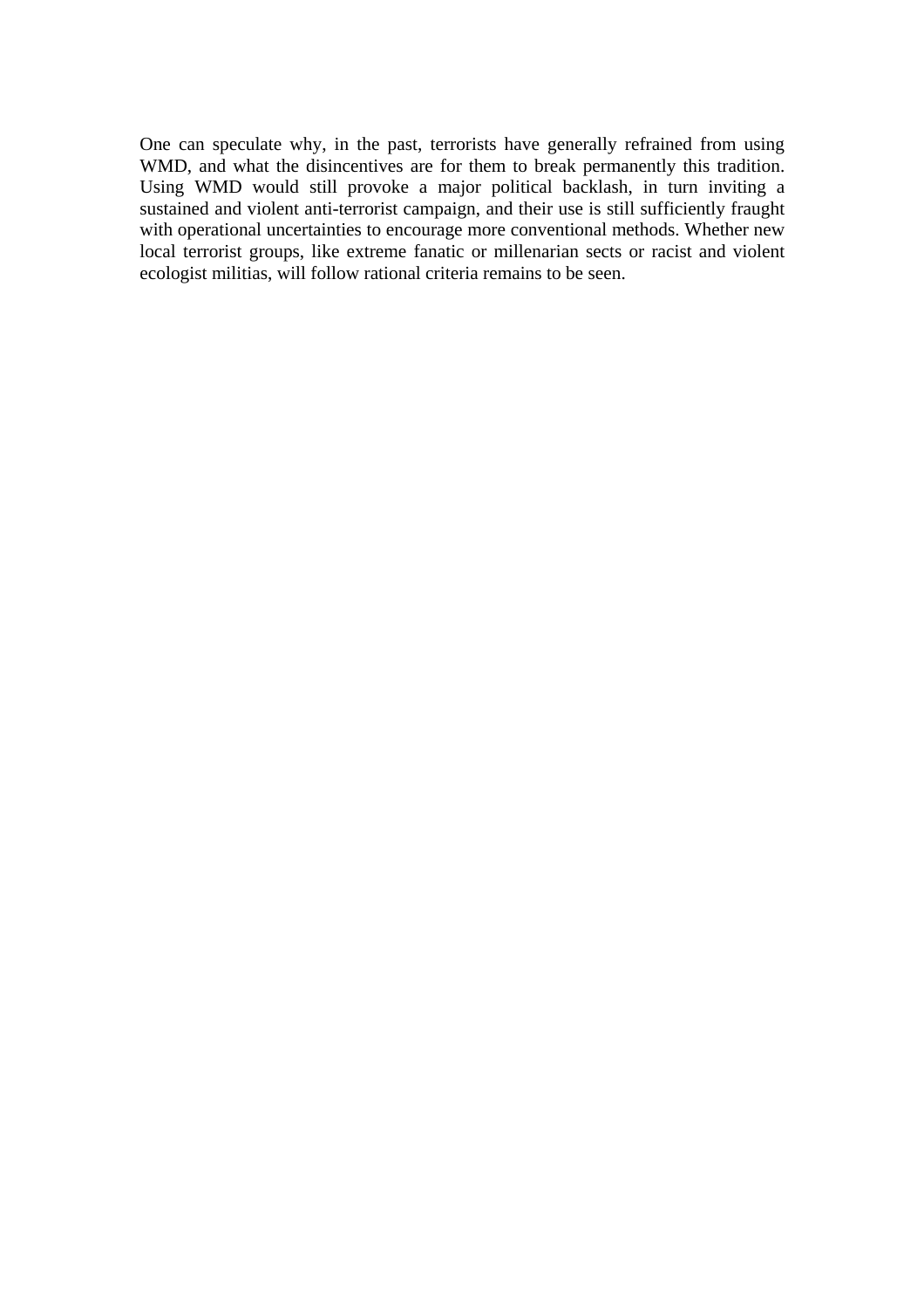One can speculate why, in the past, terrorists have generally refrained from using WMD, and what the disincentives are for them to break permanently this tradition. Using WMD would still provoke a major political backlash, in turn inviting a sustained and violent anti-terrorist campaign, and their use is still sufficiently fraught with operational uncertainties to encourage more conventional methods. Whether new local terrorist groups, like extreme fanatic or millenarian sects or racist and violent ecologist militias, will follow rational criteria remains to be seen.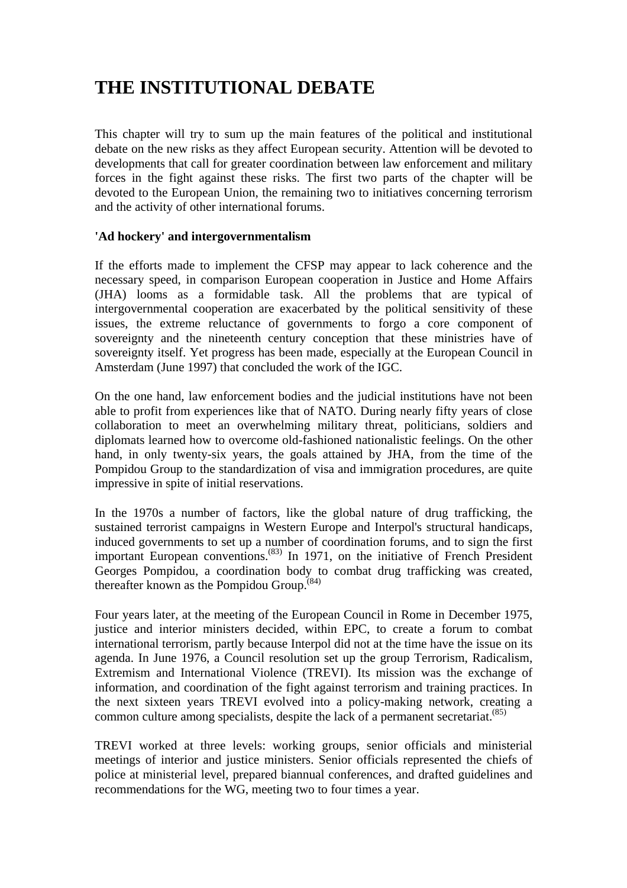# THE INSTITUTIONAL DEBATE

This chapter will try to sum up the main features of the political and institutional debate on the new risks as they affect European security. Attention will be devoted to developments that call for greater coordination between law enforcement and military forces in the fight against these risks. The first two parts of the chapter will be devoted to the European Union, the remaining two to initiatives concerning terrorism and the activity of other international forums.

**'Ad hockery' and intergovernmentalism**

If the efforts made to implement the CFSP may appear to lack coherence and the necessary speed, in comparison European cooperation in Justice and Home Affairs (JHA) looms as a formidable task. All the problems that are typical of intergovernmental cooperation are exacerbated by the political sensitivity of these issues, the extreme reluctance of governments to forgo a core component of sovereignty and the nineteenth century conception that these ministries have of sovereignty itself. Yet progress has been made, especially at the European Council in Amsterdam (June 1997) that concluded the work of the IGC.

On the one hand, law enforcement bodies and the judicial institutions have not been able to profit from experiences like that of NATO. During nearly fifty years of close collaboration to meet an overwhelming military threat, politicians, soldiers and diplomats learned how to overcome old-fashioned nationalistic feelings. On the other hand, in only twenty-six years, the goals attained by JHA, from the time of the Pompidou Group to the standardization of visa and immigration procedures, are quite impressive in spite of initial reservations.

In the 1970s a number of factors, like the global nature of drug trafficking, the sustained terrorist campaigns in Western Europe and Interpol's structural handicaps, induced governments to set up a number of coordination forums, and to sign the first important European conventions.[83] In 1971, on the initiative of French President Georges Pompidou, a coordination body to combat drug trafficking was created, thereafter known as the Pompidou Group.[84]

Four years later, at the meeting of the European Council in Rome in December 1975, justice and interior ministers decided, within EPC, to create a forum to combat international terrorism, partly because Interpol did not at the time have the issue on its agenda. In June 1976, a Council resolution set up the group Terrorism, Radicalism, Extremism and International Violence (TREVI). Its mission was the exchange of information, and coordination of the fight against terrorism and training practices. In the next sixteen years TREVI evolved into a policy-making network, creating a common culture among specialists, despite the lack of a permanent secretariat.[85]

TREVI worked at three levels: working groups, senior officials and ministerial meetings of interior and justice ministers. Senior officials represented the chiefs of police at ministerial level, prepared biannual conferences, and drafted guidelines and recommendations for the WG, meeting two to four times a year.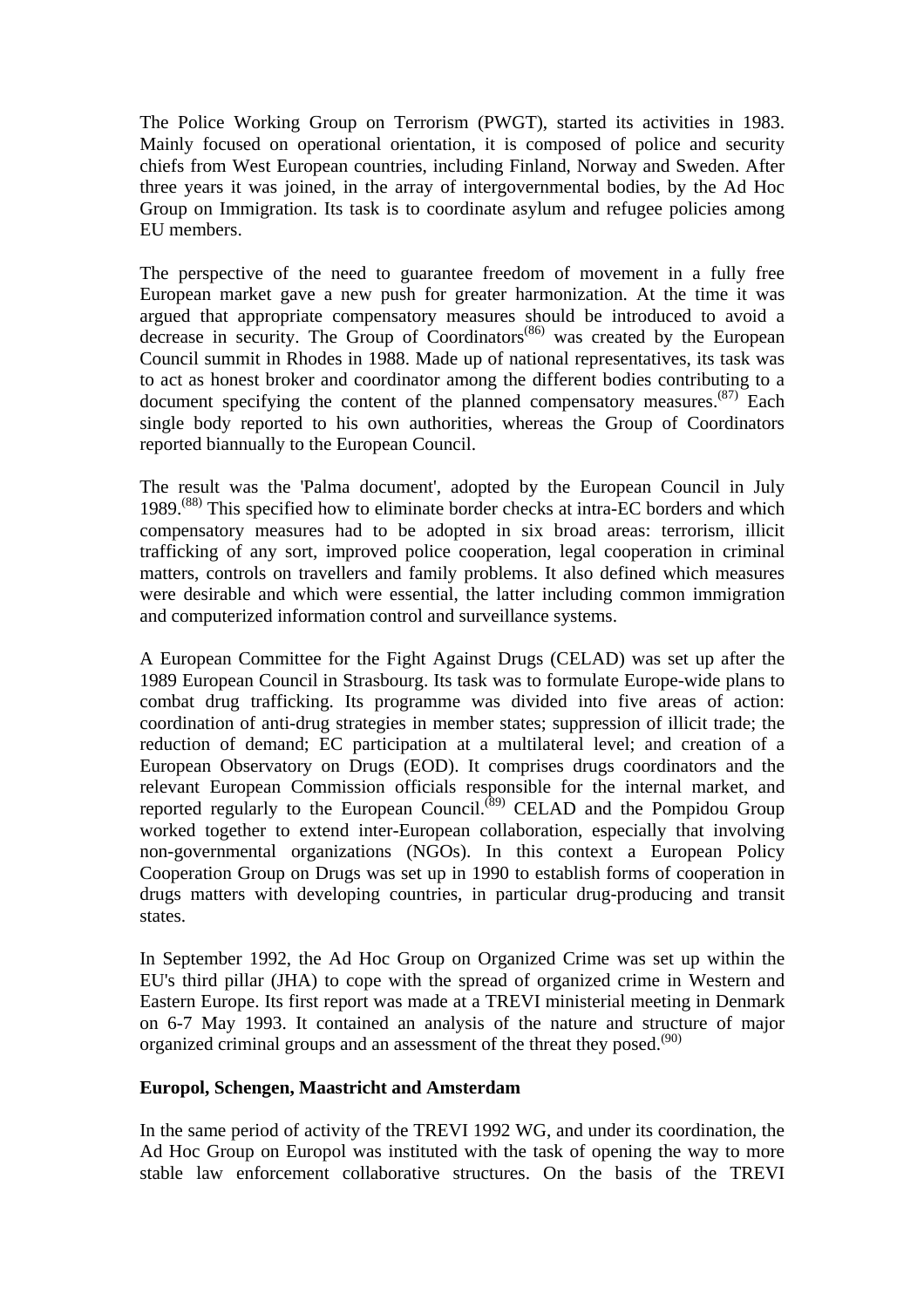The Police Working Group on Terrorism (PWGT), started its activities in 1983. Mainly focused on operational orientation, it is composed of police and security chiefs from West European countries, including Finland, Norway and Sweden. After three years it was joined, in the array of intergovernmental bodies, by the Ad Hoc Group on Immigration. Its task is to coordinate asylum and refugee policies among EU members.

The perspective of the need to guarantee freedom of movement in a fully free European market gave a new push for greater harmonization. At the time it was argued that appropriate compensatory measures should be introduced to avoid a decrease in security. The Group of Coordinators[(86)] was created by the European Council summit in Rhodes in 1988. Made up of national representatives, its task was to act as honest broker and coordinator among the different bodies contributing to a document specifying the content of the planned compensatory measures.[(87)] Each single body reported to his own authorities, whereas the Group of Coordinators reported biannually to the European Council.

The result was the 'Palma document', adopted by the European Council in July 1989.[(88)] This specified how to eliminate border checks at intra-EC borders and which compensatory measures had to be adopted in six broad areas: terrorism, illicit trafficking of any sort, improved police cooperation, legal cooperation in criminal matters, controls on travellers and family problems. It also defined which measures were desirable and which were essential, the latter including common immigration and computerized information control and surveillance systems.

A European Committee for the Fight Against Drugs (CELAD) was set up after the 1989 European Council in Strasbourg. Its task was to formulate Europe-wide plans to combat drug trafficking. Its programme was divided into five areas of action: coordination of anti-drug strategies in member states; suppression of illicit trade; the reduction of demand; EC participation at a multilateral level; and creation of a European Observatory on Drugs (EOD). It comprises drugs coordinators and the relevant European Commission officials responsible for the internal market, and reported regularly to the European Council.[(89)] CELAD and the Pompidou Group worked together to extend inter-European collaboration, especially that involving non-governmental organizations (NGOs). In this context a European Policy Cooperation Group on Drugs was set up in 1990 to establish forms of cooperation in drugs matters with developing countries, in particular drug-producing and transit states.

In September 1992, the Ad Hoc Group on Organized Crime was set up within the EU's third pillar (JHA) to cope with the spread of organized crime in Western and Eastern Europe. Its first report was made at a TREVI ministerial meeting in Denmark on 6-7 May 1993. It contained an analysis of the nature and structure of major organized criminal groups and an assessment of the threat they posed.[(90)]

**Europol, Schengen, Maastricht and Amsterdam**

In the same period of activity of the TREVI 1992 WG, and under its coordination, the Ad Hoc Group on Europol was instituted with the task of opening the way to more stable law enforcement collaborative structures. On the basis of the TREVI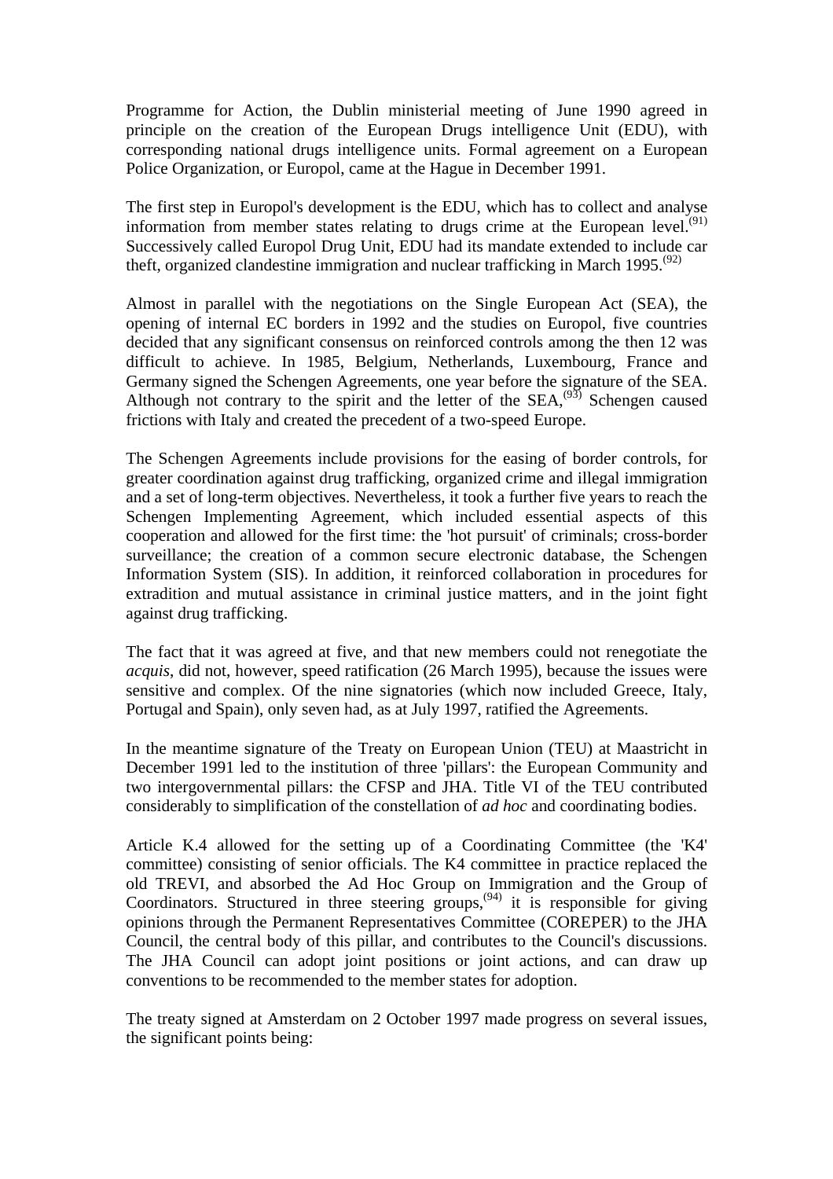Programme for Action, the Dublin ministerial meeting of June 1990 agreed in principle on the creation of the European Drugs intelligence Unit (EDU), with corresponding national drugs intelligence units. Formal agreement on a European Police Organization, or Europol, came at the Hague in December 1991.

The first step in Europol's development is the EDU, which has to collect and analyse information from member states relating to drugs crime at the European level.[91] Successively called Europol Drug Unit, EDU had its mandate extended to include car theft, organized clandestine immigration and nuclear trafficking in March 1995.[92]

Almost in parallel with the negotiations on the Single European Act (SEA), the opening of internal EC borders in 1992 and the studies on Europol, five countries decided that any significant consensus on reinforced controls among the then 12 was difficult to achieve. In 1985, Belgium, Netherlands, Luxembourg, France and Germany signed the Schengen Agreements, one year before the signature of the SEA. Although not contrary to the spirit and the letter of the SEA,[93] Schengen caused frictions with Italy and created the precedent of a two-speed Europe.

The Schengen Agreements include provisions for the easing of border controls, for greater coordination against drug trafficking, organized crime and illegal immigration and a set of long-term objectives. Nevertheless, it took a further five years to reach the Schengen Implementing Agreement, which included essential aspects of this cooperation and allowed for the first time: the 'hot pursuit' of criminals; cross-border surveillance; the creation of a common secure electronic database, the Schengen Information System (SIS). In addition, it reinforced collaboration in procedures for extradition and mutual assistance in criminal justice matters, and in the joint fight against drug trafficking.

The fact that it was agreed at five, and that new members could not renegotiate the *acquis*, did not, however, speed ratification (26 March 1995), because the issues were sensitive and complex. Of the nine signatories (which now included Greece, Italy, Portugal and Spain), only seven had, as at July 1997, ratified the Agreements.

In the meantime signature of the Treaty on European Union (TEU) at Maastricht in December 1991 led to the institution of three 'pillars': the European Community and two intergovernmental pillars: the CFSP and JHA. Title VI of the TEU contributed considerably to simplification of the constellation of *ad hoc* and coordinating bodies.

Article K.4 allowed for the setting up of a Coordinating Committee (the 'K4' committee) consisting of senior officials. The K4 committee in practice replaced the old TREVI, and absorbed the Ad Hoc Group on Immigration and the Group of Coordinators. Structured in three steering groups,[94] it is responsible for giving opinions through the Permanent Representatives Committee (COREPER) to the JHA Council, the central body of this pillar, and contributes to the Council's discussions. The JHA Council can adopt joint positions or joint actions, and can draw up conventions to be recommended to the member states for adoption.

The treaty signed at Amsterdam on 2 October 1997 made progress on several issues, the significant points being: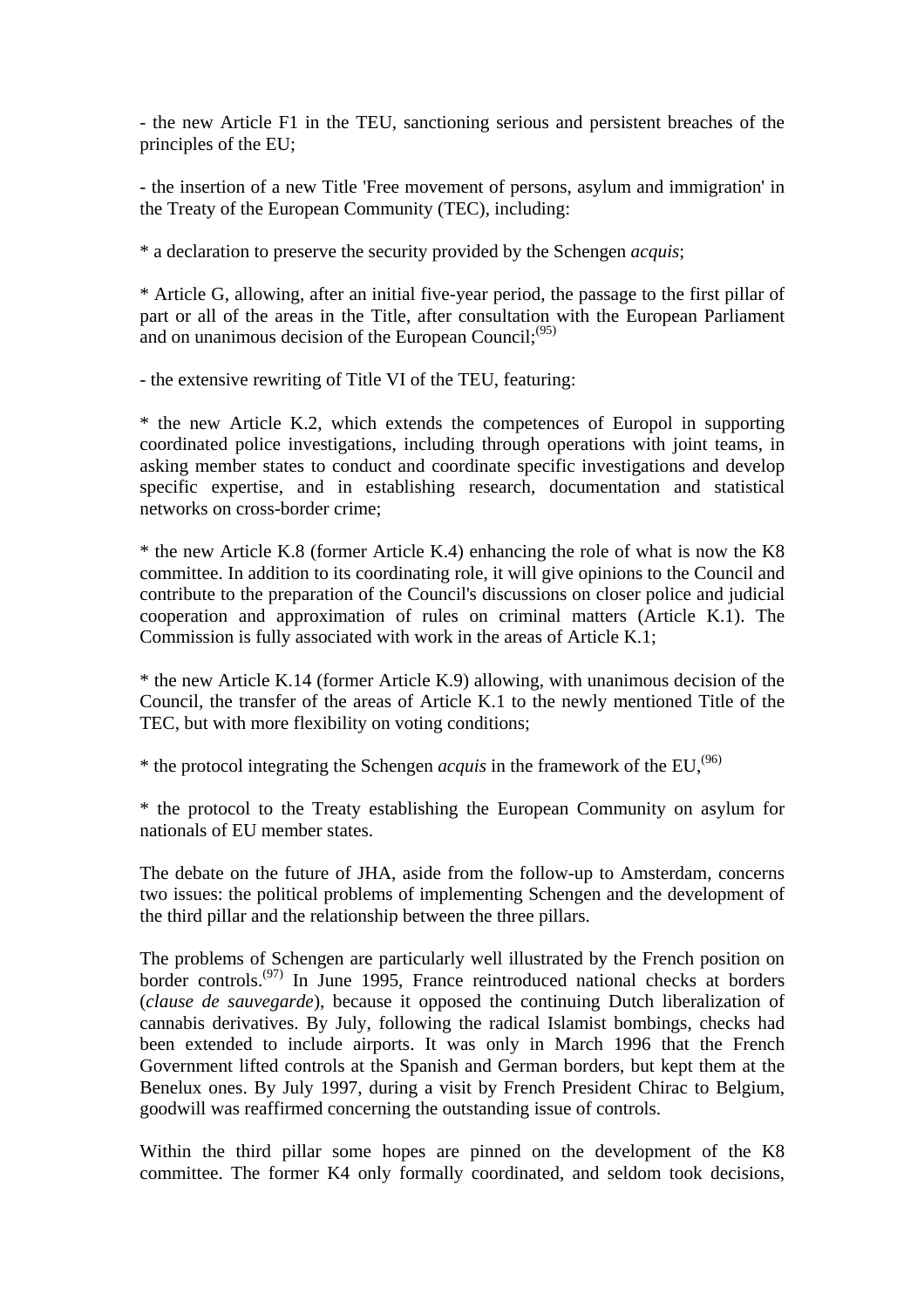- the new Article F1 in the TEU, sanctioning serious and persistent breaches of the principles of the EU;

- the insertion of a new Title 'Free movement of persons, asylum and immigration' in the Treaty of the European Community (TEC), including:

* a declaration to preserve the security provided by the Schengen *acquis*;

* Article G, allowing, after an initial five-year period, the passage to the first pillar of part or all of the areas in the Title, after consultation with the European Parliament and on unanimous decision of the European Council;[95]

- the extensive rewriting of Title VI of the TEU, featuring:

* the new Article K.2, which extends the competences of Europol in supporting coordinated police investigations, including through operations with joint teams, in asking member states to conduct and coordinate specific investigations and develop specific expertise, and in establishing research, documentation and statistical networks on cross-border crime;

* the new Article K.8 (former Article K.4) enhancing the role of what is now the K8 committee. In addition to its coordinating role, it will give opinions to the Council and contribute to the preparation of the Council's discussions on closer police and judicial cooperation and approximation of rules on criminal matters (Article K.1). The Commission is fully associated with work in the areas of Article K.1;

* the new Article K.14 (former Article K.9) allowing, with unanimous decision of the Council, the transfer of the areas of Article K.1 to the newly mentioned Title of the TEC, but with more flexibility on voting conditions;

* the protocol integrating the Schengen *acquis* in the framework of the EU,[96]

* the protocol to the Treaty establishing the European Community on asylum for nationals of EU member states.

The debate on the future of JHA, aside from the follow-up to Amsterdam, concerns two issues: the political problems of implementing Schengen and the development of the third pillar and the relationship between the three pillars.

The problems of Schengen are particularly well illustrated by the French position on border controls.[97] In June 1995, France reintroduced national checks at borders (*clause de sauvegarde*), because it opposed the continuing Dutch liberalization of cannabis derivatives. By July, following the radical Islamist bombings, checks had been extended to include airports. It was only in March 1996 that the French Government lifted controls at the Spanish and German borders, but kept them at the Benelux ones. By July 1997, during a visit by French President Chirac to Belgium, goodwill was reaffirmed concerning the outstanding issue of controls.

Within the third pillar some hopes are pinned on the development of the K8 committee. The former K4 only formally coordinated, and seldom took decisions,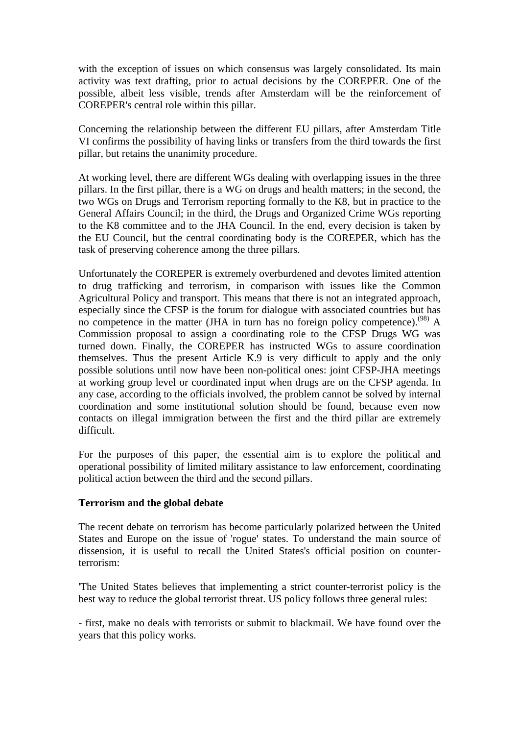with the exception of issues on which consensus was largely consolidated. Its main activity was text drafting, prior to actual decisions by the COREPER. One of the possible, albeit less visible, trends after Amsterdam will be the reinforcement of COREPER's central role within this pillar.

Concerning the relationship between the different EU pillars, after Amsterdam Title VI confirms the possibility of having links or transfers from the third towards the first pillar, but retains the unanimity procedure.

At working level, there are different WGs dealing with overlapping issues in the three pillars. In the first pillar, there is a WG on drugs and health matters; in the second, the two WGs on Drugs and Terrorism reporting formally to the K8, but in practice to the General Affairs Council; in the third, the Drugs and Organized Crime WGs reporting to the K8 committee and to the JHA Council. In the end, every decision is taken by the EU Council, but the central coordinating body is the COREPER, which has the task of preserving coherence among the three pillars.

Unfortunately the COREPER is extremely overburdened and devotes limited attention to drug trafficking and terrorism, in comparison with issues like the Common Agricultural Policy and transport. This means that there is not an integrated approach, especially since the CFSP is the forum for dialogue with associated countries but has no competence in the matter (JHA in turn has no foreign policy competence).[98] A Commission proposal to assign a coordinating role to the CFSP Drugs WG was turned down. Finally, the COREPER has instructed WGs to assure coordination themselves. Thus the present Article K.9 is very difficult to apply and the only possible solutions until now have been non-political ones: joint CFSP-JHA meetings at working group level or coordinated input when drugs are on the CFSP agenda. In any case, according to the officials involved, the problem cannot be solved by internal coordination and some institutional solution should be found, because even now contacts on illegal immigration between the first and the third pillar are extremely difficult.

For the purposes of this paper, the essential aim is to explore the political and operational possibility of limited military assistance to law enforcement, coordinating political action between the third and the second pillars.

**Terrorism and the global debate**

The recent debate on terrorism has become particularly polarized between the United States and Europe on the issue of 'rogue' states. To understand the main source of dissension, it is useful to recall the United States's official position on counter-terrorism:

'The United States believes that implementing a strict counter-terrorist policy is the best way to reduce the global terrorist threat. US policy follows three general rules:

- first, make no deals with terrorists or submit to blackmail. We have found over the years that this policy works.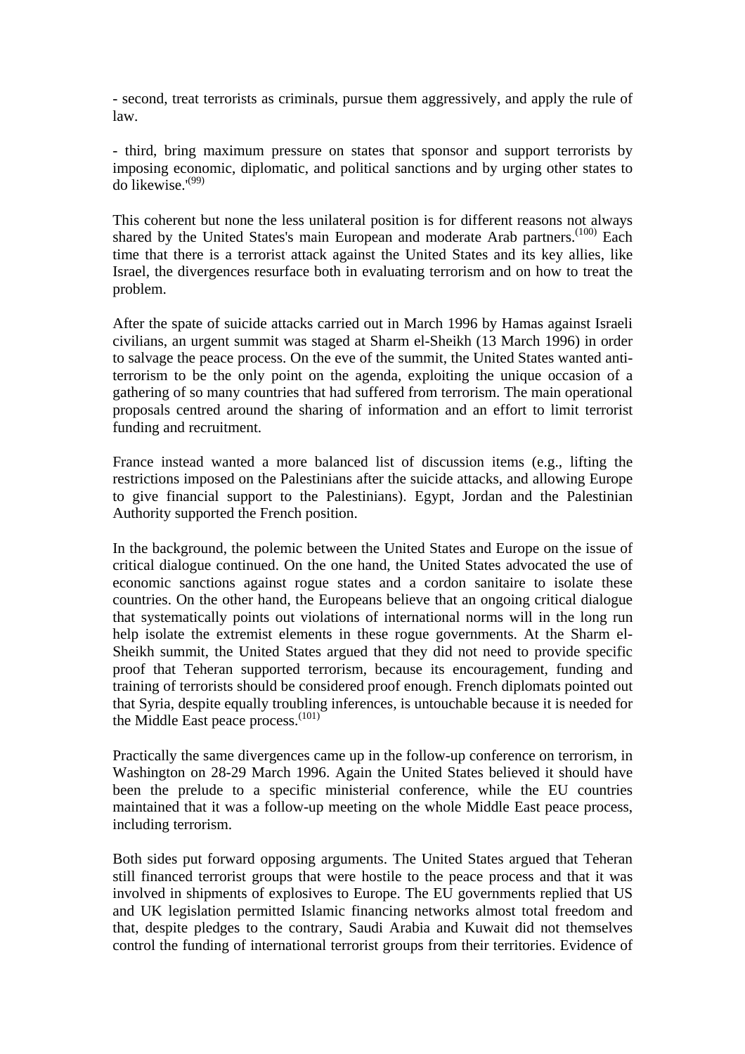- second, treat terrorists as criminals, pursue them aggressively, and apply the rule of law.

- third, bring maximum pressure on states that sponsor and support terrorists by imposing economic, diplomatic, and political sanctions and by urging other states to do likewise.'[99]

This coherent but none the less unilateral position is for different reasons not always shared by the United States's main European and moderate Arab partners.[100] Each time that there is a terrorist attack against the United States and its key allies, like Israel, the divergences resurface both in evaluating terrorism and on how to treat the problem.

After the spate of suicide attacks carried out in March 1996 by Hamas against Israeli civilians, an urgent summit was staged at Sharm el-Sheikh (13 March 1996) in order to salvage the peace process. On the eve of the summit, the United States wanted anti-terrorism to be the only point on the agenda, exploiting the unique occasion of a gathering of so many countries that had suffered from terrorism. The main operational proposals centred around the sharing of information and an effort to limit terrorist funding and recruitment.

France instead wanted a more balanced list of discussion items (e.g., lifting the restrictions imposed on the Palestinians after the suicide attacks, and allowing Europe to give financial support to the Palestinians). Egypt, Jordan and the Palestinian Authority supported the French position.

In the background, the polemic between the United States and Europe on the issue of critical dialogue continued. On the one hand, the United States advocated the use of economic sanctions against rogue states and a cordon sanitaire to isolate these countries. On the other hand, the Europeans believe that an ongoing critical dialogue that systematically points out violations of international norms will in the long run help isolate the extremist elements in these rogue governments. At the Sharm el-Sheikh summit, the United States argued that they did not need to provide specific proof that Teheran supported terrorism, because its encouragement, funding and training of terrorists should be considered proof enough. French diplomats pointed out that Syria, despite equally troubling inferences, is untouchable because it is needed for the Middle East peace process.[101]

Practically the same divergences came up in the follow-up conference on terrorism, in Washington on 28-29 March 1996. Again the United States believed it should have been the prelude to a specific ministerial conference, while the EU countries maintained that it was a follow-up meeting on the whole Middle East peace process, including terrorism.

Both sides put forward opposing arguments. The United States argued that Teheran still financed terrorist groups that were hostile to the peace process and that it was involved in shipments of explosives to Europe. The EU governments replied that US and UK legislation permitted Islamic financing networks almost total freedom and that, despite pledges to the contrary, Saudi Arabia and Kuwait did not themselves control the funding of international terrorist groups from their territories. Evidence of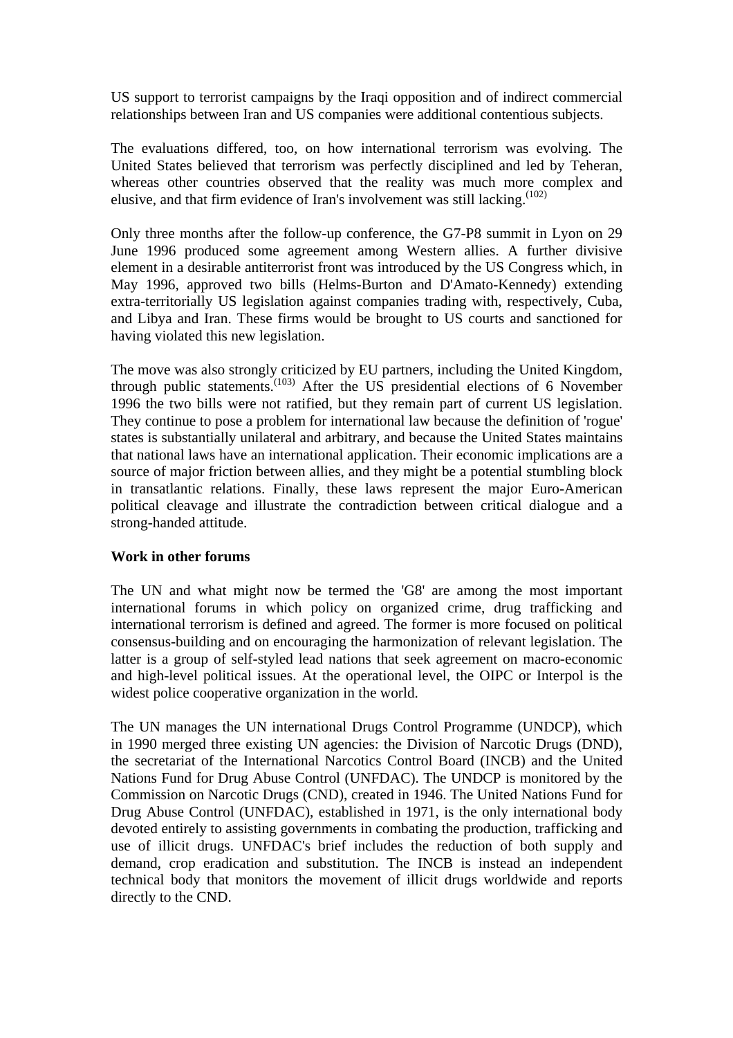US support to terrorist campaigns by the Iraqi opposition and of indirect commercial relationships between Iran and US companies were additional contentious subjects.

The evaluations differed, too, on how international terrorism was evolving. The United States believed that terrorism was perfectly disciplined and led by Teheran, whereas other countries observed that the reality was much more complex and elusive, and that firm evidence of Iran's involvement was still lacking.[102]

Only three months after the follow-up conference, the G7-P8 summit in Lyon on 29 June 1996 produced some agreement among Western allies. A further divisive element in a desirable antiterrorist front was introduced by the US Congress which, in May 1996, approved two bills (Helms-Burton and D'Amato-Kennedy) extending extra-territorially US legislation against companies trading with, respectively, Cuba, and Libya and Iran. These firms would be brought to US courts and sanctioned for having violated this new legislation.

The move was also strongly criticized by EU partners, including the United Kingdom, through public statements.[103] After the US presidential elections of 6 November 1996 the two bills were not ratified, but they remain part of current US legislation. They continue to pose a problem for international law because the definition of 'rogue' states is substantially unilateral and arbitrary, and because the United States maintains that national laws have an international application. Their economic implications are a source of major friction between allies, and they might be a potential stumbling block in transatlantic relations. Finally, these laws represent the major Euro-American political cleavage and illustrate the contradiction between critical dialogue and a strong-handed attitude.

**Work in other forums**

The UN and what might now be termed the 'G8' are among the most important international forums in which policy on organized crime, drug trafficking and international terrorism is defined and agreed. The former is more focused on political consensus-building and on encouraging the harmonization of relevant legislation. The latter is a group of self-styled lead nations that seek agreement on macro-economic and high-level political issues. At the operational level, the OIPC or Interpol is the widest police cooperative organization in the world.

The UN manages the UN international Drugs Control Programme (UNDCP), which in 1990 merged three existing UN agencies: the Division of Narcotic Drugs (DND), the secretariat of the International Narcotics Control Board (INCB) and the United Nations Fund for Drug Abuse Control (UNFDAC). The UNDCP is monitored by the Commission on Narcotic Drugs (CND), created in 1946. The United Nations Fund for Drug Abuse Control (UNFDAC), established in 1971, is the only international body devoted entirely to assisting governments in combating the production, trafficking and use of illicit drugs. UNFDAC's brief includes the reduction of both supply and demand, crop eradication and substitution. The INCB is instead an independent technical body that monitors the movement of illicit drugs worldwide and reports directly to the CND.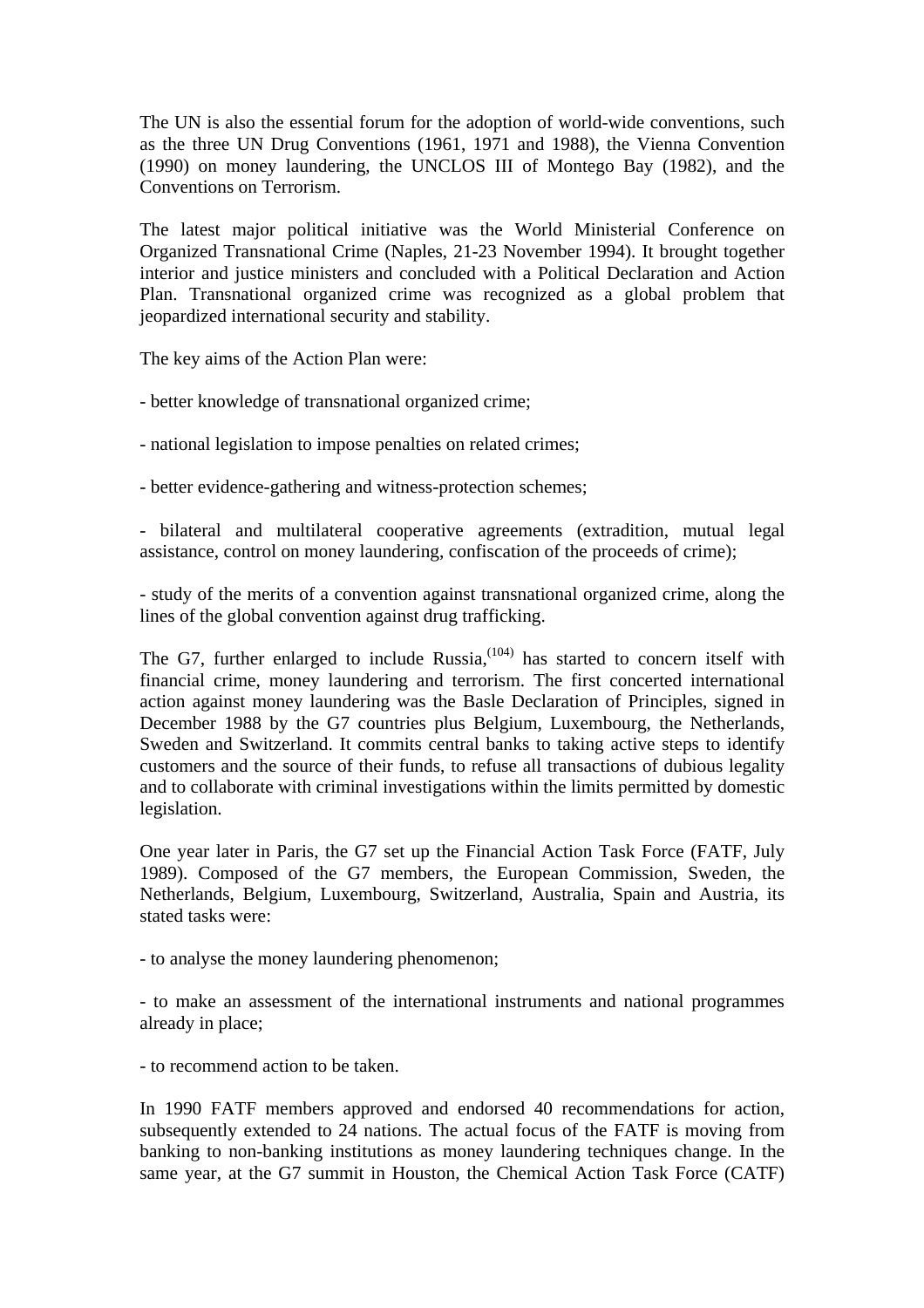The UN is also the essential forum for the adoption of world-wide conventions, such as the three UN Drug Conventions (1961, 1971 and 1988), the Vienna Convention (1990) on money laundering, the UNCLOS III of Montego Bay (1982), and the Conventions on Terrorism.

The latest major political initiative was the World Ministerial Conference on Organized Transnational Crime (Naples, 21-23 November 1994). It brought together interior and justice ministers and concluded with a Political Declaration and Action Plan. Transnational organized crime was recognized as a global problem that jeopardized international security and stability.

The key aims of the Action Plan were:

- better knowledge of transnational organized crime;

- national legislation to impose penalties on related crimes;

- better evidence-gathering and witness-protection schemes;

- bilateral and multilateral cooperative agreements (extradition, mutual legal assistance, control on money laundering, confiscation of the proceeds of crime);

- study of the merits of a convention against transnational organized crime, along the lines of the global convention against drug trafficking.

The G7, further enlarged to include Russia,[(104)] has started to concern itself with financial crime, money laundering and terrorism. The first concerted international action against money laundering was the Basle Declaration of Principles, signed in December 1988 by the G7 countries plus Belgium, Luxembourg, the Netherlands, Sweden and Switzerland. It commits central banks to taking active steps to identify customers and the source of their funds, to refuse all transactions of dubious legality and to collaborate with criminal investigations within the limits permitted by domestic legislation.

One year later in Paris, the G7 set up the Financial Action Task Force (FATF, July 1989). Composed of the G7 members, the European Commission, Sweden, the Netherlands, Belgium, Luxembourg, Switzerland, Australia, Spain and Austria, its stated tasks were:

- to analyse the money laundering phenomenon;

- to make an assessment of the international instruments and national programmes already in place;

- to recommend action to be taken.

In 1990 FATF members approved and endorsed 40 recommendations for action, subsequently extended to 24 nations. The actual focus of the FATF is moving from banking to non-banking institutions as money laundering techniques change. In the same year, at the G7 summit in Houston, the Chemical Action Task Force (CATF)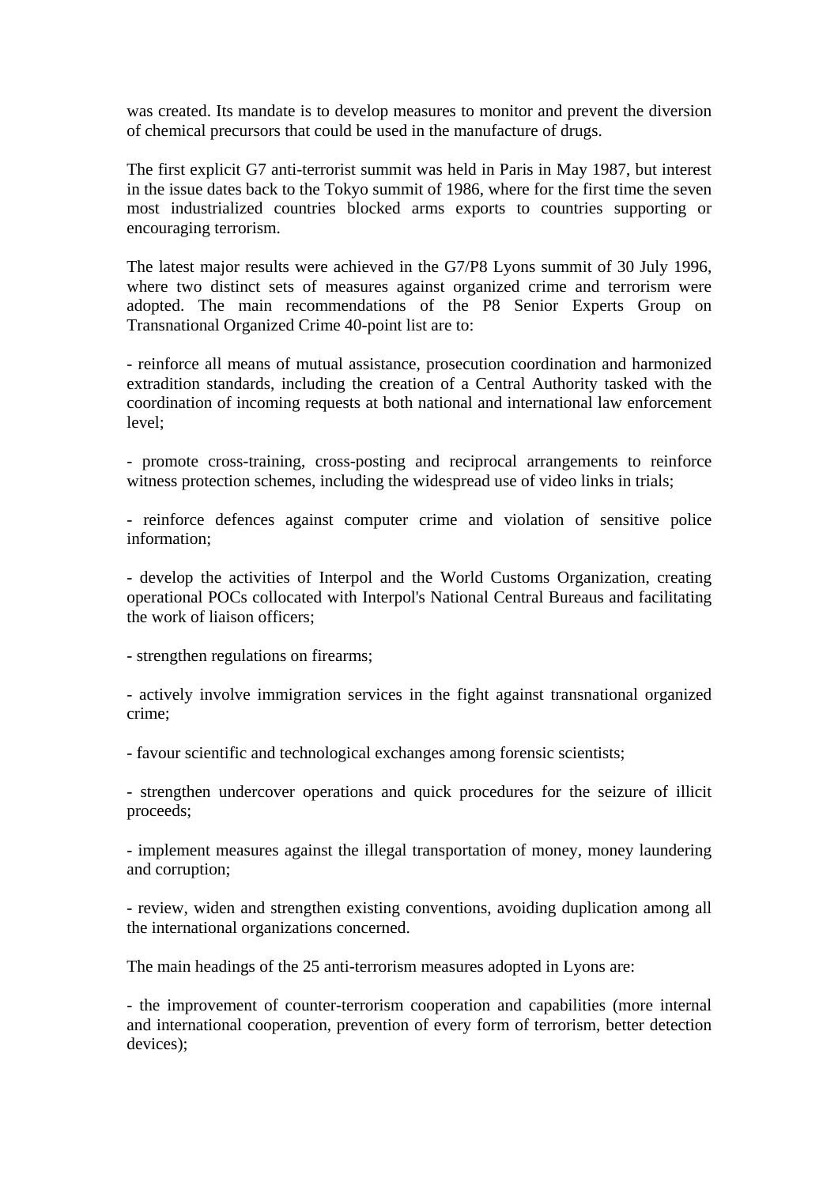was created. Its mandate is to develop measures to monitor and prevent the diversion of chemical precursors that could be used in the manufacture of drugs.

The first explicit G7 anti-terrorist summit was held in Paris in May 1987, but interest in the issue dates back to the Tokyo summit of 1986, where for the first time the seven most industrialized countries blocked arms exports to countries supporting or encouraging terrorism.

The latest major results were achieved in the G7/P8 Lyons summit of 30 July 1996, where two distinct sets of measures against organized crime and terrorism were adopted. The main recommendations of the P8 Senior Experts Group on Transnational Organized Crime 40-point list are to:

- reinforce all means of mutual assistance, prosecution coordination and harmonized extradition standards, including the creation of a Central Authority tasked with the coordination of incoming requests at both national and international law enforcement level;

- promote cross-training, cross-posting and reciprocal arrangements to reinforce witness protection schemes, including the widespread use of video links in trials;

- reinforce defences against computer crime and violation of sensitive police information;

- develop the activities of Interpol and the World Customs Organization, creating operational POCs collocated with Interpol's National Central Bureaus and facilitating the work of liaison officers;

- strengthen regulations on firearms;

- actively involve immigration services in the fight against transnational organized crime;

- favour scientific and technological exchanges among forensic scientists;

- strengthen undercover operations and quick procedures for the seizure of illicit proceeds;

- implement measures against the illegal transportation of money, money laundering and corruption;

- review, widen and strengthen existing conventions, avoiding duplication among all the international organizations concerned.

The main headings of the 25 anti-terrorism measures adopted in Lyons are:

- the improvement of counter-terrorism cooperation and capabilities (more internal and international cooperation, prevention of every form of terrorism, better detection devices);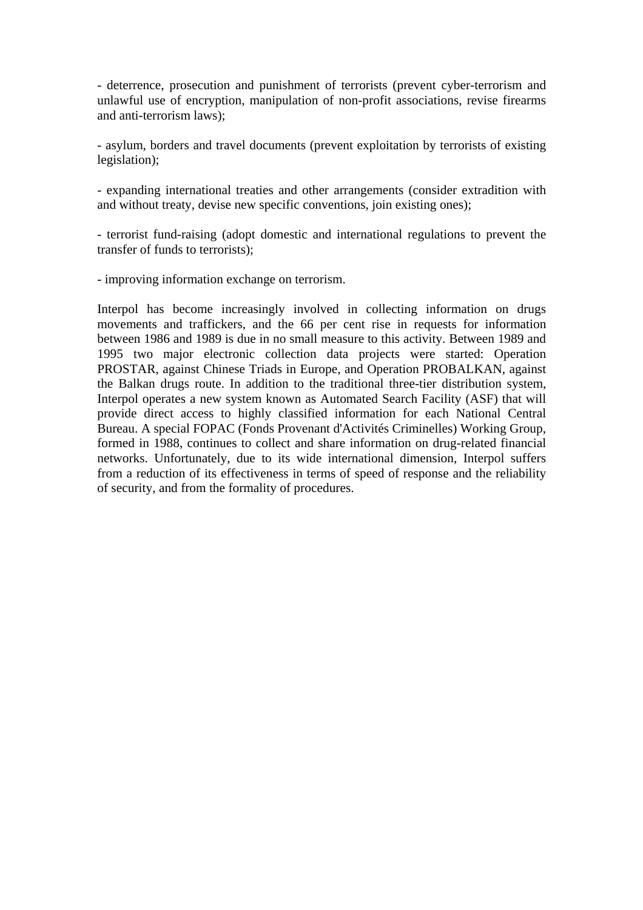- deterrence, prosecution and punishment of terrorists (prevent cyber-terrorism and unlawful use of encryption, manipulation of non-profit associations, revise firearms and anti-terrorism laws);

- asylum, borders and travel documents (prevent exploitation by terrorists of existing legislation);

- expanding international treaties and other arrangements (consider extradition with and without treaty, devise new specific conventions, join existing ones);

- terrorist fund-raising (adopt domestic and international regulations to prevent the transfer of funds to terrorists);

- improving information exchange on terrorism.

Interpol has become increasingly involved in collecting information on drugs movements and traffickers, and the 66 per cent rise in requests for information between 1986 and 1989 is due in no small measure to this activity. Between 1989 and 1995 two major electronic collection data projects were started: Operation PROSTAR, against Chinese Triads in Europe, and Operation PROBALKAN, against the Balkan drugs route. In addition to the traditional three-tier distribution system, Interpol operates a new system known as Automated Search Facility (ASF) that will provide direct access to highly classified information for each National Central Bureau. A special FOPAC (Fonds Provenant d'Activités Criminelles) Working Group, formed in 1988, continues to collect and share information on drug-related financial networks. Unfortunately, due to its wide international dimension, Interpol suffers from a reduction of its effectiveness in terms of speed of response and the reliability of security, and from the formality of procedures.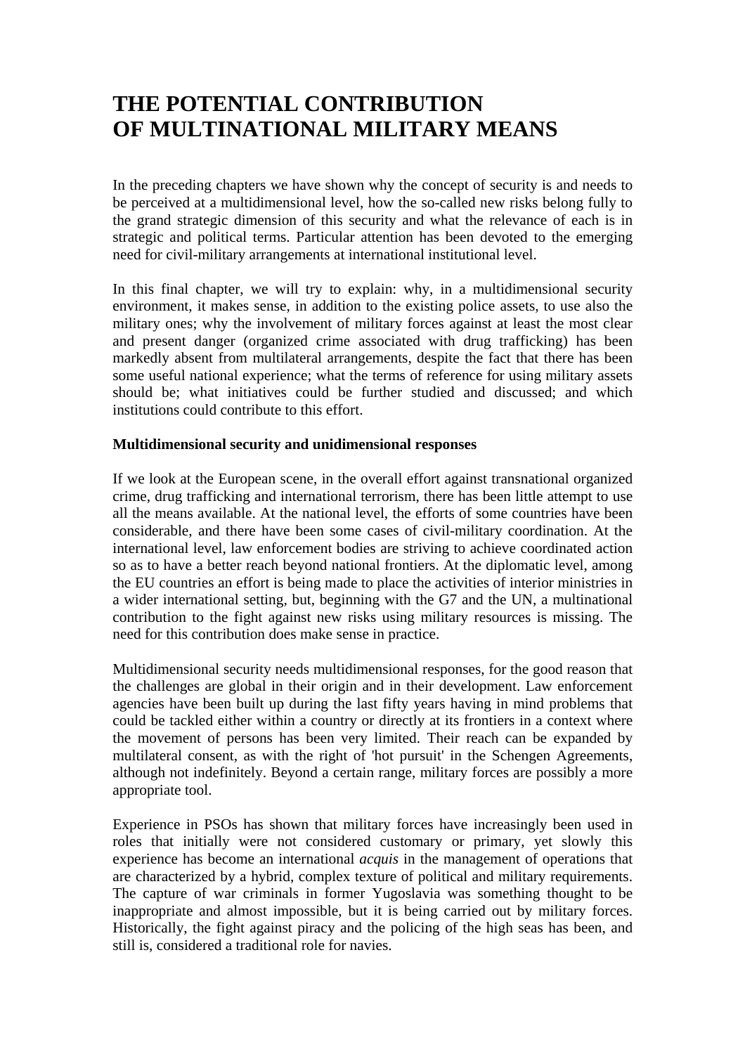# THE POTENTIAL CONTRIBUTION OF MULTINATIONAL MILITARY MEANS

In the preceding chapters we have shown why the concept of security is and needs to be perceived at a multidimensional level, how the so-called new risks belong fully to the grand strategic dimension of this security and what the relevance of each is in strategic and political terms. Particular attention has been devoted to the emerging need for civil-military arrangements at international institutional level.

In this final chapter, we will try to explain: why, in a multidimensional security environment, it makes sense, in addition to the existing police assets, to use also the military ones; why the involvement of military forces against at least the most clear and present danger (organized crime associated with drug trafficking) has been markedly absent from multilateral arrangements, despite the fact that there has been some useful national experience; what the terms of reference for using military assets should be; what initiatives could be further studied and discussed; and which institutions could contribute to this effort.

**Multidimensional security and unidimensional responses**

If we look at the European scene, in the overall effort against transnational organized crime, drug trafficking and international terrorism, there has been little attempt to use all the means available. At the national level, the efforts of some countries have been considerable, and there have been some cases of civil-military coordination. At the international level, law enforcement bodies are striving to achieve coordinated action so as to have a better reach beyond national frontiers. At the diplomatic level, among the EU countries an effort is being made to place the activities of interior ministries in a wider international setting, but, beginning with the G7 and the UN, a multinational contribution to the fight against new risks using military resources is missing. The need for this contribution does make sense in practice.

Multidimensional security needs multidimensional responses, for the good reason that the challenges are global in their origin and in their development. Law enforcement agencies have been built up during the last fifty years having in mind problems that could be tackled either within a country or directly at its frontiers in a context where the movement of persons has been very limited. Their reach can be expanded by multilateral consent, as with the right of 'hot pursuit' in the Schengen Agreements, although not indefinitely. Beyond a certain range, military forces are possibly a more appropriate tool.

Experience in PSOs has shown that military forces have increasingly been used in roles that initially were not considered customary or primary, yet slowly this experience has become an international *acquis* in the management of operations that are characterized by a hybrid, complex texture of political and military requirements. The capture of war criminals in former Yugoslavia was something thought to be inappropriate and almost impossible, but it is being carried out by military forces. Historically, the fight against piracy and the policing of the high seas has been, and still is, considered a traditional role for navies.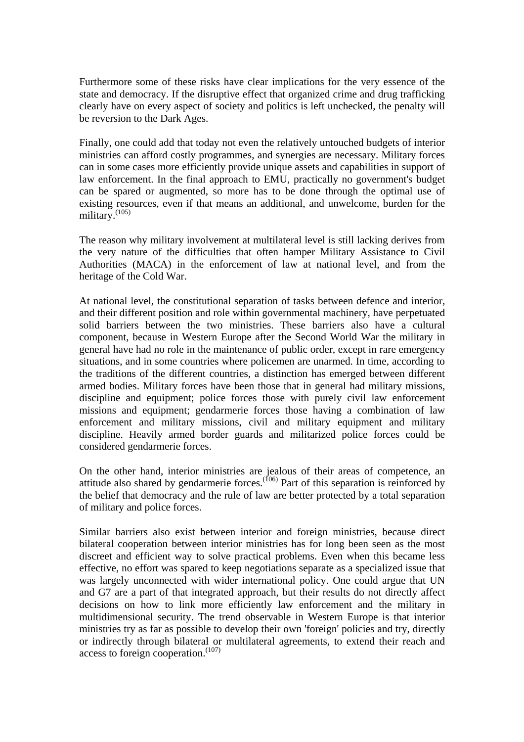Furthermore some of these risks have clear implications for the very essence of the state and democracy. If the disruptive effect that organized crime and drug trafficking clearly have on every aspect of society and politics is left unchecked, the penalty will be reversion to the Dark Ages.

Finally, one could add that today not even the relatively untouched budgets of interior ministries can afford costly programmes, and synergies are necessary. Military forces can in some cases more efficiently provide unique assets and capabilities in support of law enforcement. In the final approach to EMU, practically no government's budget can be spared or augmented, so more has to be done through the optimal use of existing resources, even if that means an additional, and unwelcome, burden for the military.[(105)]

The reason why military involvement at multilateral level is still lacking derives from the very nature of the difficulties that often hamper Military Assistance to Civil Authorities (MACA) in the enforcement of law at national level, and from the heritage of the Cold War.

At national level, the constitutional separation of tasks between defence and interior, and their different position and role within governmental machinery, have perpetuated solid barriers between the two ministries. These barriers also have a cultural component, because in Western Europe after the Second World War the military in general have had no role in the maintenance of public order, except in rare emergency situations, and in some countries where policemen are unarmed. In time, according to the traditions of the different countries, a distinction has emerged between different armed bodies. Military forces have been those that in general had military missions, discipline and equipment; police forces those with purely civil law enforcement missions and equipment; gendarmerie forces those having a combination of law enforcement and military missions, civil and military equipment and military discipline. Heavily armed border guards and militarized police forces could be considered gendarmerie forces.

On the other hand, interior ministries are jealous of their areas of competence, an attitude also shared by gendarmerie forces.[(106)] Part of this separation is reinforced by the belief that democracy and the rule of law are better protected by a total separation of military and police forces.

Similar barriers also exist between interior and foreign ministries, because direct bilateral cooperation between interior ministries has for long been seen as the most discreet and efficient way to solve practical problems. Even when this became less effective, no effort was spared to keep negotiations separate as a specialized issue that was largely unconnected with wider international policy. One could argue that UN and G7 are a part of that integrated approach, but their results do not directly affect decisions on how to link more efficiently law enforcement and the military in multidimensional security. The trend observable in Western Europe is that interior ministries try as far as possible to develop their own 'foreign' policies and try, directly or indirectly through bilateral or multilateral agreements, to extend their reach and access to foreign cooperation.[(107)]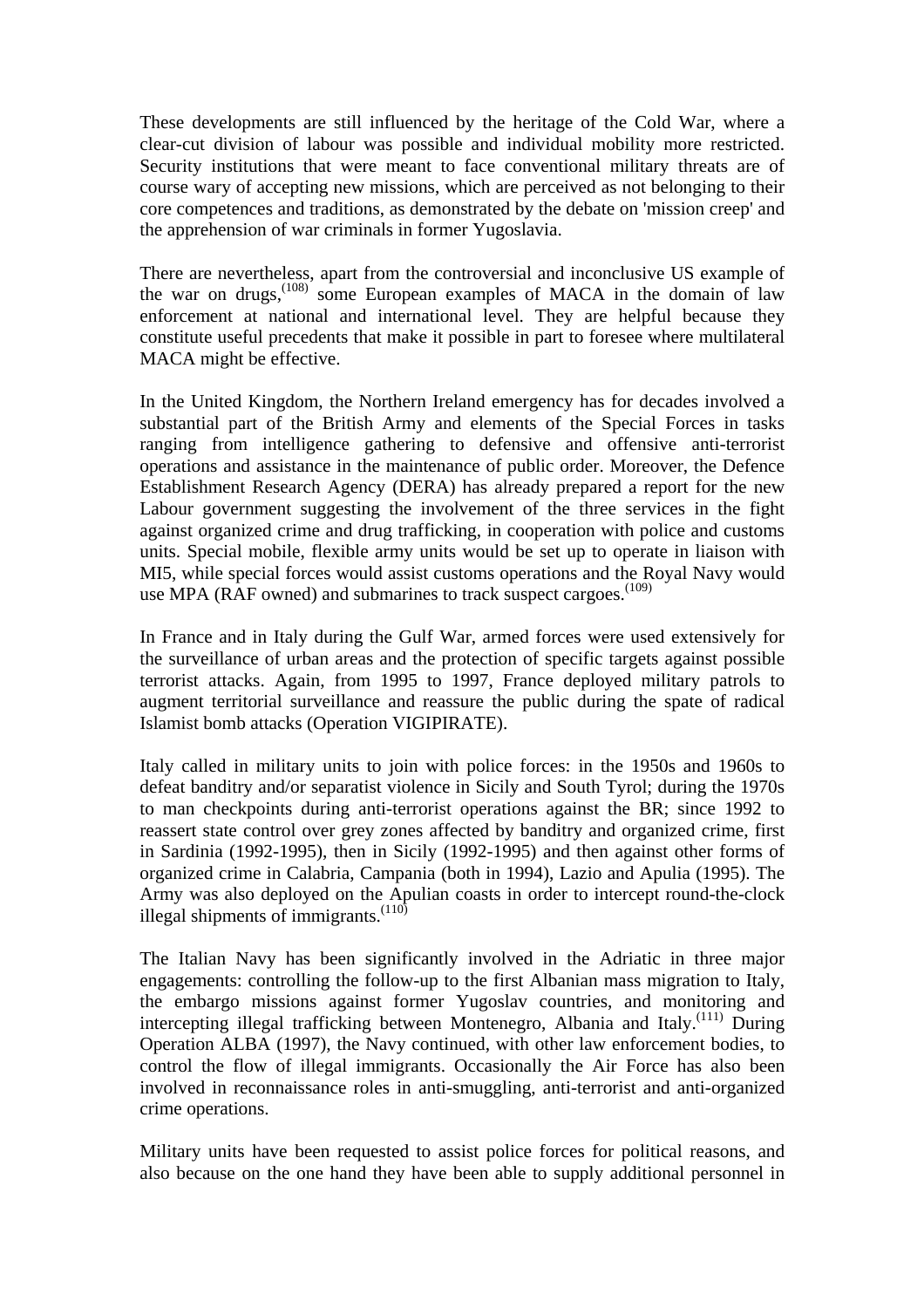These developments are still influenced by the heritage of the Cold War, where a clear-cut division of labour was possible and individual mobility more restricted. Security institutions that were meant to face conventional military threats are of course wary of accepting new missions, which are perceived as not belonging to their core competences and traditions, as demonstrated by the debate on 'mission creep' and the apprehension of war criminals in former Yugoslavia.

There are nevertheless, apart from the controversial and inconclusive US example of the war on drugs,[108] some European examples of MACA in the domain of law enforcement at national and international level. They are helpful because they constitute useful precedents that make it possible in part to foresee where multilateral MACA might be effective.

In the United Kingdom, the Northern Ireland emergency has for decades involved a substantial part of the British Army and elements of the Special Forces in tasks ranging from intelligence gathering to defensive and offensive anti-terrorist operations and assistance in the maintenance of public order. Moreover, the Defence Establishment Research Agency (DERA) has already prepared a report for the new Labour government suggesting the involvement of the three services in the fight against organized crime and drug trafficking, in cooperation with police and customs units. Special mobile, flexible army units would be set up to operate in liaison with MI5, while special forces would assist customs operations and the Royal Navy would use MPA (RAF owned) and submarines to track suspect cargoes.[109]

In France and in Italy during the Gulf War, armed forces were used extensively for the surveillance of urban areas and the protection of specific targets against possible terrorist attacks. Again, from 1995 to 1997, France deployed military patrols to augment territorial surveillance and reassure the public during the spate of radical Islamist bomb attacks (Operation VIGIPIRATE).

Italy called in military units to join with police forces: in the 1950s and 1960s to defeat banditry and/or separatist violence in Sicily and South Tyrol; during the 1970s to man checkpoints during anti-terrorist operations against the BR; since 1992 to reassert state control over grey zones affected by banditry and organized crime, first in Sardinia (1992-1995), then in Sicily (1992-1995) and then against other forms of organized crime in Calabria, Campania (both in 1994), Lazio and Apulia (1995). The Army was also deployed on the Apulian coasts in order to intercept round-the-clock illegal shipments of immigrants.[110]

The Italian Navy has been significantly involved in the Adriatic in three major engagements: controlling the follow-up to the first Albanian mass migration to Italy, the embargo missions against former Yugoslav countries, and monitoring and intercepting illegal trafficking between Montenegro, Albania and Italy.[111] During Operation ALBA (1997), the Navy continued, with other law enforcement bodies, to control the flow of illegal immigrants. Occasionally the Air Force has also been involved in reconnaissance roles in anti-smuggling, anti-terrorist and anti-organized crime operations.

Military units have been requested to assist police forces for political reasons, and also because on the one hand they have been able to supply additional personnel in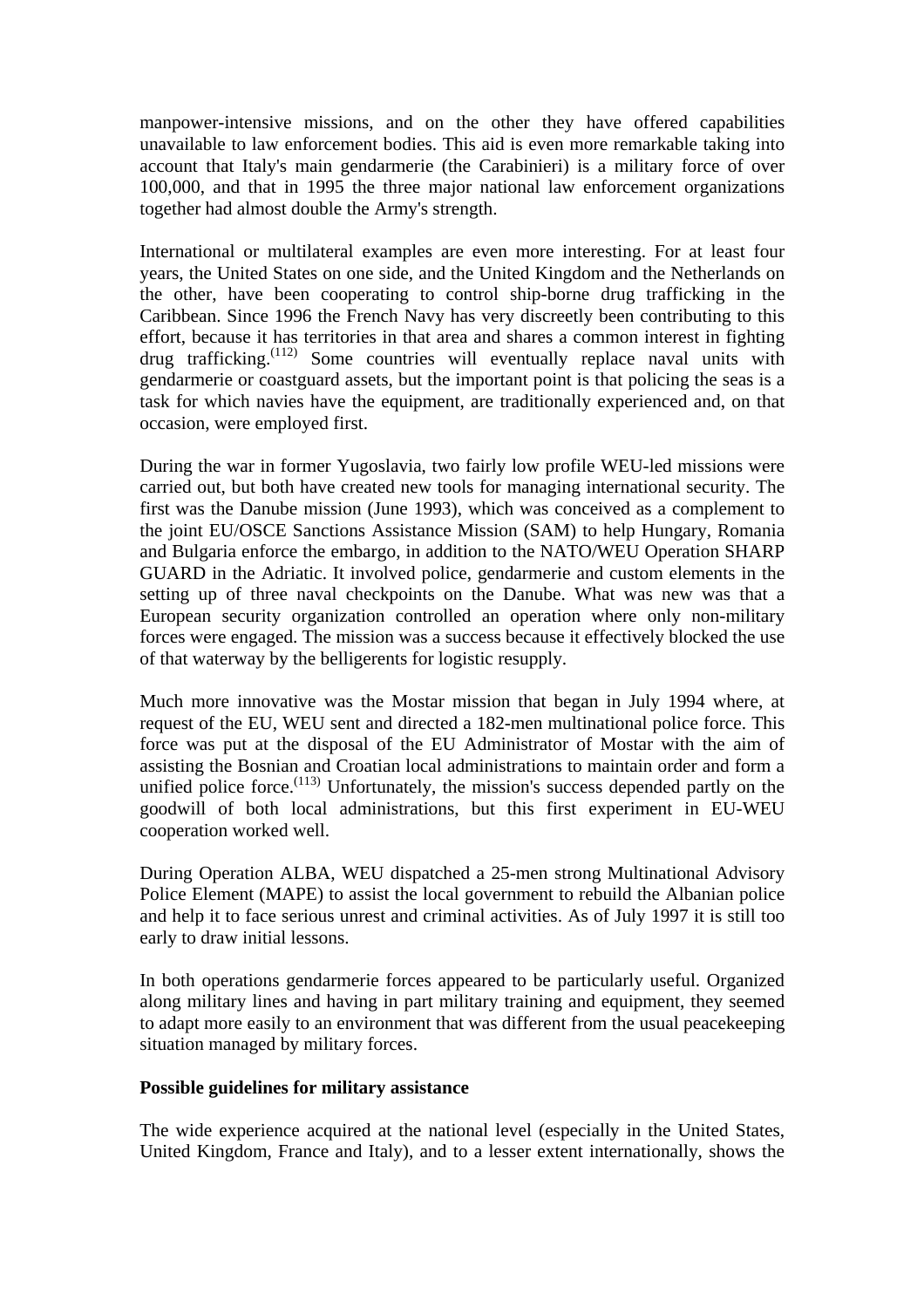manpower-intensive missions, and on the other they have offered capabilities unavailable to law enforcement bodies. This aid is even more remarkable taking into account that Italy's main gendarmerie (the Carabinieri) is a military force of over 100,000, and that in 1995 the three major national law enforcement organizations together had almost double the Army's strength.

International or multilateral examples are even more interesting. For at least four years, the United States on one side, and the United Kingdom and the Netherlands on the other, have been cooperating to control ship-borne drug trafficking in the Caribbean. Since 1996 the French Navy has very discreetly been contributing to this effort, because it has territories in that area and shares a common interest in fighting drug trafficking.(112) Some countries will eventually replace naval units with gendarmerie or coastguard assets, but the important point is that policing the seas is a task for which navies have the equipment, are traditionally experienced and, on that occasion, were employed first.

During the war in former Yugoslavia, two fairly low profile WEU-led missions were carried out, but both have created new tools for managing international security. The first was the Danube mission (June 1993), which was conceived as a complement to the joint EU/OSCE Sanctions Assistance Mission (SAM) to help Hungary, Romania and Bulgaria enforce the embargo, in addition to the NATO/WEU Operation SHARP GUARD in the Adriatic. It involved police, gendarmerie and custom elements in the setting up of three naval checkpoints on the Danube. What was new was that a European security organization controlled an operation where only non-military forces were engaged. The mission was a success because it effectively blocked the use of that waterway by the belligerents for logistic resupply.

Much more innovative was the Mostar mission that began in July 1994 where, at request of the EU, WEU sent and directed a 182-men multinational police force. This force was put at the disposal of the EU Administrator of Mostar with the aim of assisting the Bosnian and Croatian local administrations to maintain order and form a unified police force.(113) Unfortunately, the mission's success depended partly on the goodwill of both local administrations, but this first experiment in EU-WEU cooperation worked well.

During Operation ALBA, WEU dispatched a 25-men strong Multinational Advisory Police Element (MAPE) to assist the local government to rebuild the Albanian police and help it to face serious unrest and criminal activities. As of July 1997 it is still too early to draw initial lessons.

In both operations gendarmerie forces appeared to be particularly useful. Organized along military lines and having in part military training and equipment, they seemed to adapt more easily to an environment that was different from the usual peacekeeping situation managed by military forces.

**Possible guidelines for military assistance**

The wide experience acquired at the national level (especially in the United States, United Kingdom, France and Italy), and to a lesser extent internationally, shows the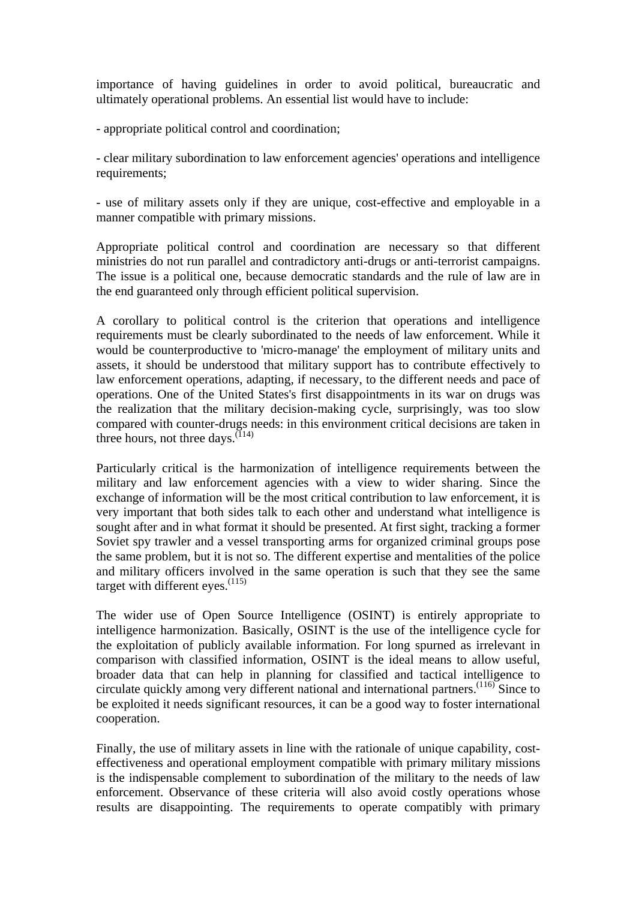importance of having guidelines in order to avoid political, bureaucratic and ultimately operational problems. An essential list would have to include:

- appropriate political control and coordination;

- clear military subordination to law enforcement agencies' operations and intelligence requirements;

- use of military assets only if they are unique, cost-effective and employable in a manner compatible with primary missions.

Appropriate political control and coordination are necessary so that different ministries do not run parallel and contradictory anti-drugs or anti-terrorist campaigns. The issue is a political one, because democratic standards and the rule of law are in the end guaranteed only through efficient political supervision.

A corollary to political control is the criterion that operations and intelligence requirements must be clearly subordinated to the needs of law enforcement. While it would be counterproductive to 'micro-manage' the employment of military units and assets, it should be understood that military support has to contribute effectively to law enforcement operations, adapting, if necessary, to the different needs and pace of operations. One of the United States's first disappointments in its war on drugs was the realization that the military decision-making cycle, surprisingly, was too slow compared with counter-drugs needs: in this environment critical decisions are taken in three hours, not three days.(114)

Particularly critical is the harmonization of intelligence requirements between the military and law enforcement agencies with a view to wider sharing. Since the exchange of information will be the most critical contribution to law enforcement, it is very important that both sides talk to each other and understand what intelligence is sought after and in what format it should be presented. At first sight, tracking a former Soviet spy trawler and a vessel transporting arms for organized criminal groups pose the same problem, but it is not so. The different expertise and mentalities of the police and military officers involved in the same operation is such that they see the same target with different eyes.(115)

The wider use of Open Source Intelligence (OSINT) is entirely appropriate to intelligence harmonization. Basically, OSINT is the use of the intelligence cycle for the exploitation of publicly available information. For long spurned as irrelevant in comparison with classified information, OSINT is the ideal means to allow useful, broader data that can help in planning for classified and tactical intelligence to circulate quickly among very different national and international partners.(116) Since to be exploited it needs significant resources, it can be a good way to foster international cooperation.

Finally, the use of military assets in line with the rationale of unique capability, cost-effectiveness and operational employment compatible with primary military missions is the indispensable complement to subordination of the military to the needs of law enforcement. Observance of these criteria will also avoid costly operations whose results are disappointing. The requirements to operate compatibly with primary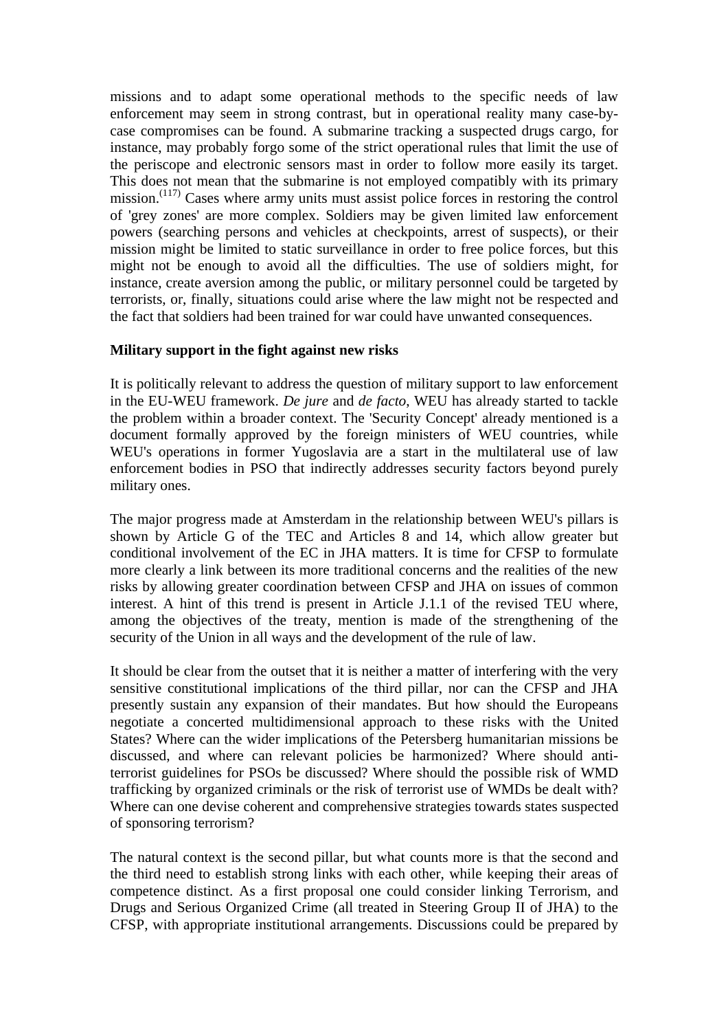missions and to adapt some operational methods to the specific needs of law enforcement may seem in strong contrast, but in operational reality many case-by-case compromises can be found. A submarine tracking a suspected drugs cargo, for instance, may probably forgo some of the strict operational rules that limit the use of the periscope and electronic sensors mast in order to follow more easily its target. This does not mean that the submarine is not employed compatibly with its primary mission.[117] Cases where army units must assist police forces in restoring the control of 'grey zones' are more complex. Soldiers may be given limited law enforcement powers (searching persons and vehicles at checkpoints, arrest of suspects), or their mission might be limited to static surveillance in order to free police forces, but this might not be enough to avoid all the difficulties. The use of soldiers might, for instance, create aversion among the public, or military personnel could be targeted by terrorists, or, finally, situations could arise where the law might not be respected and the fact that soldiers had been trained for war could have unwanted consequences.

**Military support in the fight against new risks**

It is politically relevant to address the question of military support to law enforcement in the EU-WEU framework. *De jure* and *de facto*, WEU has already started to tackle the problem within a broader context. The 'Security Concept' already mentioned is a document formally approved by the foreign ministers of WEU countries, while WEU's operations in former Yugoslavia are a start in the multilateral use of law enforcement bodies in PSO that indirectly addresses security factors beyond purely military ones.

The major progress made at Amsterdam in the relationship between WEU's pillars is shown by Article G of the TEC and Articles 8 and 14, which allow greater but conditional involvement of the EC in JHA matters. It is time for CFSP to formulate more clearly a link between its more traditional concerns and the realities of the new risks by allowing greater coordination between CFSP and JHA on issues of common interest. A hint of this trend is present in Article J.1.1 of the revised TEU where, among the objectives of the treaty, mention is made of the strengthening of the security of the Union in all ways and the development of the rule of law.

It should be clear from the outset that it is neither a matter of interfering with the very sensitive constitutional implications of the third pillar, nor can the CFSP and JHA presently sustain any expansion of their mandates. But how should the Europeans negotiate a concerted multidimensional approach to these risks with the United States? Where can the wider implications of the Petersberg humanitarian missions be discussed, and where can relevant policies be harmonized? Where should anti-terrorist guidelines for PSOs be discussed? Where should the possible risk of WMD trafficking by organized criminals or the risk of terrorist use of WMDs be dealt with? Where can one devise coherent and comprehensive strategies towards states suspected of sponsoring terrorism?

The natural context is the second pillar, but what counts more is that the second and the third need to establish strong links with each other, while keeping their areas of competence distinct. As a first proposal one could consider linking Terrorism, and Drugs and Serious Organized Crime (all treated in Steering Group II of JHA) to the CFSP, with appropriate institutional arrangements. Discussions could be prepared by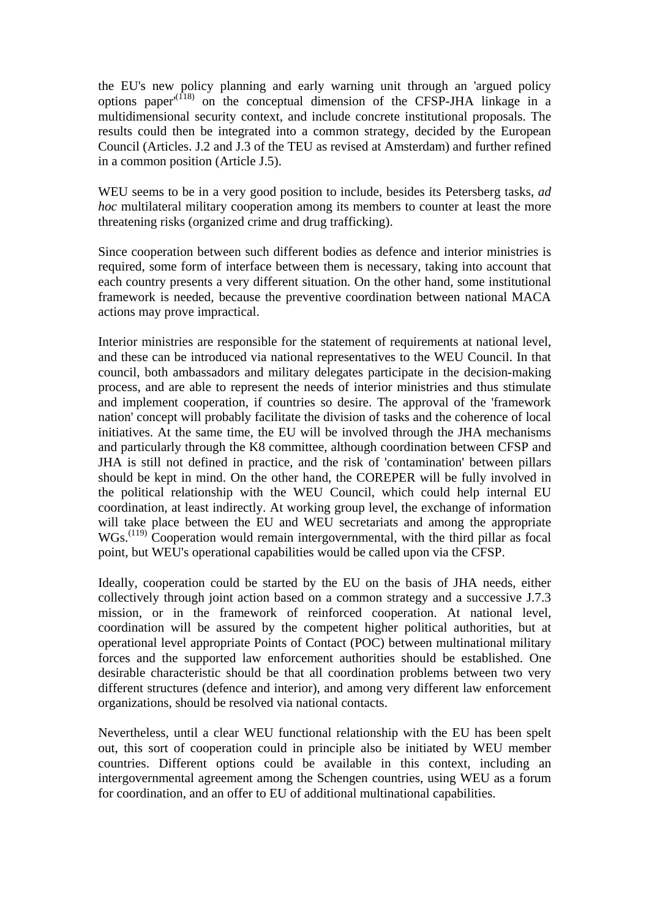the EU's new policy planning and early warning unit through an 'argued policy options paper'[118] on the conceptual dimension of the CFSP-JHA linkage in a multidimensional security context, and include concrete institutional proposals. The results could then be integrated into a common strategy, decided by the European Council (Articles. J.2 and J.3 of the TEU as revised at Amsterdam) and further refined in a common position (Article J.5).

WEU seems to be in a very good position to include, besides its Petersberg tasks, *ad hoc* multilateral military cooperation among its members to counter at least the more threatening risks (organized crime and drug trafficking).

Since cooperation between such different bodies as defence and interior ministries is required, some form of interface between them is necessary, taking into account that each country presents a very different situation. On the other hand, some institutional framework is needed, because the preventive coordination between national MACA actions may prove impractical.

Interior ministries are responsible for the statement of requirements at national level, and these can be introduced via national representatives to the WEU Council. In that council, both ambassadors and military delegates participate in the decision-making process, and are able to represent the needs of interior ministries and thus stimulate and implement cooperation, if countries so desire. The approval of the 'framework nation' concept will probably facilitate the division of tasks and the coherence of local initiatives. At the same time, the EU will be involved through the JHA mechanisms and particularly through the K8 committee, although coordination between CFSP and JHA is still not defined in practice, and the risk of 'contamination' between pillars should be kept in mind. On the other hand, the COREPER will be fully involved in the political relationship with the WEU Council, which could help internal EU coordination, at least indirectly. At working group level, the exchange of information will take place between the EU and WEU secretariats and among the appropriate WGs.[119] Cooperation would remain intergovernmental, with the third pillar as focal point, but WEU's operational capabilities would be called upon via the CFSP.

Ideally, cooperation could be started by the EU on the basis of JHA needs, either collectively through joint action based on a common strategy and a successive J.7.3 mission, or in the framework of reinforced cooperation. At national level, coordination will be assured by the competent higher political authorities, but at operational level appropriate Points of Contact (POC) between multinational military forces and the supported law enforcement authorities should be established. One desirable characteristic should be that all coordination problems between two very different structures (defence and interior), and among very different law enforcement organizations, should be resolved via national contacts.

Nevertheless, until a clear WEU functional relationship with the EU has been spelt out, this sort of cooperation could in principle also be initiated by WEU member countries. Different options could be available in this context, including an intergovernmental agreement among the Schengen countries, using WEU as a forum for coordination, and an offer to EU of additional multinational capabilities.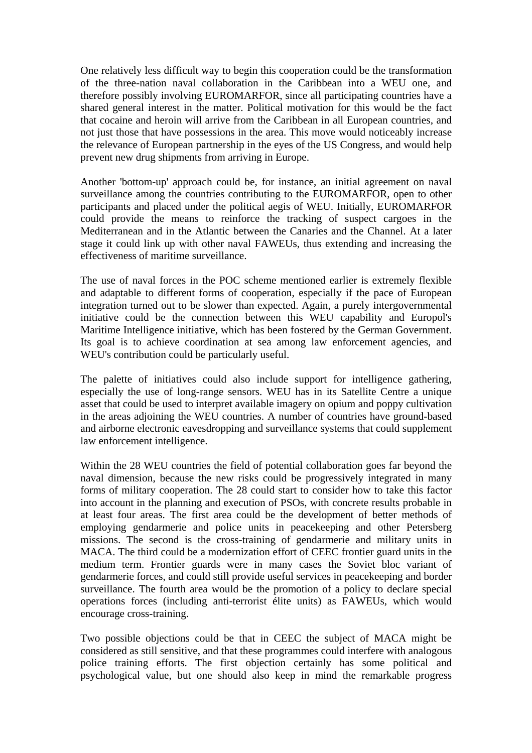One relatively less difficult way to begin this cooperation could be the transformation of the three-nation naval collaboration in the Caribbean into a WEU one, and therefore possibly involving EUROMARFOR, since all participating countries have a shared general interest in the matter. Political motivation for this would be the fact that cocaine and heroin will arrive from the Caribbean in all European countries, and not just those that have possessions in the area. This move would noticeably increase the relevance of European partnership in the eyes of the US Congress, and would help prevent new drug shipments from arriving in Europe.

Another 'bottom-up' approach could be, for instance, an initial agreement on naval surveillance among the countries contributing to the EUROMARFOR, open to other participants and placed under the political aegis of WEU. Initially, EUROMARFOR could provide the means to reinforce the tracking of suspect cargoes in the Mediterranean and in the Atlantic between the Canaries and the Channel. At a later stage it could link up with other naval FAWEUs, thus extending and increasing the effectiveness of maritime surveillance.

The use of naval forces in the POC scheme mentioned earlier is extremely flexible and adaptable to different forms of cooperation, especially if the pace of European integration turned out to be slower than expected. Again, a purely intergovernmental initiative could be the connection between this WEU capability and Europol's Maritime Intelligence initiative, which has been fostered by the German Government. Its goal is to achieve coordination at sea among law enforcement agencies, and WEU's contribution could be particularly useful.

The palette of initiatives could also include support for intelligence gathering, especially the use of long-range sensors. WEU has in its Satellite Centre a unique asset that could be used to interpret available imagery on opium and poppy cultivation in the areas adjoining the WEU countries. A number of countries have ground-based and airborne electronic eavesdropping and surveillance systems that could supplement law enforcement intelligence.

Within the 28 WEU countries the field of potential collaboration goes far beyond the naval dimension, because the new risks could be progressively integrated in many forms of military cooperation. The 28 could start to consider how to take this factor into account in the planning and execution of PSOs, with concrete results probable in at least four areas. The first area could be the development of better methods of employing gendarmerie and police units in peacekeeping and other Petersberg missions. The second is the cross-training of gendarmerie and military units in MACA. The third could be a modernization effort of CEEC frontier guard units in the medium term. Frontier guards were in many cases the Soviet bloc variant of gendarmerie forces, and could still provide useful services in peacekeeping and border surveillance. The fourth area would be the promotion of a policy to declare special operations forces (including anti-terrorist élite units) as FAWEUs, which would encourage cross-training.

Two possible objections could be that in CEEC the subject of MACA might be considered as still sensitive, and that these programmes could interfere with analogous police training efforts. The first objection certainly has some political and psychological value, but one should also keep in mind the remarkable progress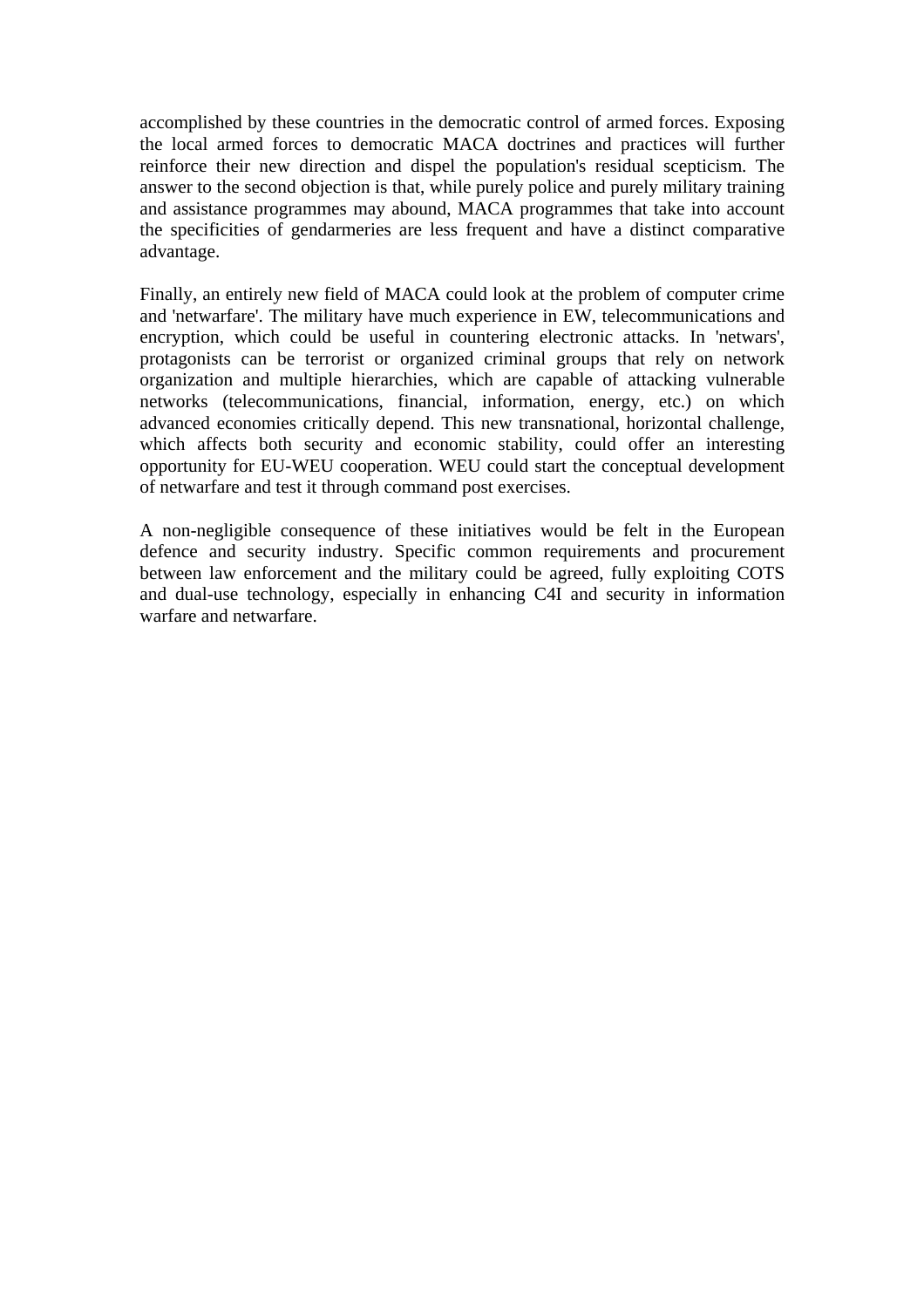accomplished by these countries in the democratic control of armed forces. Exposing the local armed forces to democratic MACA doctrines and practices will further reinforce their new direction and dispel the population's residual scepticism. The answer to the second objection is that, while purely police and purely military training and assistance programmes may abound, MACA programmes that take into account the specificities of gendarmeries are less frequent and have a distinct comparative advantage.

Finally, an entirely new field of MACA could look at the problem of computer crime and 'netwarfare'. The military have much experience in EW, telecommunications and encryption, which could be useful in countering electronic attacks. In 'netwars', protagonists can be terrorist or organized criminal groups that rely on network organization and multiple hierarchies, which are capable of attacking vulnerable networks (telecommunications, financial, information, energy, etc.) on which advanced economies critically depend. This new transnational, horizontal challenge, which affects both security and economic stability, could offer an interesting opportunity for EU-WEU cooperation. WEU could start the conceptual development of netwarfare and test it through command post exercises.

A non-negligible consequence of these initiatives would be felt in the European defence and security industry. Specific common requirements and procurement between law enforcement and the military could be agreed, fully exploiting COTS and dual-use technology, especially in enhancing C4I and security in information warfare and netwarfare.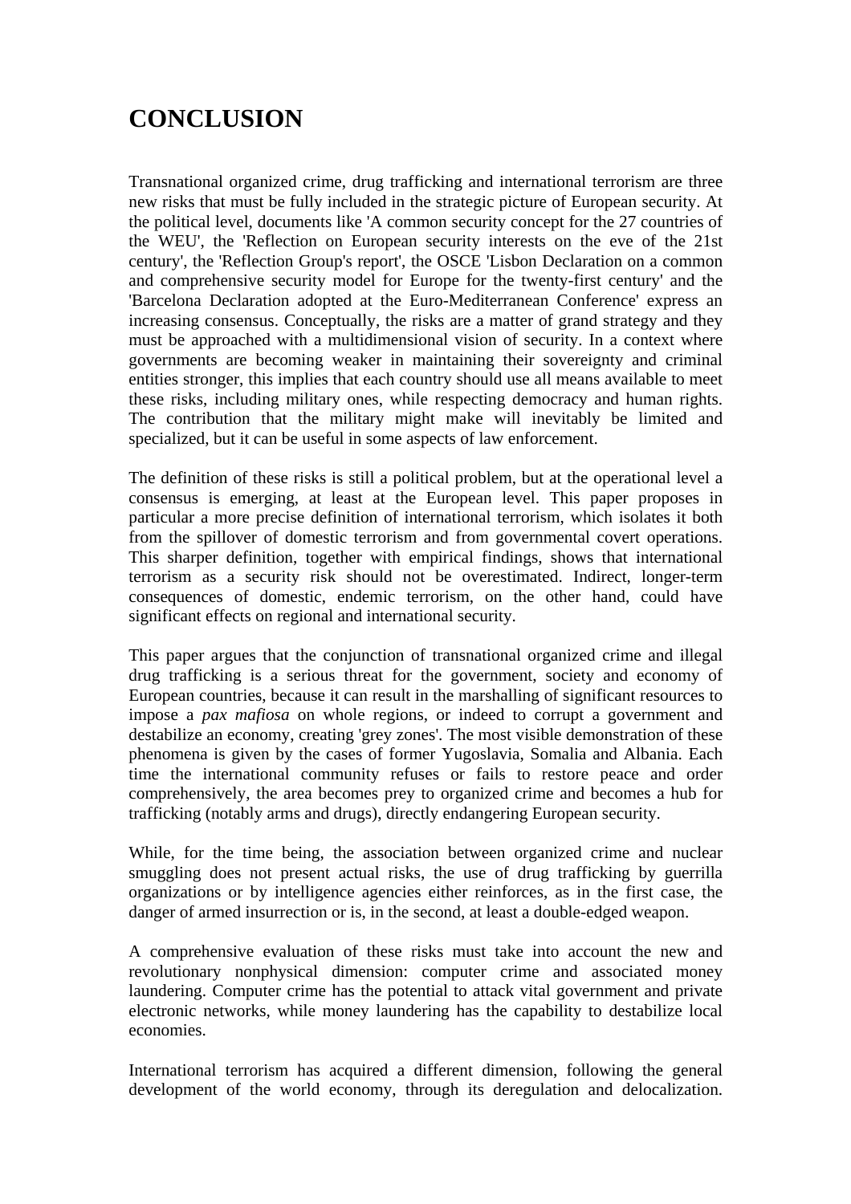# CONCLUSION

Transnational organized crime, drug trafficking and international terrorism are three new risks that must be fully included in the strategic picture of European security. At the political level, documents like 'A common security concept for the 27 countries of the WEU', the 'Reflection on European security interests on the eve of the 21st century', the 'Reflection Group's report', the OSCE 'Lisbon Declaration on a common and comprehensive security model for Europe for the twenty-first century' and the 'Barcelona Declaration adopted at the Euro-Mediterranean Conference' express an increasing consensus. Conceptually, the risks are a matter of grand strategy and they must be approached with a multidimensional vision of security. In a context where governments are becoming weaker in maintaining their sovereignty and criminal entities stronger, this implies that each country should use all means available to meet these risks, including military ones, while respecting democracy and human rights. The contribution that the military might make will inevitably be limited and specialized, but it can be useful in some aspects of law enforcement.

The definition of these risks is still a political problem, but at the operational level a consensus is emerging, at least at the European level. This paper proposes in particular a more precise definition of international terrorism, which isolates it both from the spillover of domestic terrorism and from governmental covert operations. This sharper definition, together with empirical findings, shows that international terrorism as a security risk should not be overestimated. Indirect, longer-term consequences of domestic, endemic terrorism, on the other hand, could have significant effects on regional and international security.

This paper argues that the conjunction of transnational organized crime and illegal drug trafficking is a serious threat for the government, society and economy of European countries, because it can result in the marshalling of significant resources to impose a *pax mafiosa* on whole regions, or indeed to corrupt a government and destabilize an economy, creating 'grey zones'. The most visible demonstration of these phenomena is given by the cases of former Yugoslavia, Somalia and Albania. Each time the international community refuses or fails to restore peace and order comprehensively, the area becomes prey to organized crime and becomes a hub for trafficking (notably arms and drugs), directly endangering European security.

While, for the time being, the association between organized crime and nuclear smuggling does not present actual risks, the use of drug trafficking by guerrilla organizations or by intelligence agencies either reinforces, as in the first case, the danger of armed insurrection or is, in the second, at least a double-edged weapon.

A comprehensive evaluation of these risks must take into account the new and revolutionary nonphysical dimension: computer crime and associated money laundering. Computer crime has the potential to attack vital government and private electronic networks, while money laundering has the capability to destabilize local economies.

International terrorism has acquired a different dimension, following the general development of the world economy, through its deregulation and delocalization.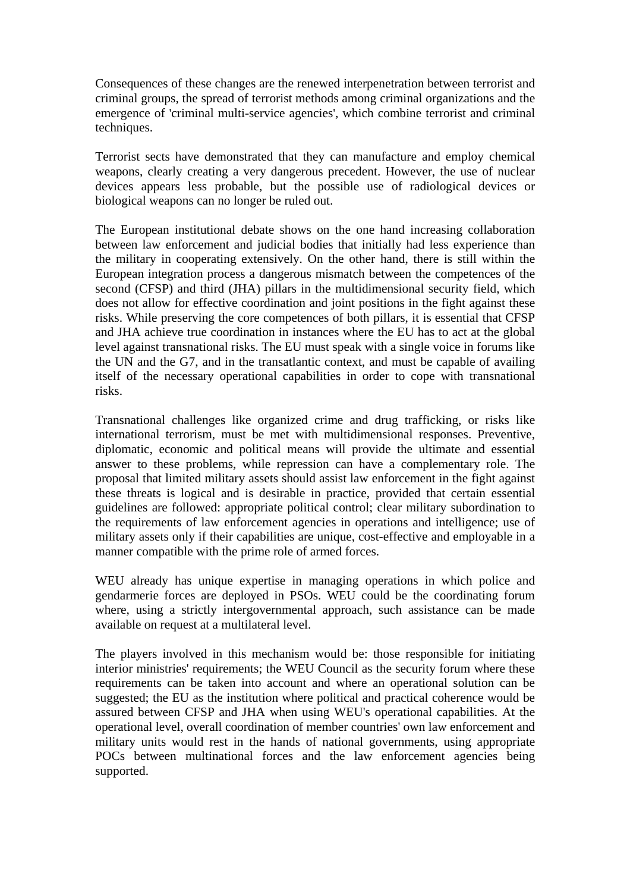Consequences of these changes are the renewed interpenetration between terrorist and criminal groups, the spread of terrorist methods among criminal organizations and the emergence of 'criminal multi-service agencies', which combine terrorist and criminal techniques.

Terrorist sects have demonstrated that they can manufacture and employ chemical weapons, clearly creating a very dangerous precedent. However, the use of nuclear devices appears less probable, but the possible use of radiological devices or biological weapons can no longer be ruled out.

The European institutional debate shows on the one hand increasing collaboration between law enforcement and judicial bodies that initially had less experience than the military in cooperating extensively. On the other hand, there is still within the European integration process a dangerous mismatch between the competences of the second (CFSP) and third (JHA) pillars in the multidimensional security field, which does not allow for effective coordination and joint positions in the fight against these risks. While preserving the core competences of both pillars, it is essential that CFSP and JHA achieve true coordination in instances where the EU has to act at the global level against transnational risks. The EU must speak with a single voice in forums like the UN and the G7, and in the transatlantic context, and must be capable of availing itself of the necessary operational capabilities in order to cope with transnational risks.

Transnational challenges like organized crime and drug trafficking, or risks like international terrorism, must be met with multidimensional responses. Preventive, diplomatic, economic and political means will provide the ultimate and essential answer to these problems, while repression can have a complementary role. The proposal that limited military assets should assist law enforcement in the fight against these threats is logical and is desirable in practice, provided that certain essential guidelines are followed: appropriate political control; clear military subordination to the requirements of law enforcement agencies in operations and intelligence; use of military assets only if their capabilities are unique, cost-effective and employable in a manner compatible with the prime role of armed forces.

WEU already has unique expertise in managing operations in which police and gendarmerie forces are deployed in PSOs. WEU could be the coordinating forum where, using a strictly intergovernmental approach, such assistance can be made available on request at a multilateral level.

The players involved in this mechanism would be: those responsible for initiating interior ministries' requirements; the WEU Council as the security forum where these requirements can be taken into account and where an operational solution can be suggested; the EU as the institution where political and practical coherence would be assured between CFSP and JHA when using WEU's operational capabilities. At the operational level, overall coordination of member countries' own law enforcement and military units would rest in the hands of national governments, using appropriate POCs between multinational forces and the law enforcement agencies being supported.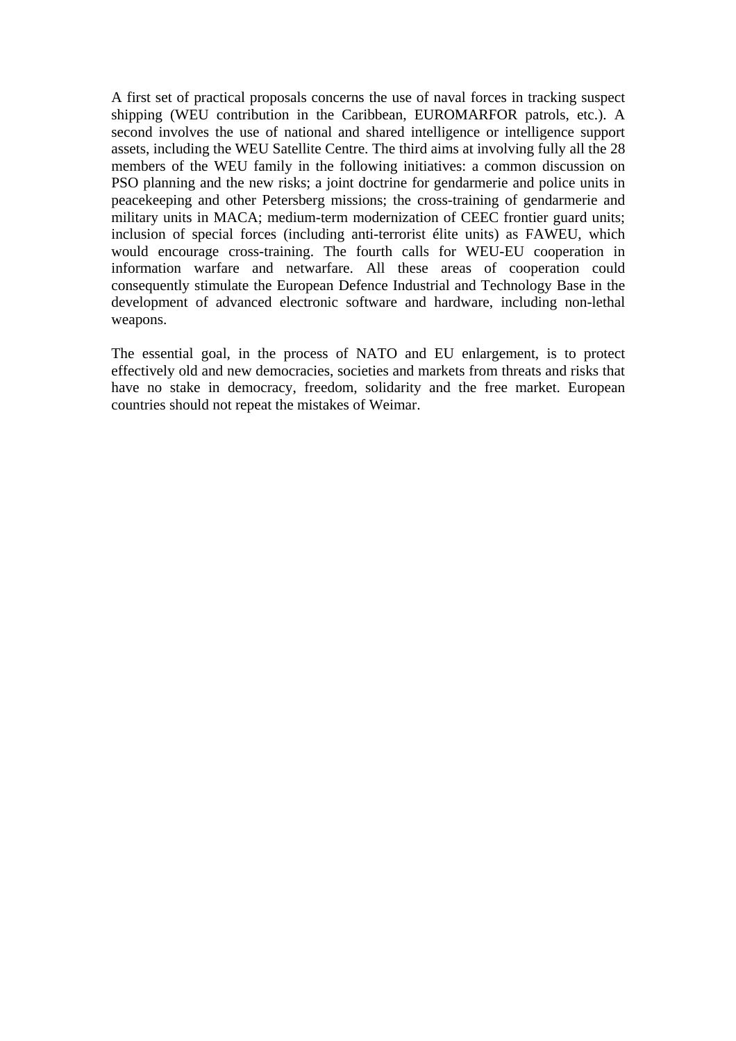A first set of practical proposals concerns the use of naval forces in tracking suspect shipping (WEU contribution in the Caribbean, EUROMARFOR patrols, etc.). A second involves the use of national and shared intelligence or intelligence support assets, including the WEU Satellite Centre. The third aims at involving fully all the 28 members of the WEU family in the following initiatives: a common discussion on PSO planning and the new risks; a joint doctrine for gendarmerie and police units in peacekeeping and other Petersberg missions; the cross-training of gendarmerie and military units in MACA; medium-term modernization of CEEC frontier guard units; inclusion of special forces (including anti-terrorist élite units) as FAWEU, which would encourage cross-training. The fourth calls for WEU-EU cooperation in information warfare and netwarfare. All these areas of cooperation could consequently stimulate the European Defence Industrial and Technology Base in the development of advanced electronic software and hardware, including non-lethal weapons.

The essential goal, in the process of NATO and EU enlargement, is to protect effectively old and new democracies, societies and markets from threats and risks that have no stake in democracy, freedom, solidarity and the free market. European countries should not repeat the mistakes of Weimar.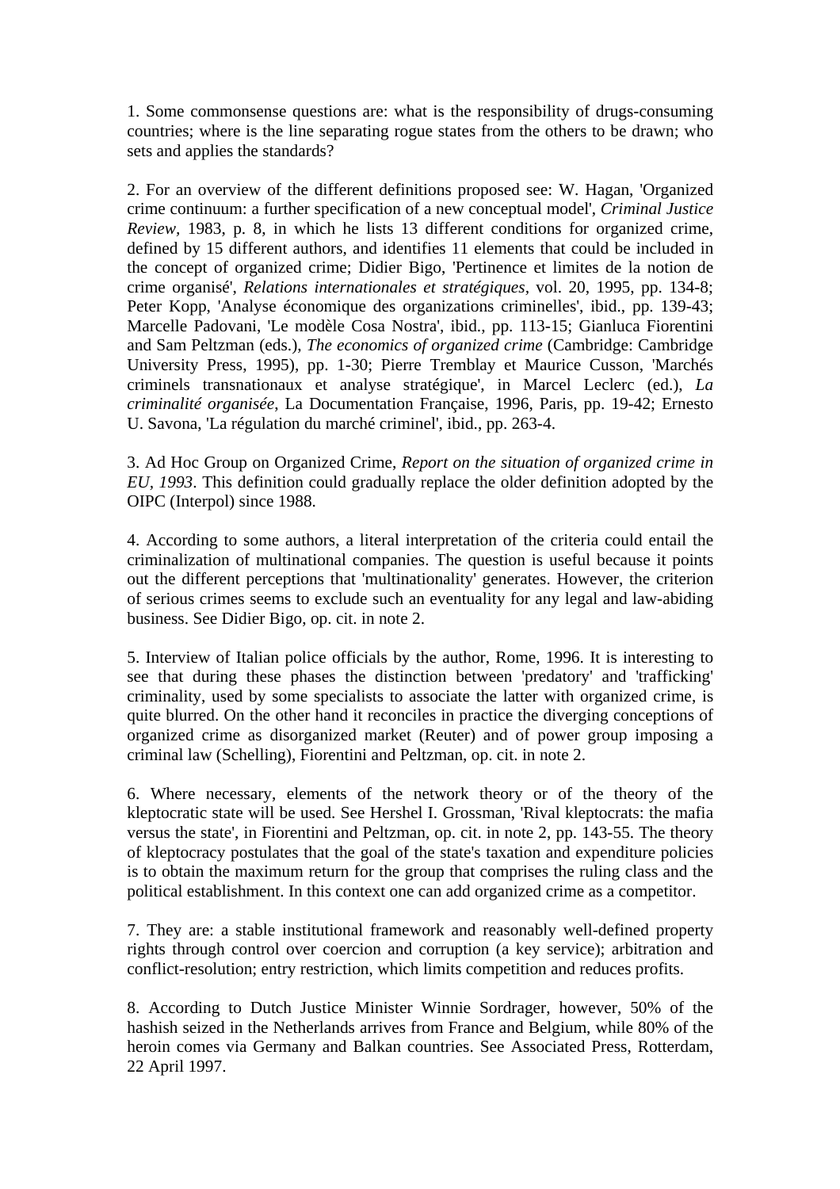1. Some commonsense questions are: what is the responsibility of drugs-consuming countries; where is the line separating rogue states from the others to be drawn; who sets and applies the standards?

2. For an overview of the different definitions proposed see: W. Hagan, 'Organized crime continuum: a further specification of a new conceptual model', *Criminal Justice Review,* 1983, p. 8, in which he lists 13 different conditions for organized crime, defined by 15 different authors, and identifies 11 elements that could be included in the concept of organized crime; Didier Bigo, 'Pertinence et limites de la notion de crime organisé', *Relations internationales et stratégiques,* vol. 20, 1995, pp. 134-8; Peter Kopp, 'Analyse économique des organizations criminelles', ibid., pp. 139-43; Marcelle Padovani, 'Le modèle Cosa Nostra', ibid., pp. 113-15; Gianluca Fiorentini and Sam Peltzman (eds.), *The economics of organized crime* (Cambridge: Cambridge University Press, 1995), pp. 1-30; Pierre Tremblay et Maurice Cusson, 'Marchés criminels transnationaux et analyse stratégique', in Marcel Leclerc (ed.), *La criminalité organisée*, La Documentation Française, 1996, Paris, pp. 19-42; Ernesto U. Savona, 'La régulation du marché criminel', ibid., pp. 263-4.

3. Ad Hoc Group on Organized Crime, *Report on the situation of organized crime in EU, 1993*. This definition could gradually replace the older definition adopted by the OIPC (Interpol) since 1988.

4. According to some authors, a literal interpretation of the criteria could entail the criminalization of multinational companies. The question is useful because it points out the different perceptions that 'multinationality' generates. However, the criterion of serious crimes seems to exclude such an eventuality for any legal and law-abiding business. See Didier Bigo, op. cit. in note 2.

5. Interview of Italian police officials by the author, Rome, 1996. It is interesting to see that during these phases the distinction between 'predatory' and 'trafficking' criminality, used by some specialists to associate the latter with organized crime, is quite blurred. On the other hand it reconciles in practice the diverging conceptions of organized crime as disorganized market (Reuter) and of power group imposing a criminal law (Schelling), Fiorentini and Peltzman, op. cit. in note 2.

6. Where necessary, elements of the network theory or of the theory of the kleptocratic state will be used. See Hershel I. Grossman, 'Rival kleptocrats: the mafia versus the state', in Fiorentini and Peltzman, op. cit. in note 2, pp. 143-55. The theory of kleptocracy postulates that the goal of the state's taxation and expenditure policies is to obtain the maximum return for the group that comprises the ruling class and the political establishment. In this context one can add organized crime as a competitor.

7. They are: a stable institutional framework and reasonably well-defined property rights through control over coercion and corruption (a key service); arbitration and conflict-resolution; entry restriction, which limits competition and reduces profits.

8. According to Dutch Justice Minister Winnie Sordrager, however, 50% of the hashish seized in the Netherlands arrives from France and Belgium, while 80% of the heroin comes via Germany and Balkan countries. See Associated Press, Rotterdam, 22 April 1997.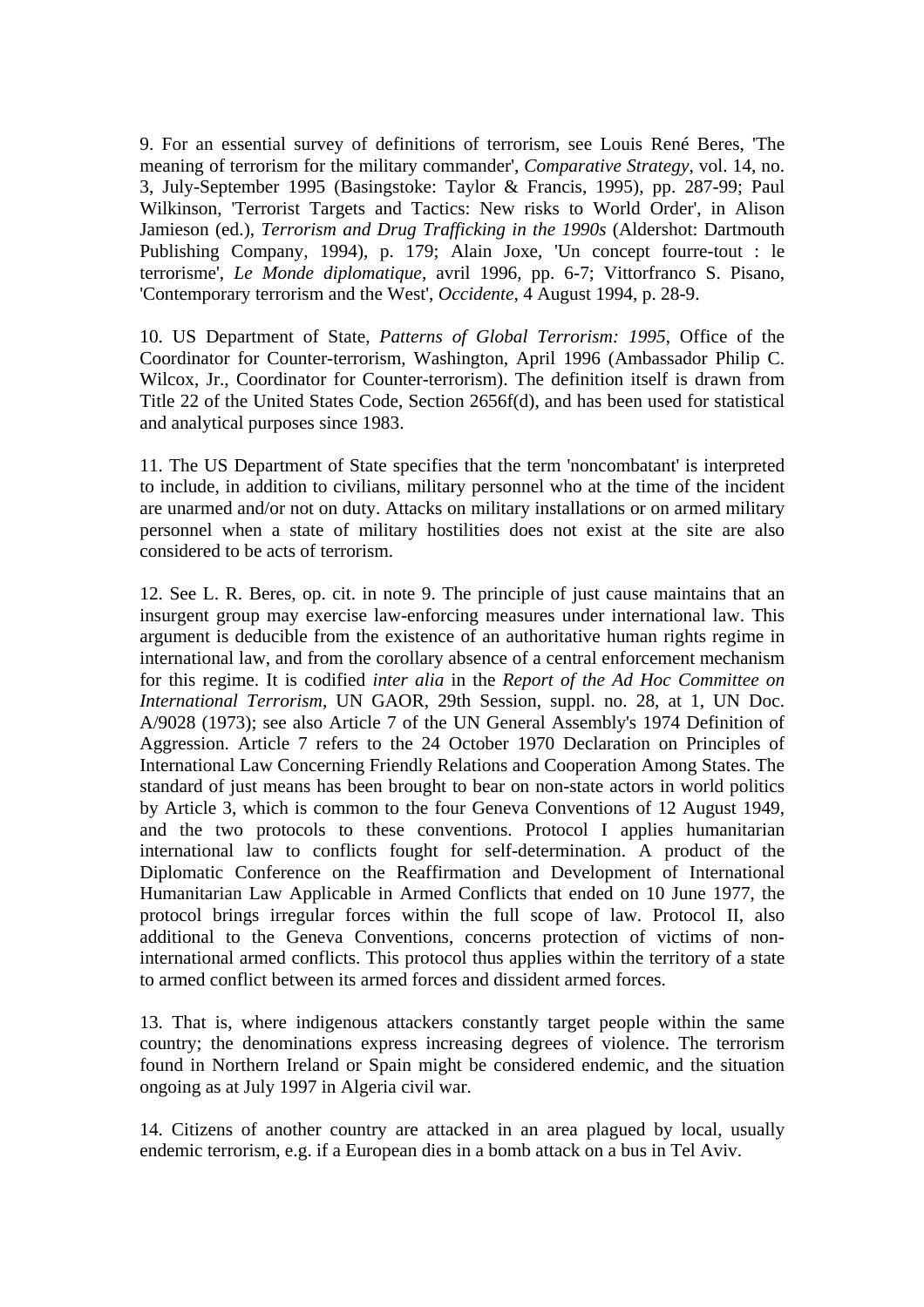9. For an essential survey of definitions of terrorism, see Louis René Beres, 'The meaning of terrorism for the military commander', *Comparative Strategy*, vol. 14, no. 3, July-September 1995 (Basingstoke: Taylor & Francis, 1995), pp. 287-99; Paul Wilkinson, 'Terrorist Targets and Tactics: New risks to World Order', in Alison Jamieson (ed.), *Terrorism and Drug Trafficking in the 1990s* (Aldershot: Dartmouth Publishing Company, 1994), p. 179; Alain Joxe, 'Un concept fourre-tout : le terrorisme', *Le Monde diplomatique*, avril 1996, pp. 6-7; Vittorfranco S. Pisano, 'Contemporary terrorism and the West', *Occidente*, 4 August 1994, p. 28-9.

10. US Department of State, *Patterns of Global Terrorism: 1995*, Office of the Coordinator for Counter-terrorism, Washington, April 1996 (Ambassador Philip C. Wilcox, Jr., Coordinator for Counter-terrorism). The definition itself is drawn from Title 22 of the United States Code, Section 2656f(d), and has been used for statistical and analytical purposes since 1983.

11. The US Department of State specifies that the term 'noncombatant' is interpreted to include, in addition to civilians, military personnel who at the time of the incident are unarmed and/or not on duty. Attacks on military installations or on armed military personnel when a state of military hostilities does not exist at the site are also considered to be acts of terrorism.

12. See L. R. Beres, op. cit. in note 9. The principle of just cause maintains that an insurgent group may exercise law-enforcing measures under international law. This argument is deducible from the existence of an authoritative human rights regime in international law, and from the corollary absence of a central enforcement mechanism for this regime. It is codified *inter alia* in the *Report of the Ad Hoc Committee on International Terrorism*, UN GAOR, 29th Session, suppl. no. 28, at 1, UN Doc. A/9028 (1973); see also Article 7 of the UN General Assembly's 1974 Definition of Aggression. Article 7 refers to the 24 October 1970 Declaration on Principles of International Law Concerning Friendly Relations and Cooperation Among States. The standard of just means has been brought to bear on non-state actors in world politics by Article 3, which is common to the four Geneva Conventions of 12 August 1949, and the two protocols to these conventions. Protocol I applies humanitarian international law to conflicts fought for self-determination. A product of the Diplomatic Conference on the Reaffirmation and Development of International Humanitarian Law Applicable in Armed Conflicts that ended on 10 June 1977, the protocol brings irregular forces within the full scope of law. Protocol II, also additional to the Geneva Conventions, concerns protection of victims of non-international armed conflicts. This protocol thus applies within the territory of a state to armed conflict between its armed forces and dissident armed forces.

13. That is, where indigenous attackers constantly target people within the same country; the denominations express increasing degrees of violence. The terrorism found in Northern Ireland or Spain might be considered endemic, and the situation ongoing as at July 1997 in Algeria civil war.

14. Citizens of another country are attacked in an area plagued by local, usually endemic terrorism, e.g. if a European dies in a bomb attack on a bus in Tel Aviv.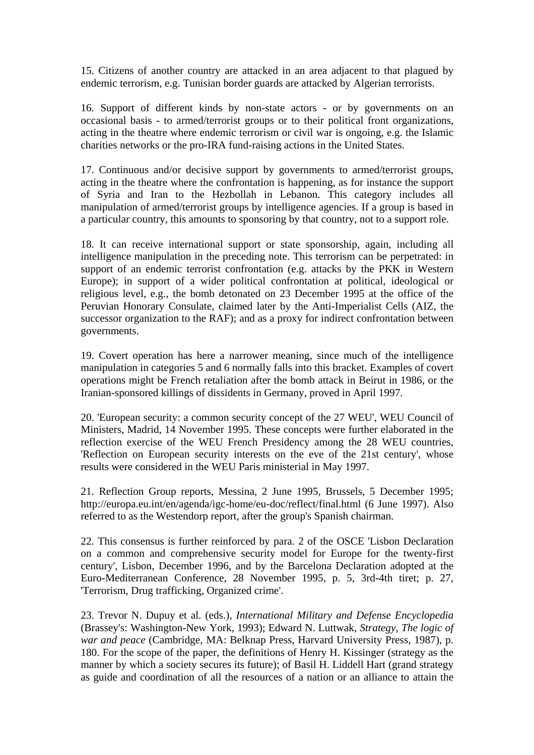15. Citizens of another country are attacked in an area adjacent to that plagued by endemic terrorism, e.g. Tunisian border guards are attacked by Algerian terrorists.

16. Support of different kinds by non-state actors - or by governments on an occasional basis - to armed/terrorist groups or to their political front organizations, acting in the theatre where endemic terrorism or civil war is ongoing, e.g. the Islamic charities networks or the pro-IRA fund-raising actions in the United States.

17. Continuous and/or decisive support by governments to armed/terrorist groups, acting in the theatre where the confrontation is happening, as for instance the support of Syria and Iran to the Hezbollah in Lebanon. This category includes all manipulation of armed/terrorist groups by intelligence agencies. If a group is based in a particular country, this amounts to sponsoring by that country, not to a support role.

18. It can receive international support or state sponsorship, again, including all intelligence manipulation in the preceding note. This terrorism can be perpetrated: in support of an endemic terrorist confrontation (e.g. attacks by the PKK in Western Europe); in support of a wider political confrontation at political, ideological or religious level, e.g., the bomb detonated on 23 December 1995 at the office of the Peruvian Honorary Consulate, claimed later by the Anti-Imperialist Cells (AIZ, the successor organization to the RAF); and as a proxy for indirect confrontation between governments.

19. Covert operation has here a narrower meaning, since much of the intelligence manipulation in categories 5 and 6 normally falls into this bracket. Examples of covert operations might be French retaliation after the bomb attack in Beirut in 1986, or the Iranian-sponsored killings of dissidents in Germany, proved in April 1997.

20. 'European security: a common security concept of the 27 WEU', WEU Council of Ministers, Madrid, 14 November 1995. These concepts were further elaborated in the reflection exercise of the WEU French Presidency among the 28 WEU countries, 'Reflection on European security interests on the eve of the 21st century', whose results were considered in the WEU Paris ministerial in May 1997.

21. Reflection Group reports, Messina, 2 June 1995, Brussels, 5 December 1995; http://europa.eu.int/en/agenda/igc-home/eu-doc/reflect/final.html (6 June 1997). Also referred to as the Westendorp report, after the group's Spanish chairman.

22. This consensus is further reinforced by para. 2 of the OSCE 'Lisbon Declaration on a common and comprehensive security model for Europe for the twenty-first century', Lisbon, December 1996, and by the Barcelona Declaration adopted at the Euro-Mediterranean Conference, 28 November 1995, p. 5, 3rd-4th tiret; p. 27, 'Terrorism, Drug trafficking, Organized crime'.

23. Trevor N. Dupuy et al. (eds.), *International Military and Defense Encyclopedia* (Brassey's: Washington-New York, 1993); Edward N. Luttwak, *Strategy, The logic of war and peace* (Cambridge, MA: Belknap Press, Harvard University Press, 1987), p. 180. For the scope of the paper, the definitions of Henry H. Kissinger (strategy as the manner by which a society secures its future); of Basil H. Liddell Hart (grand strategy as guide and coordination of all the resources of a nation or an alliance to attain the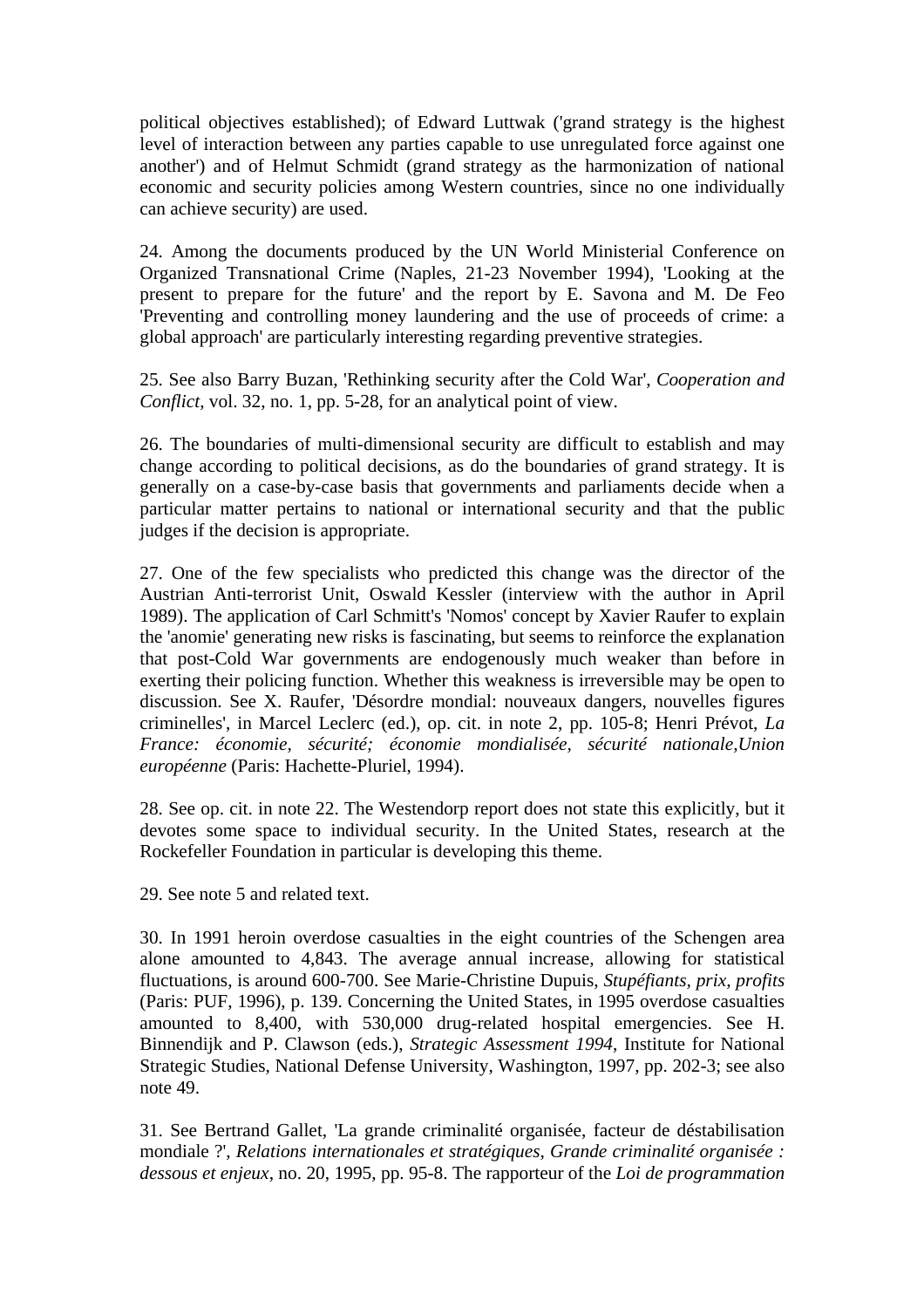political objectives established); of Edward Luttwak ('grand strategy is the highest level of interaction between any parties capable to use unregulated force against one another') and of Helmut Schmidt (grand strategy as the harmonization of national economic and security policies among Western countries, since no one individually can achieve security) are used.

24. Among the documents produced by the UN World Ministerial Conference on Organized Transnational Crime (Naples, 21-23 November 1994), 'Looking at the present to prepare for the future' and the report by E. Savona and M. De Feo 'Preventing and controlling money laundering and the use of proceeds of crime: a global approach' are particularly interesting regarding preventive strategies.

25. See also Barry Buzan, 'Rethinking security after the Cold War', *Cooperation and Conflict*, vol. 32, no. 1, pp. 5-28, for an analytical point of view.

26. The boundaries of multi-dimensional security are difficult to establish and may change according to political decisions, as do the boundaries of grand strategy. It is generally on a case-by-case basis that governments and parliaments decide when a particular matter pertains to national or international security and that the public judges if the decision is appropriate.

27. One of the few specialists who predicted this change was the director of the Austrian Anti-terrorist Unit, Oswald Kessler (interview with the author in April 1989). The application of Carl Schmitt's 'Nomos' concept by Xavier Raufer to explain the 'anomie' generating new risks is fascinating, but seems to reinforce the explanation that post-Cold War governments are endogenously much weaker than before in exerting their policing function. Whether this weakness is irreversible may be open to discussion. See X. Raufer, 'Désordre mondial: nouveaux dangers, nouvelles figures criminelles', in Marcel Leclerc (ed.), op. cit. in note 2, pp. 105-8; Henri Prévot, *La France: économie, sécurité; économie mondialisée, sécurité nationale,Union européenne* (Paris: Hachette-Pluriel, 1994).

28. See op. cit. in note 22. The Westendorp report does not state this explicitly, but it devotes some space to individual security. In the United States, research at the Rockefeller Foundation in particular is developing this theme.

29. See note 5 and related text.

30. In 1991 heroin overdose casualties in the eight countries of the Schengen area alone amounted to 4,843. The average annual increase, allowing for statistical fluctuations, is around 600-700. See Marie-Christine Dupuis, *Stupéfiants, prix, profits* (Paris: PUF, 1996), p. 139. Concerning the United States, in 1995 overdose casualties amounted to 8,400, with 530,000 drug-related hospital emergencies. See H. Binnendijk and P. Clawson (eds.), *Strategic Assessment 1994*, Institute for National Strategic Studies, National Defense University, Washington, 1997, pp. 202-3; see also note 49.

31. See Bertrand Gallet, 'La grande criminalité organisée, facteur de déstabilisation mondiale ?', *Relations internationales et stratégiques, Grande criminalité organisée : dessous et enjeux*, no. 20, 1995, pp. 95-8. The rapporteur of the *Loi de programmation*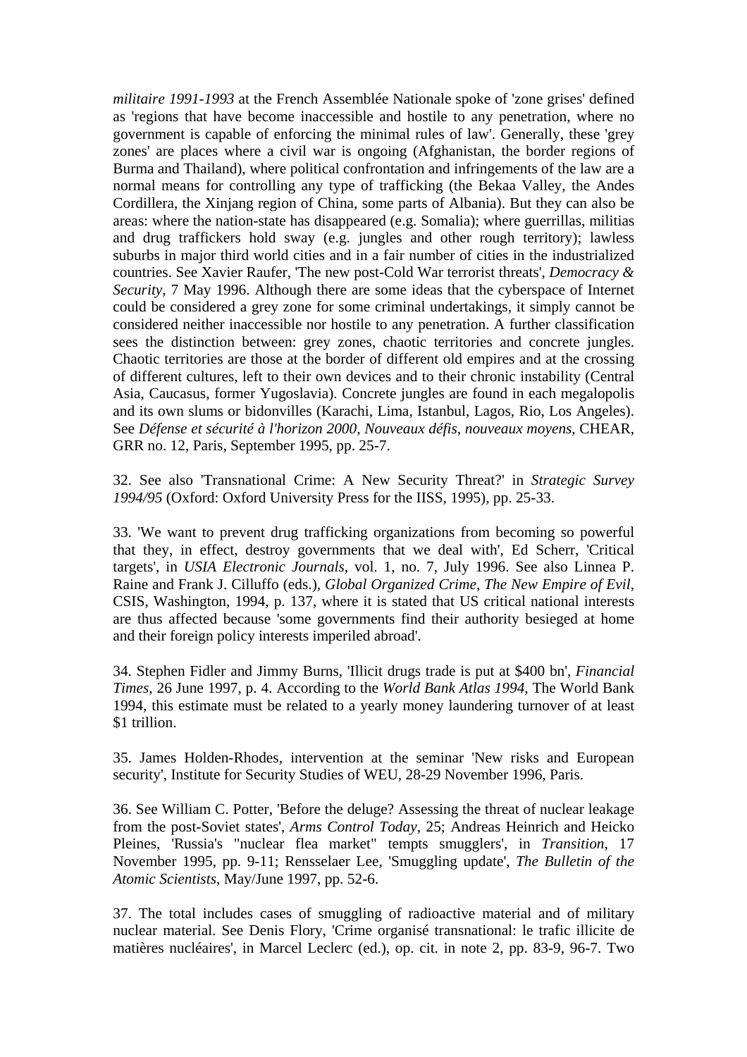*militaire 1991-1993* at the French Assemblée Nationale spoke of 'zone grises' defined as 'regions that have become inaccessible and hostile to any penetration, where no government is capable of enforcing the minimal rules of law'. Generally, these 'grey zones' are places where a civil war is ongoing (Afghanistan, the border regions of Burma and Thailand), where political confrontation and infringements of the law are a normal means for controlling any type of trafficking (the Bekaa Valley, the Andes Cordillera, the Xinjang region of China, some parts of Albania). But they can also be areas: where the nation-state has disappeared (e.g. Somalia); where guerrillas, militias and drug traffickers hold sway (e.g. jungles and other rough territory); lawless suburbs in major third world cities and in a fair number of cities in the industrialized countries. See Xavier Raufer, 'The new post-Cold War terrorist threats', *Democracy & Security*, 7 May 1996. Although there are some ideas that the cyberspace of Internet could be considered a grey zone for some criminal undertakings, it simply cannot be considered neither inaccessible nor hostile to any penetration. A further classification sees the distinction between: grey zones, chaotic territories and concrete jungles. Chaotic territories are those at the border of different old empires and at the crossing of different cultures, left to their own devices and to their chronic instability (Central Asia, Caucasus, former Yugoslavia). Concrete jungles are found in each megalopolis and its own slums or bidonvilles (Karachi, Lima, Istanbul, Lagos, Rio, Los Angeles). See *Défense et sécurité à l'horizon 2000, Nouveaux défis, nouveaux moyens*, CHEAR, GRR no. 12, Paris, September 1995, pp. 25-7.

32. See also 'Transnational Crime: A New Security Threat?' in *Strategic Survey 1994/95* (Oxford: Oxford University Press for the IISS, 1995), pp. 25-33.

33. 'We want to prevent drug trafficking organizations from becoming so powerful that they, in effect, destroy governments that we deal with', Ed Scherr, 'Critical targets', in *USIA Electronic Journals*, vol. 1, no. 7, July 1996. See also Linnea P. Raine and Frank J. Cilluffo (eds.), *Global Organized Crime, The New Empire of Evil*, CSIS, Washington, 1994, p. 137, where it is stated that US critical national interests are thus affected because 'some governments find their authority besieged at home and their foreign policy interests imperiled abroad'.

34. Stephen Fidler and Jimmy Burns, 'Illicit drugs trade is put at $400 bn', *Financial Times*, 26 June 1997, p. 4. According to the *World Bank Atlas 1994*, The World Bank 1994, this estimate must be related to a yearly money laundering turnover of at least $1 trillion.

35. James Holden-Rhodes, intervention at the seminar 'New risks and European security', Institute for Security Studies of WEU, 28-29 November 1996, Paris.

36. See William C. Potter, 'Before the deluge? Assessing the threat of nuclear leakage from the post-Soviet states', *Arms Control Today*, 25; Andreas Heinrich and Heicko Pleines, 'Russia's "nuclear flea market" tempts smugglers', in *Transition*, 17 November 1995, pp. 9-11; Rensselaer Lee, 'Smuggling update', *The Bulletin of the Atomic Scientists*, May/June 1997, pp. 52-6.

37. The total includes cases of smuggling of radioactive material and of military nuclear material. See Denis Flory, 'Crime organisé transnational: le trafic illicite de matières nucléaires', in Marcel Leclerc (ed.), op. cit. in note 2, pp. 83-9, 96-7. Two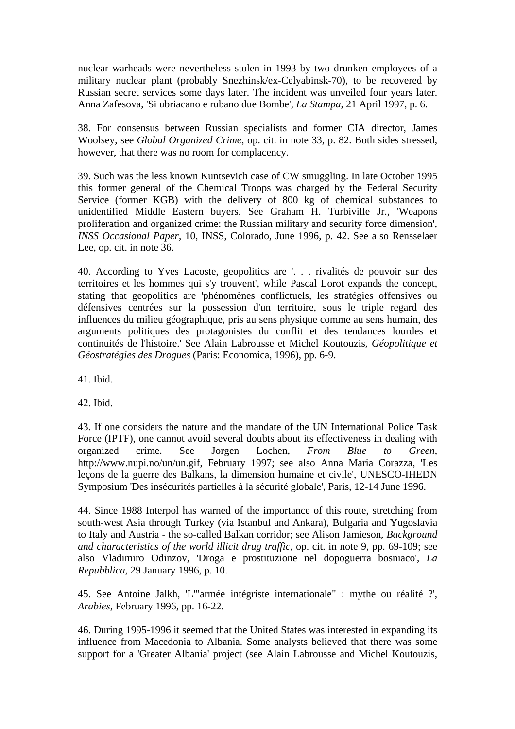nuclear warheads were nevertheless stolen in 1993 by two drunken employees of a military nuclear plant (probably Snezhinsk/ex-Celyabinsk-70), to be recovered by Russian secret services some days later. The incident was unveiled four years later. Anna Zafesova, 'Si ubriacano e rubano due Bombe', *La Stampa*, 21 April 1997, p. 6.

38. For consensus between Russian specialists and former CIA director, James Woolsey, see *Global Organized Crime*, op. cit. in note 33, p. 82. Both sides stressed, however, that there was no room for complacency.

39. Such was the less known Kuntsevich case of CW smuggling. In late October 1995 this former general of the Chemical Troops was charged by the Federal Security Service (former KGB) with the delivery of 800 kg of chemical substances to unidentified Middle Eastern buyers. See Graham H. Turbiville Jr., 'Weapons proliferation and organized crime: the Russian military and security force dimension', *INSS Occasional Paper*, 10, INSS, Colorado, June 1996, p. 42. See also Rensselaer Lee, op. cit. in note 36.

40. According to Yves Lacoste, geopolitics are '. . . rivalités de pouvoir sur des territoires et les hommes qui s'y trouvent', while Pascal Lorot expands the concept, stating that geopolitics are 'phénomènes conflictuels, les stratégies offensives ou défensives centrées sur la possession d'un territoire, sous le triple regard des influences du milieu géographique, pris au sens physique comme au sens humain, des arguments politiques des protagonistes du conflit et des tendances lourdes et continuités de l'histoire.' See Alain Labrousse et Michel Koutouzis, *Géopolitique et Géostratégies des Drogues* (Paris: Economica, 1996), pp. 6-9.

41. Ibid.

42. Ibid.

43. If one considers the nature and the mandate of the UN International Police Task Force (IPTF), one cannot avoid several doubts about its effectiveness in dealing with organized crime. See Jorgen Lochen, *From Blue to Green*, http://www.nupi.no/un/un.gif, February 1997; see also Anna Maria Corazza, 'Les leçons de la guerre des Balkans, la dimension humaine et civile', UNESCO-IHEDN Symposium 'Des insécurités partielles à la sécurité globale', Paris, 12-14 June 1996.

44. Since 1988 Interpol has warned of the importance of this route, stretching from south-west Asia through Turkey (via Istanbul and Ankara), Bulgaria and Yugoslavia to Italy and Austria - the so-called Balkan corridor; see Alison Jamieson, *Background and characteristics of the world illicit drug traffic*, op. cit. in note 9, pp. 69-109; see also Vladimiro Odinzov, 'Droga e prostituzione nel dopoguerra bosniaco', *La Repubblica*, 29 January 1996, p. 10.

45. See Antoine Jalkh, 'L'"armée intégriste internationale" : mythe ou réalité ?', *Arabies*, February 1996, pp. 16-22.

46. During 1995-1996 it seemed that the United States was interested in expanding its influence from Macedonia to Albania. Some analysts believed that there was some support for a 'Greater Albania' project (see Alain Labrousse and Michel Koutouzis,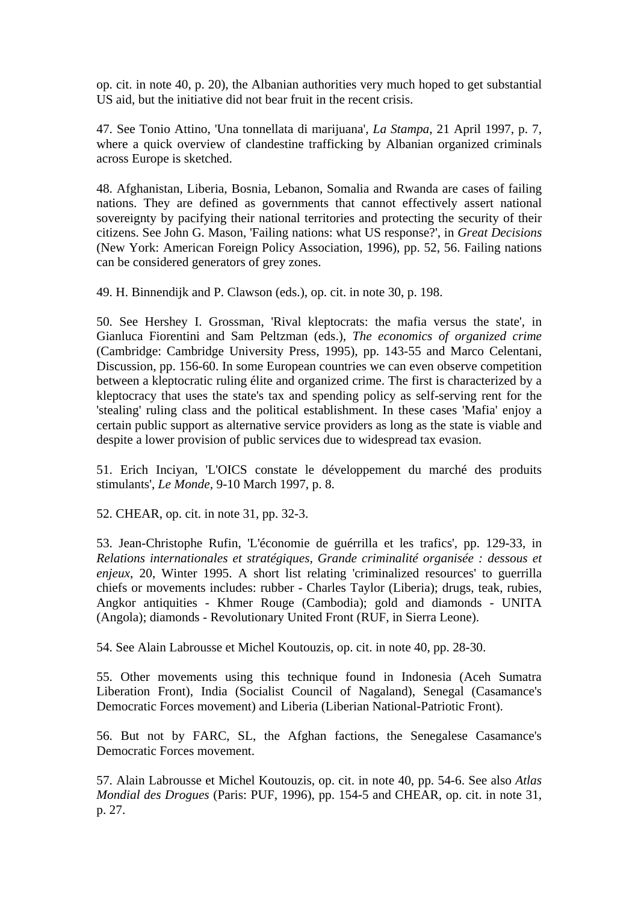op. cit. in note 40, p. 20), the Albanian authorities very much hoped to get substantial US aid, but the initiative did not bear fruit in the recent crisis.

47. See Tonio Attino, 'Una tonnellata di marijuana', *La Stampa*, 21 April 1997, p. 7, where a quick overview of clandestine trafficking by Albanian organized criminals across Europe is sketched.

48. Afghanistan, Liberia, Bosnia, Lebanon, Somalia and Rwanda are cases of failing nations. They are defined as governments that cannot effectively assert national sovereignty by pacifying their national territories and protecting the security of their citizens. See John G. Mason, 'Failing nations: what US response?', in *Great Decisions* (New York: American Foreign Policy Association, 1996), pp. 52, 56. Failing nations can be considered generators of grey zones.

49. H. Binnendijk and P. Clawson (eds.), op. cit. in note 30, p. 198.

50. See Hershey I. Grossman, 'Rival kleptocrats: the mafia versus the state', in Gianluca Fiorentini and Sam Peltzman (eds.), *The economics of organized crime* (Cambridge: Cambridge University Press, 1995), pp. 143-55 and Marco Celentani, Discussion, pp. 156-60. In some European countries we can even observe competition between a kleptocratic ruling élite and organized crime. The first is characterized by a kleptocracy that uses the state's tax and spending policy as self-serving rent for the 'stealing' ruling class and the political establishment. In these cases 'Mafia' enjoy a certain public support as alternative service providers as long as the state is viable and despite a lower provision of public services due to widespread tax evasion.

51. Erich Inciyan, 'L'OICS constate le développement du marché des produits stimulants', *Le Monde*, 9-10 March 1997, p. 8.

52. CHEAR, op. cit. in note 31, pp. 32-3.

53. Jean-Christophe Rufin, 'L'économie de guérrilla et les trafics', pp. 129-33, in *Relations internationales et stratégiques*, *Grande criminalité organisée : dessous et enjeux*, 20, Winter 1995. A short list relating 'criminalized resources' to guerrilla chiefs or movements includes: rubber - Charles Taylor (Liberia); drugs, teak, rubies, Angkor antiquities - Khmer Rouge (Cambodia); gold and diamonds - UNITA (Angola); diamonds - Revolutionary United Front (RUF, in Sierra Leone).

54. See Alain Labrousse et Michel Koutouzis, op. cit. in note 40, pp. 28-30.

55. Other movements using this technique found in Indonesia (Aceh Sumatra Liberation Front), India (Socialist Council of Nagaland), Senegal (Casamance's Democratic Forces movement) and Liberia (Liberian National-Patriotic Front).

56. But not by FARC, SL, the Afghan factions, the Senegalese Casamance's Democratic Forces movement.

57. Alain Labrousse et Michel Koutouzis, op. cit. in note 40, pp. 54-6. See also *Atlas Mondial des Drogues* (Paris: PUF, 1996), pp. 154-5 and CHEAR, op. cit. in note 31, p. 27.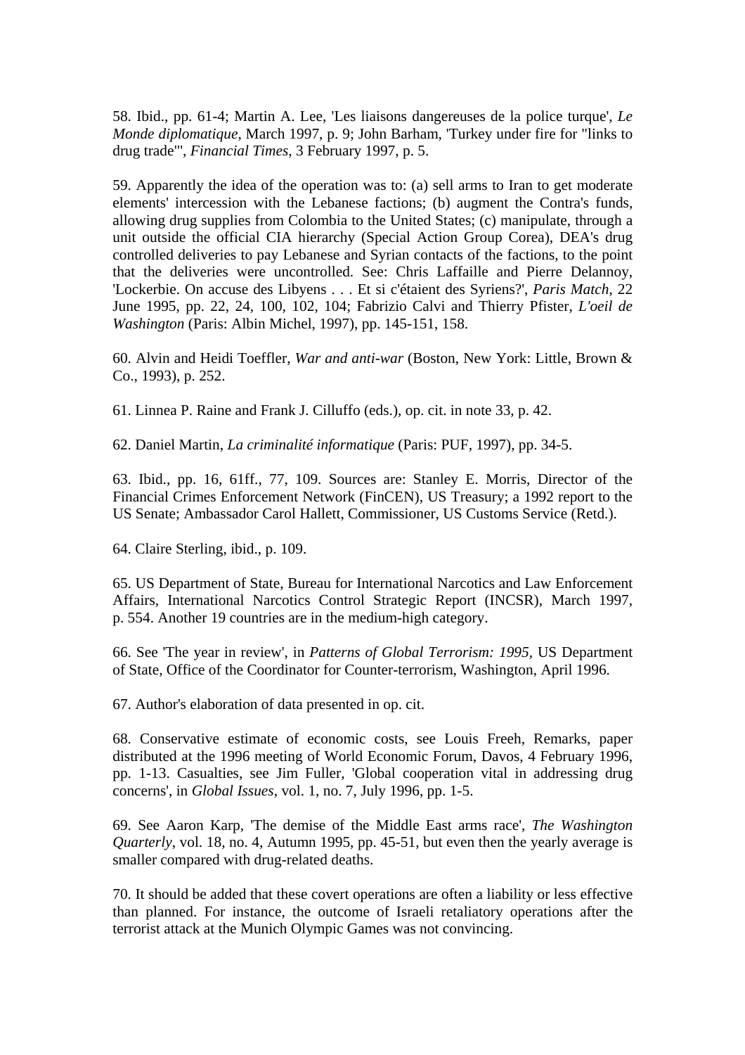58. Ibid., pp. 61-4; Martin A. Lee, 'Les liaisons dangereuses de la police turque', *Le Monde diplomatique*, March 1997, p. 9; John Barham, 'Turkey under fire for "links to drug trade"', *Financial Times*, 3 February 1997, p. 5.

59. Apparently the idea of the operation was to: (a) sell arms to Iran to get moderate elements' intercession with the Lebanese factions; (b) augment the Contra's funds, allowing drug supplies from Colombia to the United States; (c) manipulate, through a unit outside the official CIA hierarchy (Special Action Group Corea), DEA's drug controlled deliveries to pay Lebanese and Syrian contacts of the factions, to the point that the deliveries were uncontrolled. See: Chris Laffaille and Pierre Delannoy, 'Lockerbie. On accuse des Libyens . . . Et si c'étaient des Syriens?', *Paris Match*, 22 June 1995, pp. 22, 24, 100, 102, 104; Fabrizio Calvi and Thierry Pfister, *L'oeil de Washington* (Paris: Albin Michel, 1997), pp. 145-151, 158.

60. Alvin and Heidi Toeffler, *War and anti-war* (Boston, New York: Little, Brown & Co., 1993), p. 252.

61. Linnea P. Raine and Frank J. Cilluffo (eds.), op. cit. in note 33, p. 42.

62. Daniel Martin, *La criminalité informatique* (Paris: PUF, 1997), pp. 34-5.

63. Ibid., pp. 16, 61ff., 77, 109. Sources are: Stanley E. Morris, Director of the Financial Crimes Enforcement Network (FinCEN), US Treasury; a 1992 report to the US Senate; Ambassador Carol Hallett, Commissioner, US Customs Service (Retd.).

64. Claire Sterling, ibid., p. 109.

65. US Department of State, Bureau for International Narcotics and Law Enforcement Affairs, International Narcotics Control Strategic Report (INCSR), March 1997, p. 554. Another 19 countries are in the medium-high category.

66. See 'The year in review', in *Patterns of Global Terrorism: 1995*, US Department of State, Office of the Coordinator for Counter-terrorism, Washington, April 1996.

67. Author's elaboration of data presented in op. cit.

68. Conservative estimate of economic costs, see Louis Freeh, Remarks, paper distributed at the 1996 meeting of World Economic Forum, Davos, 4 February 1996, pp. 1-13. Casualties, see Jim Fuller, 'Global cooperation vital in addressing drug concerns', in *Global Issues*, vol. 1, no. 7, July 1996, pp. 1-5.

69. See Aaron Karp, 'The demise of the Middle East arms race', *The Washington Quarterly*, vol. 18, no. 4, Autumn 1995, pp. 45-51, but even then the yearly average is smaller compared with drug-related deaths.

70. It should be added that these covert operations are often a liability or less effective than planned. For instance, the outcome of Israeli retaliatory operations after the terrorist attack at the Munich Olympic Games was not convincing.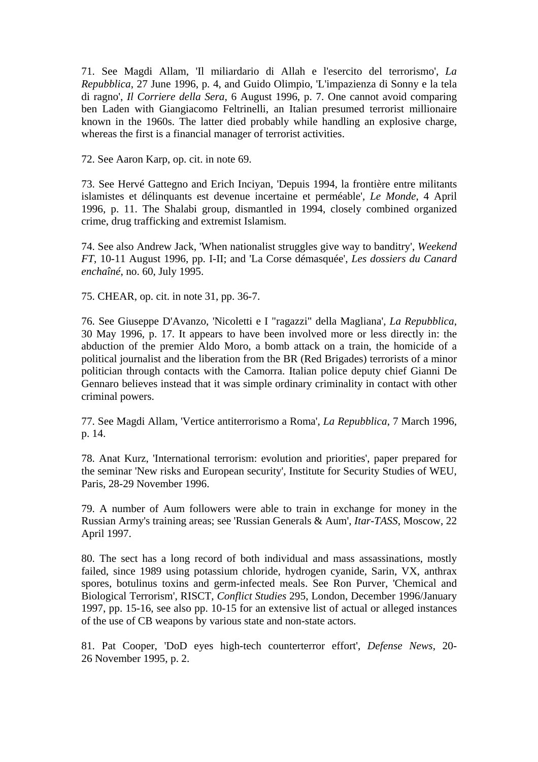71. See Magdi Allam, 'Il miliardario di Allah e l'esercito del terrorismo', *La Repubblica*, 27 June 1996, p. 4, and Guido Olimpio, 'L'impazienza di Sonny e la tela di ragno', *Il Corriere della Sera*, 6 August 1996, p. 7. One cannot avoid comparing ben Laden with Giangiacomo Feltrinelli, an Italian presumed terrorist millionaire known in the 1960s. The latter died probably while handling an explosive charge, whereas the first is a financial manager of terrorist activities.

72. See Aaron Karp, op. cit. in note 69.

73. See Hervé Gattegno and Erich Inciyan, 'Depuis 1994, la frontière entre militants islamistes et délinquants est devenue incertaine et perméable', *Le Monde*, 4 April 1996, p. 11. The Shalabi group, dismantled in 1994, closely combined organized crime, drug trafficking and extremist Islamism.

74. See also Andrew Jack, 'When nationalist struggles give way to banditry', *Weekend FT*, 10-11 August 1996, pp. I-II; and 'La Corse démasquée', *Les dossiers du Canard enchaîné*, no. 60, July 1995.

75. CHEAR, op. cit. in note 31, pp. 36-7.

76. See Giuseppe D'Avanzo, 'Nicoletti e I "ragazzi" della Magliana', *La Repubblica*, 30 May 1996, p. 17. It appears to have been involved more or less directly in: the abduction of the premier Aldo Moro, a bomb attack on a train, the homicide of a political journalist and the liberation from the BR (Red Brigades) terrorists of a minor politician through contacts with the Camorra. Italian police deputy chief Gianni De Gennaro believes instead that it was simple ordinary criminality in contact with other criminal powers.

77. See Magdi Allam, 'Vertice antiterrorismo a Roma', *La Repubblica*, 7 March 1996, p. 14.

78. Anat Kurz, 'International terrorism: evolution and priorities', paper prepared for the seminar 'New risks and European security', Institute for Security Studies of WEU, Paris, 28-29 November 1996.

79. A number of Aum followers were able to train in exchange for money in the Russian Army's training areas; see 'Russian Generals & Aum', *Itar-TASS*, Moscow, 22 April 1997.

80. The sect has a long record of both individual and mass assassinations, mostly failed, since 1989 using potassium chloride, hydrogen cyanide, Sarin, VX, anthrax spores, botulinus toxins and germ-infected meals. See Ron Purver, 'Chemical and Biological Terrorism', RISCT, *Conflict Studies* 295, London, December 1996/January 1997, pp. 15-16, see also pp. 10-15 for an extensive list of actual or alleged instances of the use of CB weapons by various state and non-state actors.

81. Pat Cooper, 'DoD eyes high-tech counterterror effort', *Defense News*, 20-26 November 1995, p. 2.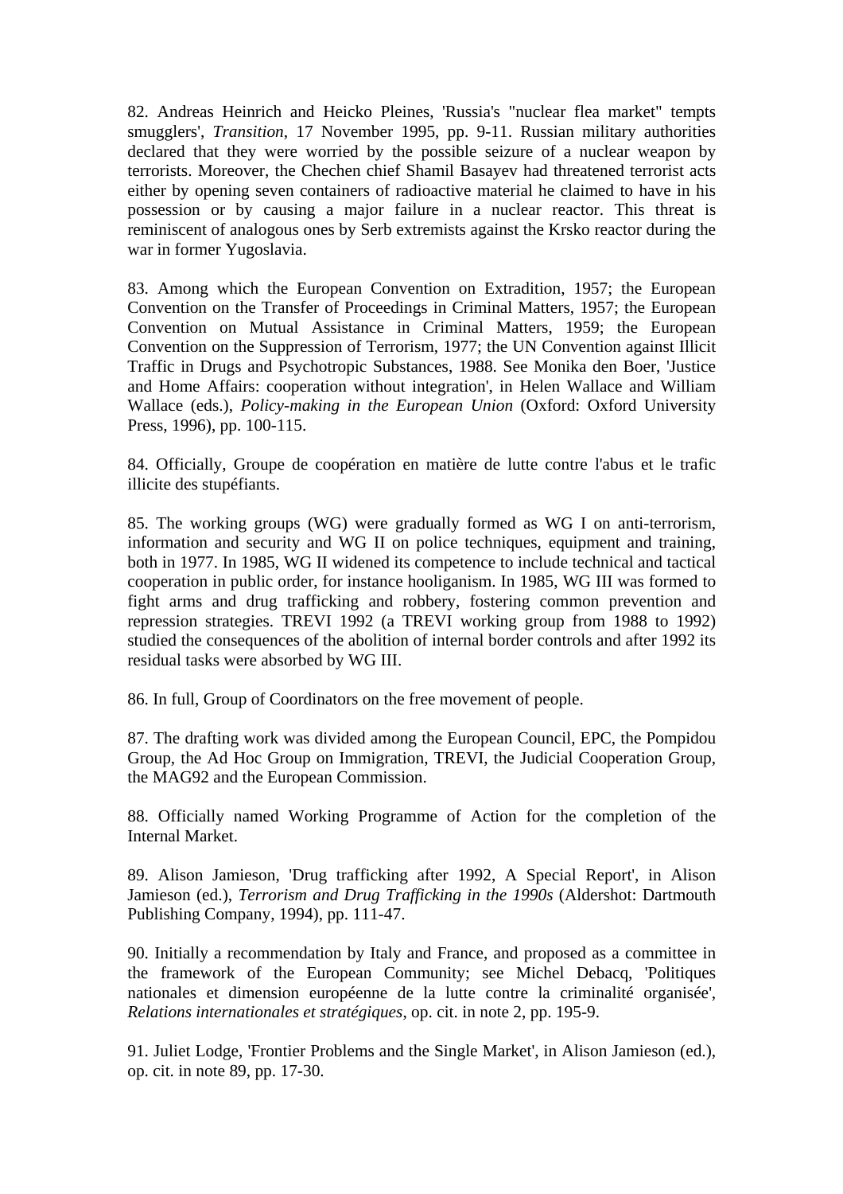82. Andreas Heinrich and Heicko Pleines, 'Russia's "nuclear flea market" tempts smugglers', *Transition*, 17 November 1995, pp. 9-11. Russian military authorities declared that they were worried by the possible seizure of a nuclear weapon by terrorists. Moreover, the Chechen chief Shamil Basayev had threatened terrorist acts either by opening seven containers of radioactive material he claimed to have in his possession or by causing a major failure in a nuclear reactor. This threat is reminiscent of analogous ones by Serb extremists against the Krsko reactor during the war in former Yugoslavia.

83. Among which the European Convention on Extradition, 1957; the European Convention on the Transfer of Proceedings in Criminal Matters, 1957; the European Convention on Mutual Assistance in Criminal Matters, 1959; the European Convention on the Suppression of Terrorism, 1977; the UN Convention against Illicit Traffic in Drugs and Psychotropic Substances, 1988. See Monika den Boer, 'Justice and Home Affairs: cooperation without integration', in Helen Wallace and William Wallace (eds.), *Policy-making in the European Union* (Oxford: Oxford University Press, 1996), pp. 100-115.

84. Officially, Groupe de coopération en matière de lutte contre l'abus et le trafic illicite des stupéfiants.

85. The working groups (WG) were gradually formed as WG I on anti-terrorism, information and security and WG II on police techniques, equipment and training, both in 1977. In 1985, WG II widened its competence to include technical and tactical cooperation in public order, for instance hooliganism. In 1985, WG III was formed to fight arms and drug trafficking and robbery, fostering common prevention and repression strategies. TREVI 1992 (a TREVI working group from 1988 to 1992) studied the consequences of the abolition of internal border controls and after 1992 its residual tasks were absorbed by WG III.

86. In full, Group of Coordinators on the free movement of people.

87. The drafting work was divided among the European Council, EPC, the Pompidou Group, the Ad Hoc Group on Immigration, TREVI, the Judicial Cooperation Group, the MAG92 and the European Commission.

88. Officially named Working Programme of Action for the completion of the Internal Market.

89. Alison Jamieson, 'Drug trafficking after 1992, A Special Report', in Alison Jamieson (ed.), *Terrorism and Drug Trafficking in the 1990s* (Aldershot: Dartmouth Publishing Company, 1994), pp. 111-47.

90. Initially a recommendation by Italy and France, and proposed as a committee in the framework of the European Community; see Michel Debacq, 'Politiques nationales et dimension européenne de la lutte contre la criminalité organisée', *Relations internationales et stratégiques*, op. cit. in note 2, pp. 195-9.

91. Juliet Lodge, 'Frontier Problems and the Single Market', in Alison Jamieson (ed.), op. cit. in note 89, pp. 17-30.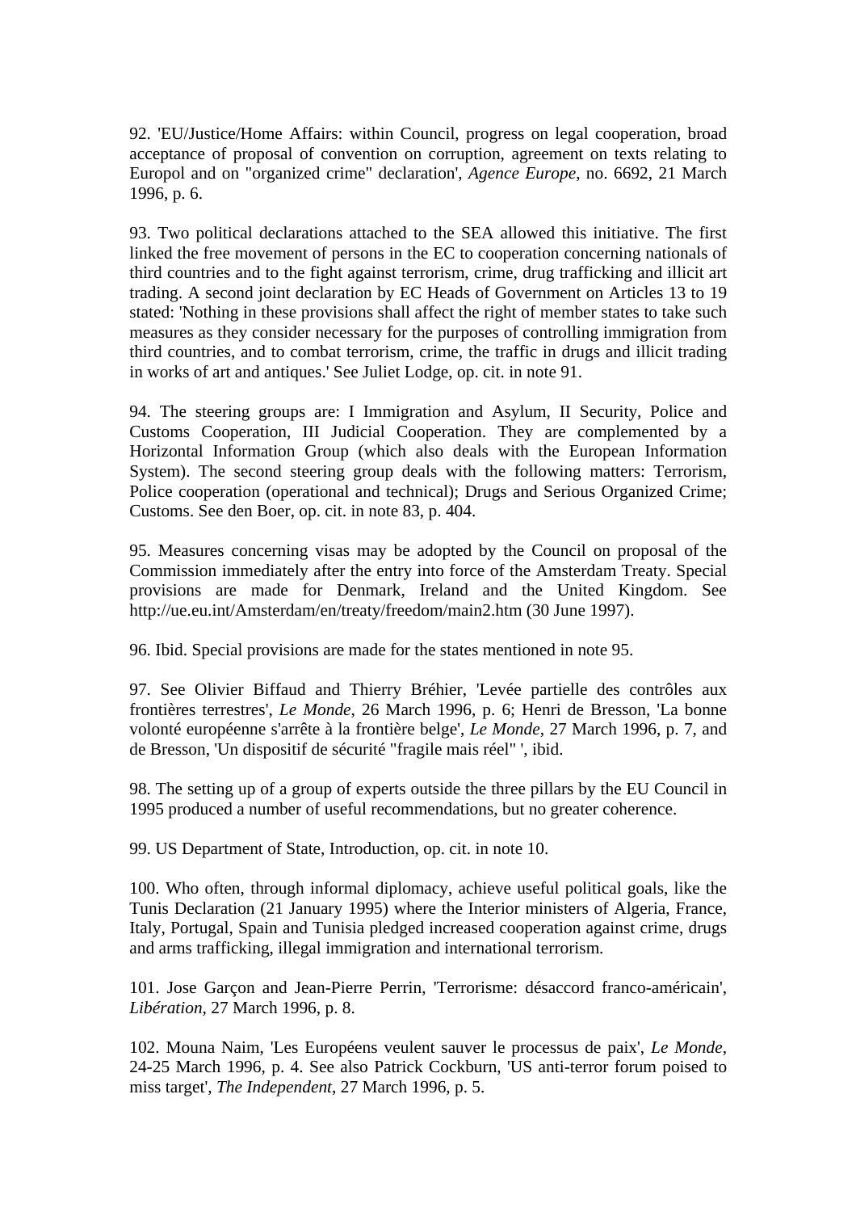92. 'EU/Justice/Home Affairs: within Council, progress on legal cooperation, broad acceptance of proposal of convention on corruption, agreement on texts relating to Europol and on "organized crime" declaration', *Agence Europe*, no. 6692, 21 March 1996, p. 6.

93. Two political declarations attached to the SEA allowed this initiative. The first linked the free movement of persons in the EC to cooperation concerning nationals of third countries and to the fight against terrorism, crime, drug trafficking and illicit art trading. A second joint declaration by EC Heads of Government on Articles 13 to 19 stated: 'Nothing in these provisions shall affect the right of member states to take such measures as they consider necessary for the purposes of controlling immigration from third countries, and to combat terrorism, crime, the traffic in drugs and illicit trading in works of art and antiques.' See Juliet Lodge, op. cit. in note 91.

94. The steering groups are: I Immigration and Asylum, II Security, Police and Customs Cooperation, III Judicial Cooperation. They are complemented by a Horizontal Information Group (which also deals with the European Information System). The second steering group deals with the following matters: Terrorism, Police cooperation (operational and technical); Drugs and Serious Organized Crime; Customs. See den Boer, op. cit. in note 83, p. 404.

95. Measures concerning visas may be adopted by the Council on proposal of the Commission immediately after the entry into force of the Amsterdam Treaty. Special provisions are made for Denmark, Ireland and the United Kingdom. See http://ue.eu.int/Amsterdam/en/treaty/freedom/main2.htm (30 June 1997).

96. Ibid. Special provisions are made for the states mentioned in note 95.

97. See Olivier Biffaud and Thierry Bréhier, 'Levée partielle des contrôles aux frontières terrestres', *Le Monde*, 26 March 1996, p. 6; Henri de Bresson, 'La bonne volonté européenne s'arrête à la frontière belge', *Le Monde*, 27 March 1996, p. 7, and de Bresson, 'Un dispositif de sécurité "fragile mais réel" ', ibid.

98. The setting up of a group of experts outside the three pillars by the EU Council in 1995 produced a number of useful recommendations, but no greater coherence.

99. US Department of State, Introduction, op. cit. in note 10.

100. Who often, through informal diplomacy, achieve useful political goals, like the Tunis Declaration (21 January 1995) where the Interior ministers of Algeria, France, Italy, Portugal, Spain and Tunisia pledged increased cooperation against crime, drugs and arms trafficking, illegal immigration and international terrorism.

101. Jose Garçon and Jean-Pierre Perrin, 'Terrorisme: désaccord franco-américain', *Libération*, 27 March 1996, p. 8.

102. Mouna Naim, 'Les Européens veulent sauver le processus de paix', *Le Monde*, 24-25 March 1996, p. 4. See also Patrick Cockburn, 'US anti-terror forum poised to miss target', *The Independent*, 27 March 1996, p. 5.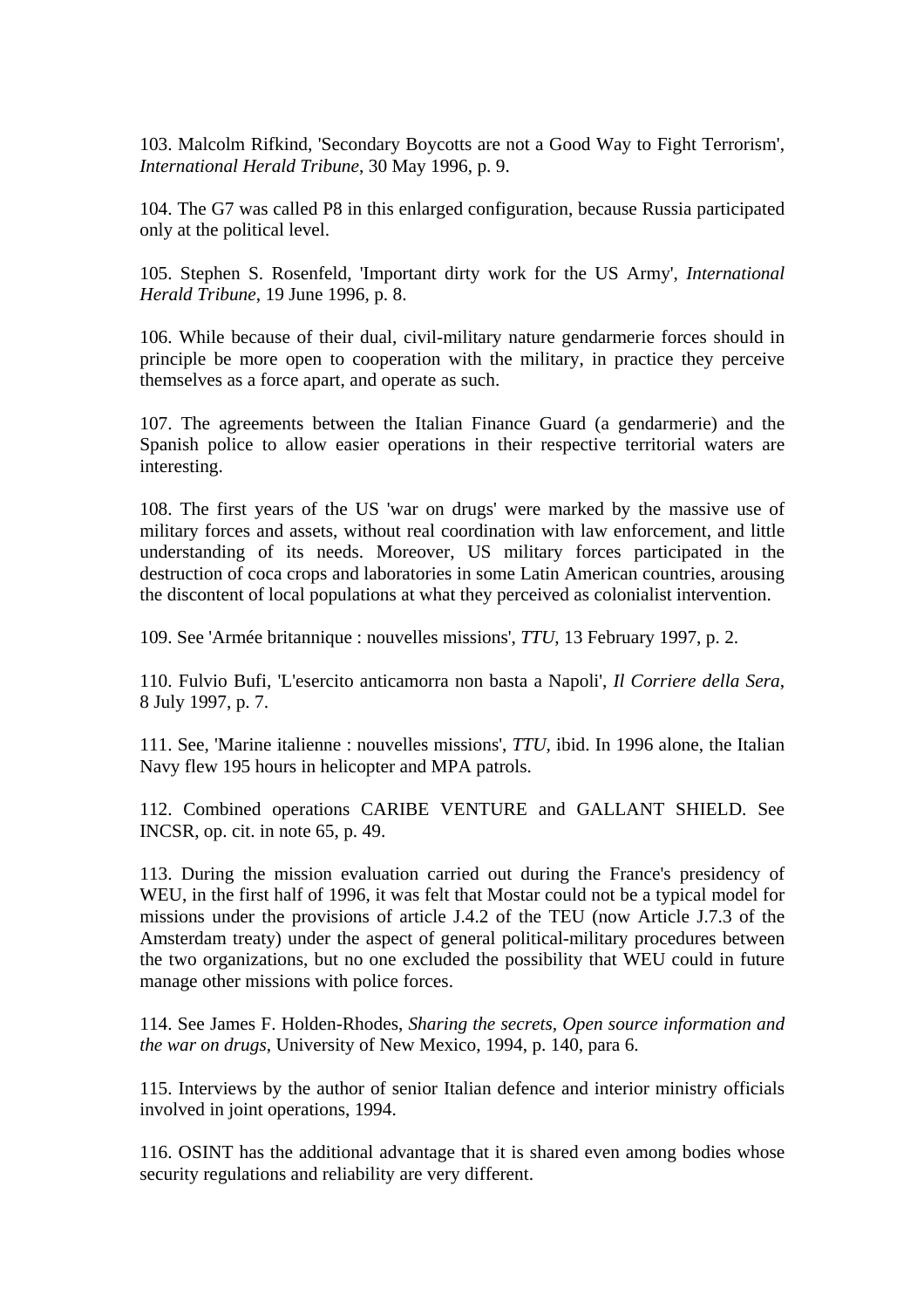103. Malcolm Rifkind, 'Secondary Boycotts are not a Good Way to Fight Terrorism', *International Herald Tribune*, 30 May 1996, p. 9.

104. The G7 was called P8 in this enlarged configuration, because Russia participated only at the political level.

105. Stephen S. Rosenfeld, 'Important dirty work for the US Army', *International Herald Tribune*, 19 June 1996, p. 8.

106. While because of their dual, civil-military nature gendarmerie forces should in principle be more open to cooperation with the military, in practice they perceive themselves as a force apart, and operate as such.

107. The agreements between the Italian Finance Guard (a gendarmerie) and the Spanish police to allow easier operations in their respective territorial waters are interesting.

108. The first years of the US 'war on drugs' were marked by the massive use of military forces and assets, without real coordination with law enforcement, and little understanding of its needs. Moreover, US military forces participated in the destruction of coca crops and laboratories in some Latin American countries, arousing the discontent of local populations at what they perceived as colonialist intervention.

109. See 'Armée britannique : nouvelles missions', *TTU*, 13 February 1997, p. 2.

110. Fulvio Bufi, 'L'esercito anticamorra non basta a Napoli', *Il Corriere della Sera*, 8 July 1997, p. 7.

111. See, 'Marine italienne : nouvelles missions', *TTU*, ibid. In 1996 alone, the Italian Navy flew 195 hours in helicopter and MPA patrols.

112. Combined operations CARIBE VENTURE and GALLANT SHIELD. See INCSR, op. cit. in note 65, p. 49.

113. During the mission evaluation carried out during the France's presidency of WEU, in the first half of 1996, it was felt that Mostar could not be a typical model for missions under the provisions of article J.4.2 of the TEU (now Article J.7.3 of the Amsterdam treaty) under the aspect of general political-military procedures between the two organizations, but no one excluded the possibility that WEU could in future manage other missions with police forces.

114. See James F. Holden-Rhodes, *Sharing the secrets, Open source information and the war on drugs*, University of New Mexico, 1994, p. 140, para 6.

115. Interviews by the author of senior Italian defence and interior ministry officials involved in joint operations, 1994.

116. OSINT has the additional advantage that it is shared even among bodies whose security regulations and reliability are very different.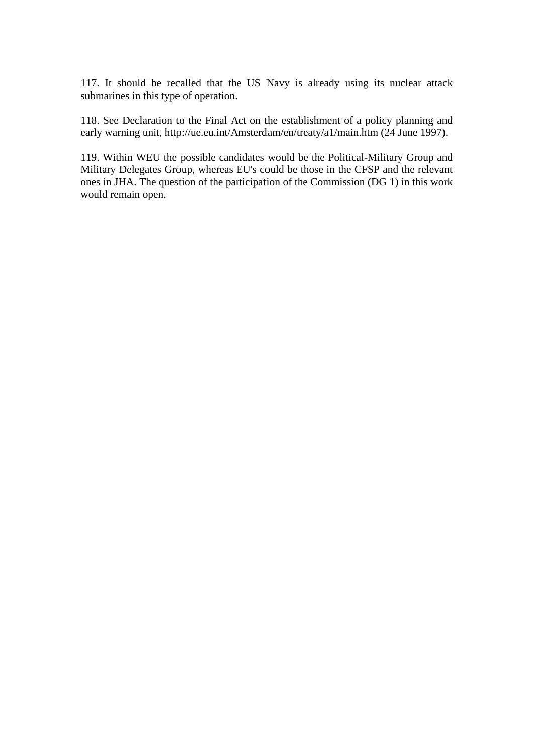117. It should be recalled that the US Navy is already using its nuclear attack submarines in this type of operation.

118. See Declaration to the Final Act on the establishment of a policy planning and early warning unit, http://ue.eu.int/Amsterdam/en/treaty/a1/main.htm (24 June 1997).

119. Within WEU the possible candidates would be the Political-Military Group and Military Delegates Group, whereas EU's could be those in the CFSP and the relevant ones in JHA. The question of the participation of the Commission (DG 1) in this work would remain open.